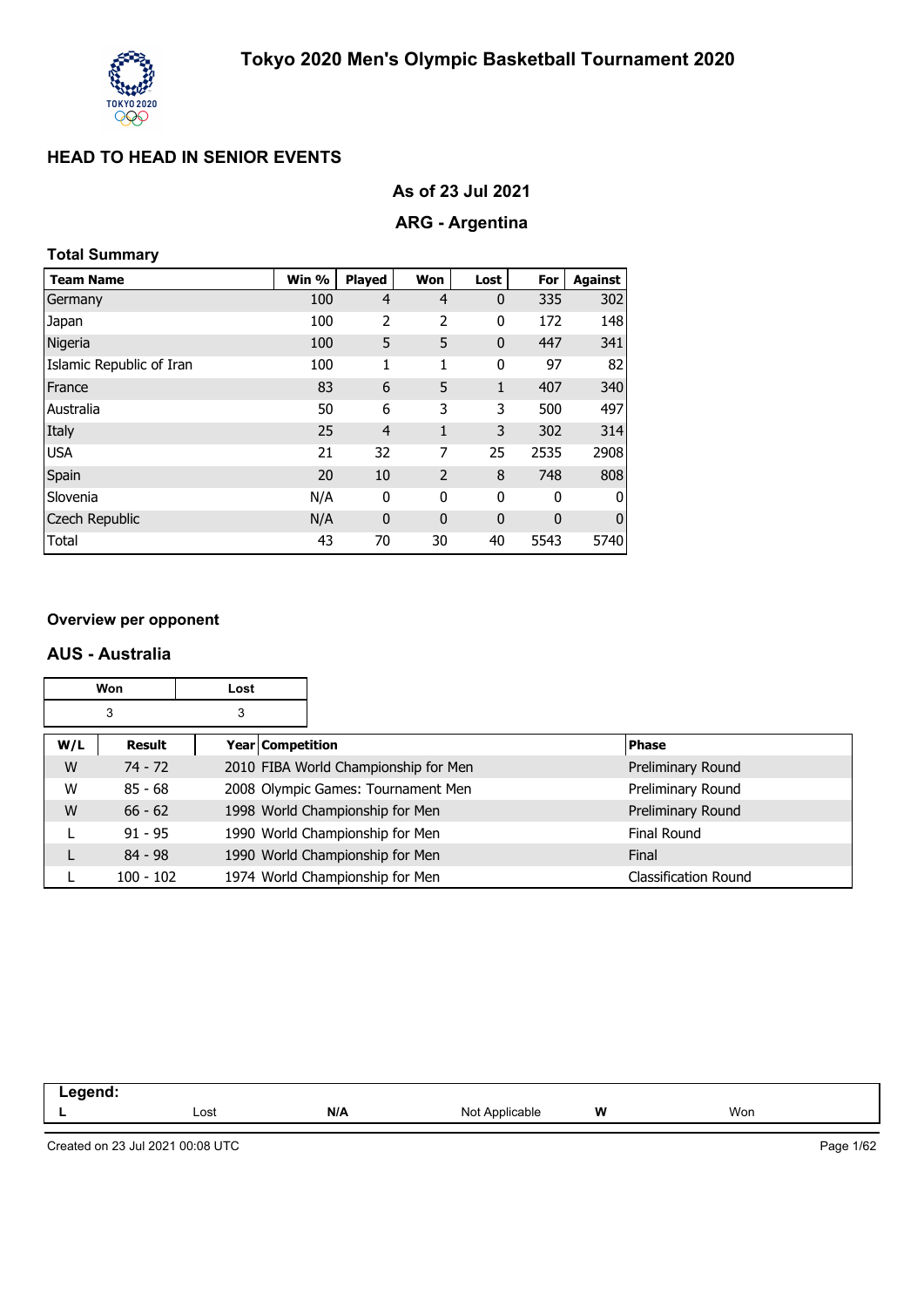# Tokyo 2020 Men's Olympic Basketball Tournament 2020

## HEAD TO HEAD IN SENIOR EVENTS

### As of 23 Jul 2021

### ARG - Argentina

**Total Summary**

| Team Name | Win % | Played | Won | Lost | For | Against |
|---|---|---|---|---|---|---|
| Germany | 100 | 4 | 4 | 0 | 335 | 302 |
| Japan | 100 | 2 | 2 | 0 | 172 | 148 |
| Nigeria | 100 | 5 | 5 | 0 | 447 | 341 |
| Islamic Republic of Iran | 100 | 1 | 1 | 0 | 97 | 82 |
| France | 83 | 6 | 5 | 1 | 407 | 340 |
| Australia | 50 | 6 | 3 | 3 | 500 | 497 |
| Italy | 25 | 4 | 1 | 3 | 302 | 314 |
| USA | 21 | 32 | 7 | 25 | 2535 | 2908 |
| Spain | 20 | 10 | 2 | 8 | 748 | 808 |
| Slovenia | N/A | 0 | 0 | 0 | 0 | 0 |
| Czech Republic | N/A | 0 | 0 | 0 | 0 | 0 |
| Total | 43 | 70 | 30 | 40 | 5543 | 5740 |

**Overview per opponent**

### AUS - Australia

| Won | Lost |
|---|---|
| 3 | 3 |

| W/L | Result | Year | Competition | Phase |
|---|---|---|---|---|
| W | 74 - 72 | 2010 | FIBA World Championship for Men | Preliminary Round |
| W | 85 - 68 | 2008 | Olympic Games: Tournament Men | Preliminary Round |
| W | 66 - 62 | 1998 | World Championship for Men | Preliminary Round |
| L | 91 - 95 | 1990 | World Championship for Men | Final Round |
| L | 84 - 98 | 1990 | World Championship for Men | Final |
| L | 100 - 102 | 1974 | World Championship for Men | Classification Round |

| Legend: | | | | | |
|---|---|---|---|---|---|
| L | Lost | N/A | Not Applicable | W | Won |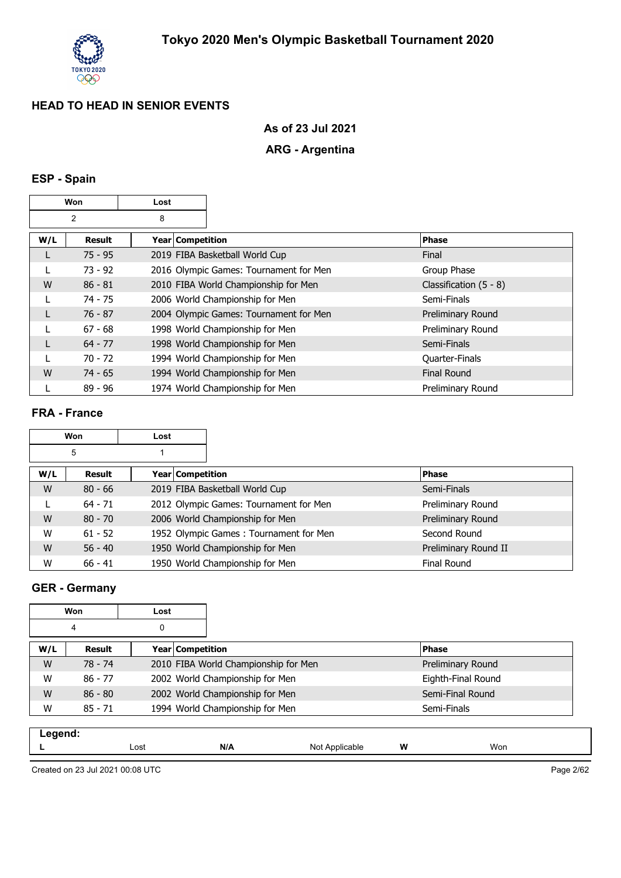# Tokyo 2020 Men's Olympic Basketball Tournament 2020

## HEAD TO HEAD IN SENIOR EVENTS

### As of 23 Jul 2021

### ARG - Argentina

### ESP - Spain

| Won | Lost |
|---|---|
| 2 | 8 |

| W/L | Result | Year | Competition | Phase |
|---|---|---|---|---|
| L | 75 - 95 | 2019 | FIBA Basketball World Cup | Final |
| L | 73 - 92 | 2016 | Olympic Games: Tournament for Men | Group Phase |
| W | 86 - 81 | 2010 | FIBA World Championship for Men | Classification (5 - 8) |
| L | 74 - 75 | 2006 | World Championship for Men | Semi-Finals |
| L | 76 - 87 | 2004 | Olympic Games: Tournament for Men | Preliminary Round |
| L | 67 - 68 | 1998 | World Championship for Men | Preliminary Round |
| L | 64 - 77 | 1998 | World Championship for Men | Semi-Finals |
| L | 70 - 72 | 1994 | World Championship for Men | Quarter-Finals |
| W | 74 - 65 | 1994 | World Championship for Men | Final Round |
| L | 89 - 96 | 1974 | World Championship for Men | Preliminary Round |

### FRA - France

| Won | Lost |
|---|---|
| 5 | 1 |

| W/L | Result | Year | Competition | Phase |
|---|---|---|---|---|
| W | 80 - 66 | 2019 | FIBA Basketball World Cup | Semi-Finals |
| L | 64 - 71 | 2012 | Olympic Games: Tournament for Men | Preliminary Round |
| W | 80 - 70 | 2006 | World Championship for Men | Preliminary Round |
| W | 61 - 52 | 1952 | Olympic Games : Tournament for Men | Second Round |
| W | 56 - 40 | 1950 | World Championship for Men | Preliminary Round II |
| W | 66 - 41 | 1950 | World Championship for Men | Final Round |

### GER - Germany

| Won | Lost |
|---|---|
| 4 | 0 |

| W/L | Result | Year | Competition | Phase |
|---|---|---|---|---|
| W | 78 - 74 | 2010 | FIBA World Championship for Men | Preliminary Round |
| W | 86 - 77 | 2002 | World Championship for Men | Eighth-Final Round |
| W | 86 - 80 | 2002 | World Championship for Men | Semi-Final Round |
| W | 85 - 71 | 1994 | World Championship for Men | Semi-Finals |

**Legend:**

| | | | | | |
|---|---|---|---|---|---|
| **L** | Lost | **N/A** | Not Applicable | **W** | Won |

Created on 23 Jul 2021 00:08 UTC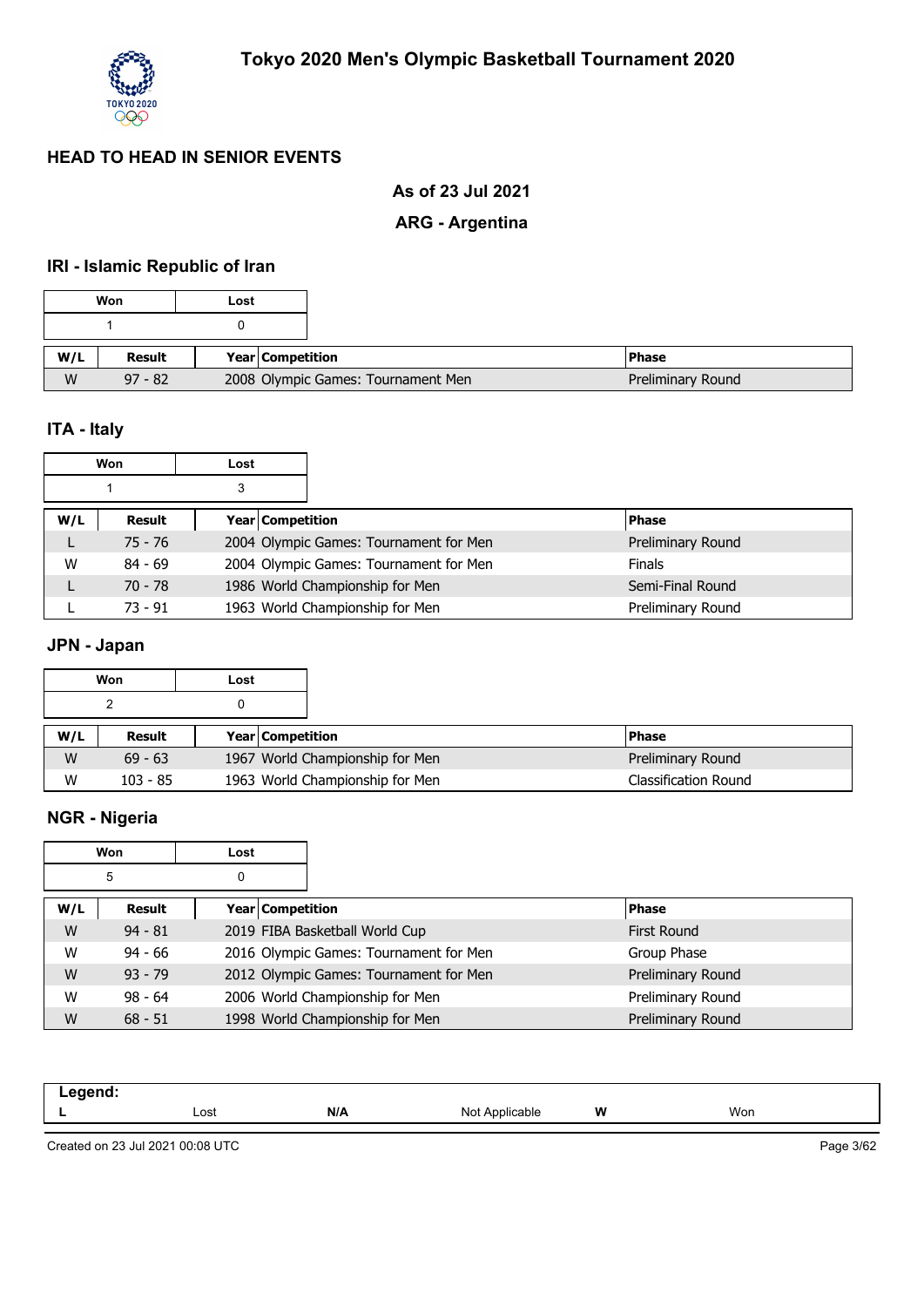# Tokyo 2020 Men's Olympic Basketball Tournament 2020

## HEAD TO HEAD IN SENIOR EVENTS

**As of 23 Jul 2021**

**ARG - Argentina**

### IRI - Islamic Republic of Iran

| Won | Lost |
|---|---|
| 1 | 0 |

| W/L | Result | Year | Competition | Phase |
|---|---|---|---|---|
| W | 97 - 82 | 2008 | Olympic Games: Tournament Men | Preliminary Round |

### ITA - Italy

| Won | Lost |
|---|---|
| 1 | 3 |

| W/L | Result | Year | Competition | Phase |
|---|---|---|---|---|
| L | 75 - 76 | 2004 | Olympic Games: Tournament for Men | Preliminary Round |
| W | 84 - 69 | 2004 | Olympic Games: Tournament for Men | Finals |
| L | 70 - 78 | 1986 | World Championship for Men | Semi-Final Round |
| L | 73 - 91 | 1963 | World Championship for Men | Preliminary Round |

### JPN - Japan

| Won | Lost |
|---|---|
| 2 | 0 |

| W/L | Result | Year | Competition | Phase |
|---|---|---|---|---|
| W | 69 - 63 | 1967 | World Championship for Men | Preliminary Round |
| W | 103 - 85 | 1963 | World Championship for Men | Classification Round |

### NGR - Nigeria

| Won | Lost |
|---|---|
| 5 | 0 |

| W/L | Result | Year | Competition | Phase |
|---|---|---|---|---|
| W | 94 - 81 | 2019 | FIBA Basketball World Cup | First Round |
| W | 94 - 66 | 2016 | Olympic Games: Tournament for Men | Group Phase |
| W | 93 - 79 | 2012 | Olympic Games: Tournament for Men | Preliminary Round |
| W | 98 - 64 | 2006 | World Championship for Men | Preliminary Round |
| W | 68 - 51 | 1998 | World Championship for Men | Preliminary Round |

**Legend:**

| | | | | | |
|---|---|---|---|---|---|
| **L** | Lost | **N/A** | Not Applicable | **W** | Won |

Created on 23 Jul 2021 00:08 UTC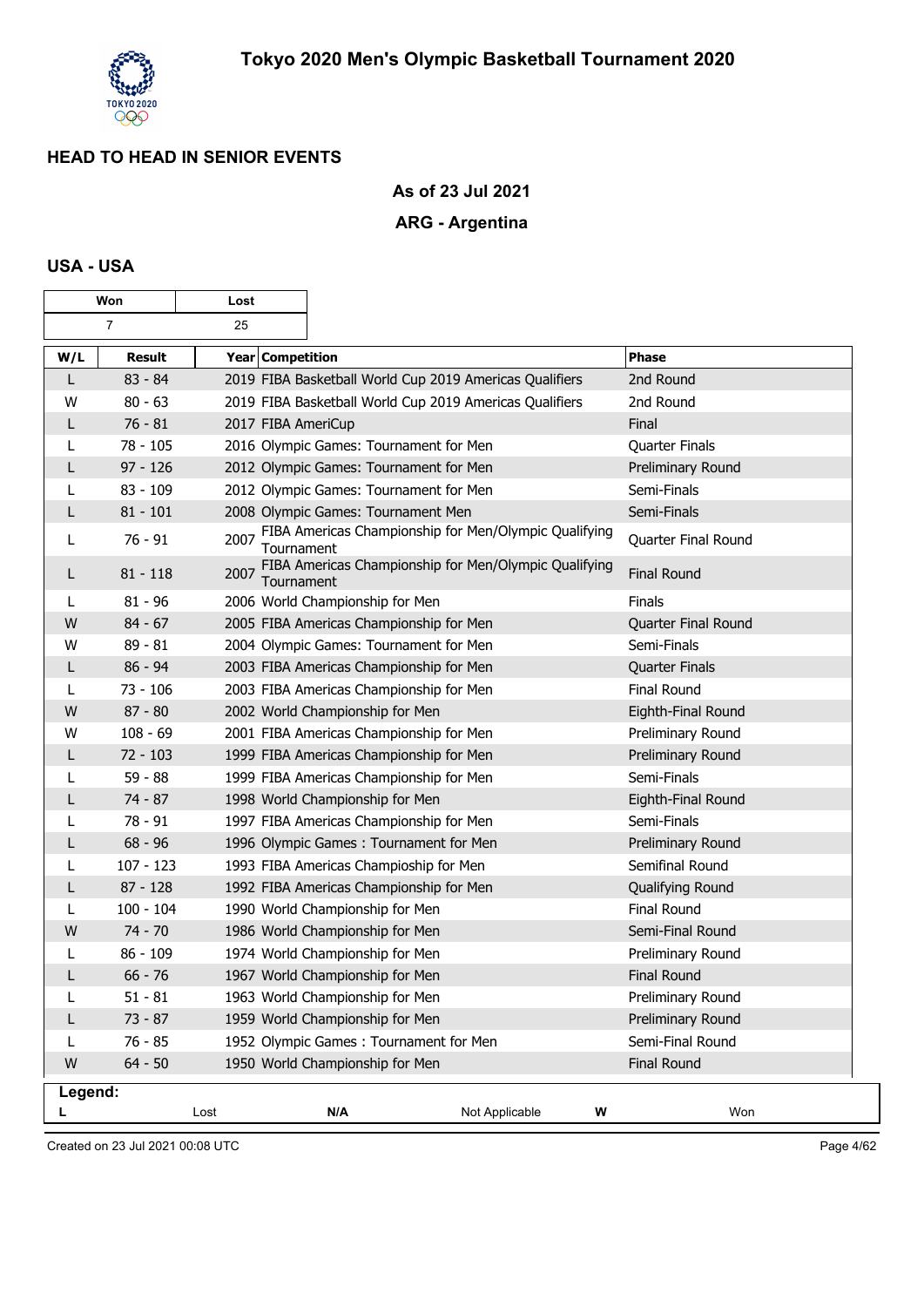# Tokyo 2020 Men's Olympic Basketball Tournament 2020

## HEAD TO HEAD IN SENIOR EVENTS

### As of 23 Jul 2021

### ARG - Argentina

### USA - USA

| Won | Lost |
|---|---|
| 7 | 25 |

| W/L | Result | Year | Competition | Phase |
|---|---|---|---|---|
| L | 83 - 84 | 2019 | FIBA Basketball World Cup 2019 Americas Qualifiers | 2nd Round |
| W | 80 - 63 | 2019 | FIBA Basketball World Cup 2019 Americas Qualifiers | 2nd Round |
| L | 76 - 81 | 2017 | FIBA AmeriCup | Final |
| L | 78 - 105 | 2016 | Olympic Games: Tournament for Men | Quarter Finals |
| L | 97 - 126 | 2012 | Olympic Games: Tournament for Men | Preliminary Round |
| L | 83 - 109 | 2012 | Olympic Games: Tournament for Men | Semi-Finals |
| L | 81 - 101 | 2008 | Olympic Games: Tournament Men | Semi-Finals |
| L | 76 - 91 | 2007 | FIBA Americas Championship for Men/Olympic Qualifying Tournament | Quarter Final Round |
| L | 81 - 118 | 2007 | FIBA Americas Championship for Men/Olympic Qualifying Tournament | Final Round |
| L | 81 - 96 | 2006 | World Championship for Men | Finals |
| W | 84 - 67 | 2005 | FIBA Americas Championship for Men | Quarter Final Round |
| W | 89 - 81 | 2004 | Olympic Games: Tournament for Men | Semi-Finals |
| L | 86 - 94 | 2003 | FIBA Americas Championship for Men | Quarter Finals |
| L | 73 - 106 | 2003 | FIBA Americas Championship for Men | Final Round |
| W | 87 - 80 | 2002 | World Championship for Men | Eighth-Final Round |
| W | 108 - 69 | 2001 | FIBA Americas Championship for Men | Preliminary Round |
| L | 72 - 103 | 1999 | FIBA Americas Championship for Men | Preliminary Round |
| L | 59 - 88 | 1999 | FIBA Americas Championship for Men | Semi-Finals |
| L | 74 - 87 | 1998 | World Championship for Men | Eighth-Final Round |
| L | 78 - 91 | 1997 | FIBA Americas Championship for Men | Semi-Finals |
| L | 68 - 96 | 1996 | Olympic Games : Tournament for Men | Preliminary Round |
| L | 107 - 123 | 1993 | FIBA Americas Champioship for Men | Semifinal Round |
| L | 87 - 128 | 1992 | FIBA Americas Championship for Men | Qualifying Round |
| L | 100 - 104 | 1990 | World Championship for Men | Final Round |
| W | 74 - 70 | 1986 | World Championship for Men | Semi-Final Round |
| L | 86 - 109 | 1974 | World Championship for Men | Preliminary Round |
| L | 66 - 76 | 1967 | World Championship for Men | Final Round |
| L | 51 - 81 | 1963 | World Championship for Men | Preliminary Round |
| L | 73 - 87 | 1959 | World Championship for Men | Preliminary Round |
| L | 76 - 85 | 1952 | Olympic Games : Tournament for Men | Semi-Final Round |
| W | 64 - 50 | 1950 | World Championship for Men | Final Round |

**Legend:**

| | | | | | |
|---|---|---|---|---|---|
| **L** | Lost | **N/A** | Not Applicable | **W** | Won |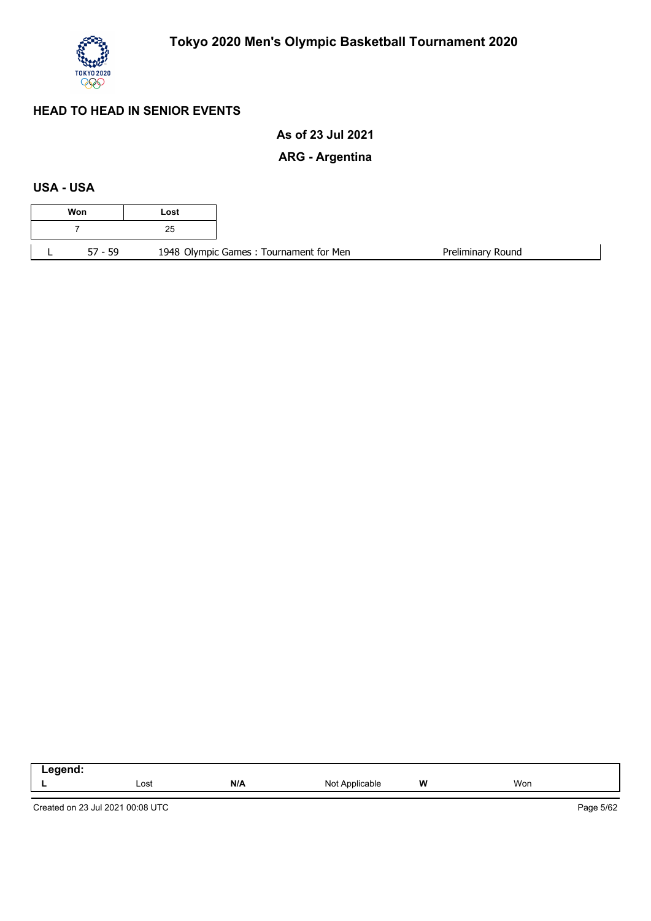## HEAD TO HEAD IN SENIOR EVENTS

**As of 23 Jul 2021**

**ARG - Argentina**

### USA - USA

| Won | Lost |
|---|---|
| 7 | 25 |

| | | | |
|---|---|---|---|
| L | 57 - 59 | 1948 Olympic Games : Tournament for Men | Preliminary Round |

| Legend: | | | | | |
|---|---|---|---|---|---|
| **L** | Lost | **N/A** | Not Applicable | **W** | Won |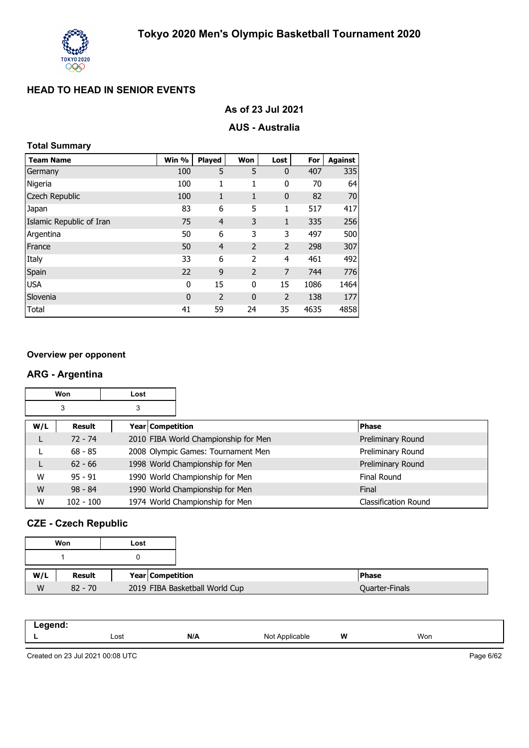# Tokyo 2020 Men's Olympic Basketball Tournament 2020

## HEAD TO HEAD IN SENIOR EVENTS

### As of 23 Jul 2021

### AUS - Australia

**Total Summary**

| Team Name | Win % | Played | Won | Lost | For | Against |
|---|---|---|---|---|---|---|
| Germany | 100 | 5 | 5 | 0 | 407 | 335 |
| Nigeria | 100 | 1 | 1 | 0 | 70 | 64 |
| Czech Republic | 100 | 1 | 1 | 0 | 82 | 70 |
| Japan | 83 | 6 | 5 | 1 | 517 | 417 |
| Islamic Republic of Iran | 75 | 4 | 3 | 1 | 335 | 256 |
| Argentina | 50 | 6 | 3 | 3 | 497 | 500 |
| France | 50 | 4 | 2 | 2 | 298 | 307 |
| Italy | 33 | 6 | 2 | 4 | 461 | 492 |
| Spain | 22 | 9 | 2 | 7 | 744 | 776 |
| USA | 0 | 15 | 0 | 15 | 1086 | 1464 |
| Slovenia | 0 | 2 | 0 | 2 | 138 | 177 |
| Total | 41 | 59 | 24 | 35 | 4635 | 4858 |

**Overview per opponent**

### ARG - Argentina

| Won | Lost |
|---|---|
| 3 | 3 |

| W/L | Result | Year | Competition | Phase |
|---|---|---|---|---|
| L | 72 - 74 | 2010 | FIBA World Championship for Men | Preliminary Round |
| L | 68 - 85 | 2008 | Olympic Games: Tournament Men | Preliminary Round |
| L | 62 - 66 | 1998 | World Championship for Men | Preliminary Round |
| W | 95 - 91 | 1990 | World Championship for Men | Final Round |
| W | 98 - 84 | 1990 | World Championship for Men | Final |
| W | 102 - 100 | 1974 | World Championship for Men | Classification Round |

### CZE - Czech Republic

| Won | Lost |
|---|---|
| 1 | 0 |

| W/L | Result | Year | Competition | Phase |
|---|---|---|---|---|
| W | 82 - 70 | 2019 | FIBA Basketball World Cup | Quarter-Finals |

| Legend: | | | | | |
|---|---|---|---|---|---|
| L | Lost | N/A | Not Applicable | W | Won |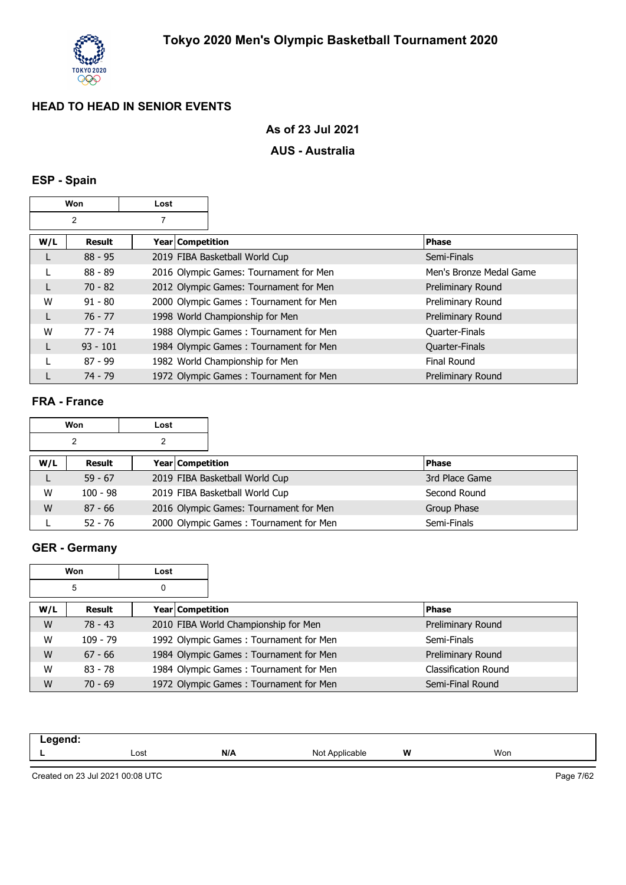# Tokyo 2020 Men's Olympic Basketball Tournament 2020

## HEAD TO HEAD IN SENIOR EVENTS

**As of 23 Jul 2021**

**AUS - Australia**

### ESP - Spain

| Won | Lost |
|---|---|
| 2 | 7 |

| W/L | Result | Year Competition | Phase |
|---|---|---|---|
| L | 88 - 95 | 2019 FIBA Basketball World Cup | Semi-Finals |
| L | 88 - 89 | 2016 Olympic Games: Tournament for Men | Men's Bronze Medal Game |
| L | 70 - 82 | 2012 Olympic Games: Tournament for Men | Preliminary Round |
| W | 91 - 80 | 2000 Olympic Games : Tournament for Men | Preliminary Round |
| L | 76 - 77 | 1998 World Championship for Men | Preliminary Round |
| W | 77 - 74 | 1988 Olympic Games : Tournament for Men | Quarter-Finals |
| L | 93 - 101 | 1984 Olympic Games : Tournament for Men | Quarter-Finals |
| L | 87 - 99 | 1982 World Championship for Men | Final Round |
| L | 74 - 79 | 1972 Olympic Games : Tournament for Men | Preliminary Round |

### FRA - France

| Won | Lost |
|---|---|
| 2 | 2 |

| W/L | Result | Year Competition | Phase |
|---|---|---|---|
| L | 59 - 67 | 2019 FIBA Basketball World Cup | 3rd Place Game |
| W | 100 - 98 | 2019 FIBA Basketball World Cup | Second Round |
| W | 87 - 66 | 2016 Olympic Games: Tournament for Men | Group Phase |
| L | 52 - 76 | 2000 Olympic Games : Tournament for Men | Semi-Finals |

### GER - Germany

| Won | Lost |
|---|---|
| 5 | 0 |

| W/L | Result | Year Competition | Phase |
|---|---|---|---|
| W | 78 - 43 | 2010 FIBA World Championship for Men | Preliminary Round |
| W | 109 - 79 | 1992 Olympic Games : Tournament for Men | Semi-Finals |
| W | 67 - 66 | 1984 Olympic Games : Tournament for Men | Preliminary Round |
| W | 83 - 78 | 1984 Olympic Games : Tournament for Men | Classification Round |
| W | 70 - 69 | 1972 Olympic Games : Tournament for Men | Semi-Final Round |

**Legend:**

| | | | | | |
|---|---|---|---|---|---|
| **L** | Lost | **N/A** | Not Applicable | **W** | Won |

Created on 23 Jul 2021 00:08 UTC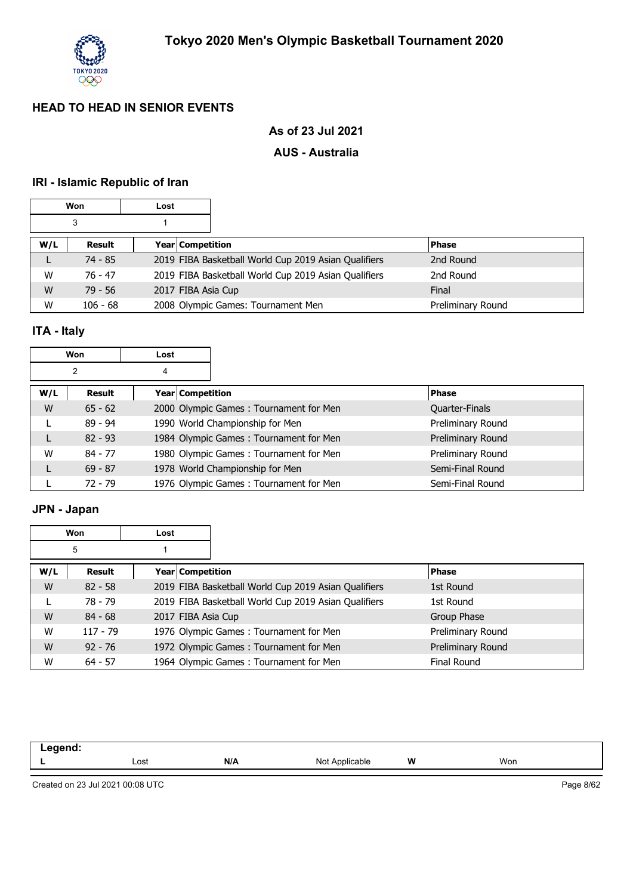# Tokyo 2020 Men's Olympic Basketball Tournament 2020

## HEAD TO HEAD IN SENIOR EVENTS

### As of 23 Jul 2021

### AUS - Australia

### IRI - Islamic Republic of Iran

| Won | Lost |
|---|---|
| 3 | 1 |

| W/L | Result | Year | Competition | Phase |
|---|---|---|---|---|
| L | 74 - 85 | 2019 | FIBA Basketball World Cup 2019 Asian Qualifiers | 2nd Round |
| W | 76 - 47 | 2019 | FIBA Basketball World Cup 2019 Asian Qualifiers | 2nd Round |
| W | 79 - 56 | 2017 | FIBA Asia Cup | Final |
| W | 106 - 68 | 2008 | Olympic Games: Tournament Men | Preliminary Round |

### ITA - Italy

| Won | Lost |
|---|---|
| 2 | 4 |

| W/L | Result | Year | Competition | Phase |
|---|---|---|---|---|
| W | 65 - 62 | 2000 | Olympic Games : Tournament for Men | Quarter-Finals |
| L | 89 - 94 | 1990 | World Championship for Men | Preliminary Round |
| L | 82 - 93 | 1984 | Olympic Games : Tournament for Men | Preliminary Round |
| W | 84 - 77 | 1980 | Olympic Games : Tournament for Men | Preliminary Round |
| L | 69 - 87 | 1978 | World Championship for Men | Semi-Final Round |
| L | 72 - 79 | 1976 | Olympic Games : Tournament for Men | Semi-Final Round |

### JPN - Japan

| Won | Lost |
|---|---|
| 5 | 1 |

| W/L | Result | Year | Competition | Phase |
|---|---|---|---|---|
| W | 82 - 58 | 2019 | FIBA Basketball World Cup 2019 Asian Qualifiers | 1st Round |
| L | 78 - 79 | 2019 | FIBA Basketball World Cup 2019 Asian Qualifiers | 1st Round |
| W | 84 - 68 | 2017 | FIBA Asia Cup | Group Phase |
| W | 117 - 79 | 1976 | Olympic Games : Tournament for Men | Preliminary Round |
| W | 92 - 76 | 1972 | Olympic Games : Tournament for Men | Preliminary Round |
| W | 64 - 57 | 1964 | Olympic Games : Tournament for Men | Final Round |

**Legend:**

| L | Lost | N/A | Not Applicable | W | Won |
|---|---|---|---|---|---|

Created on 23 Jul 2021 00:08 UTC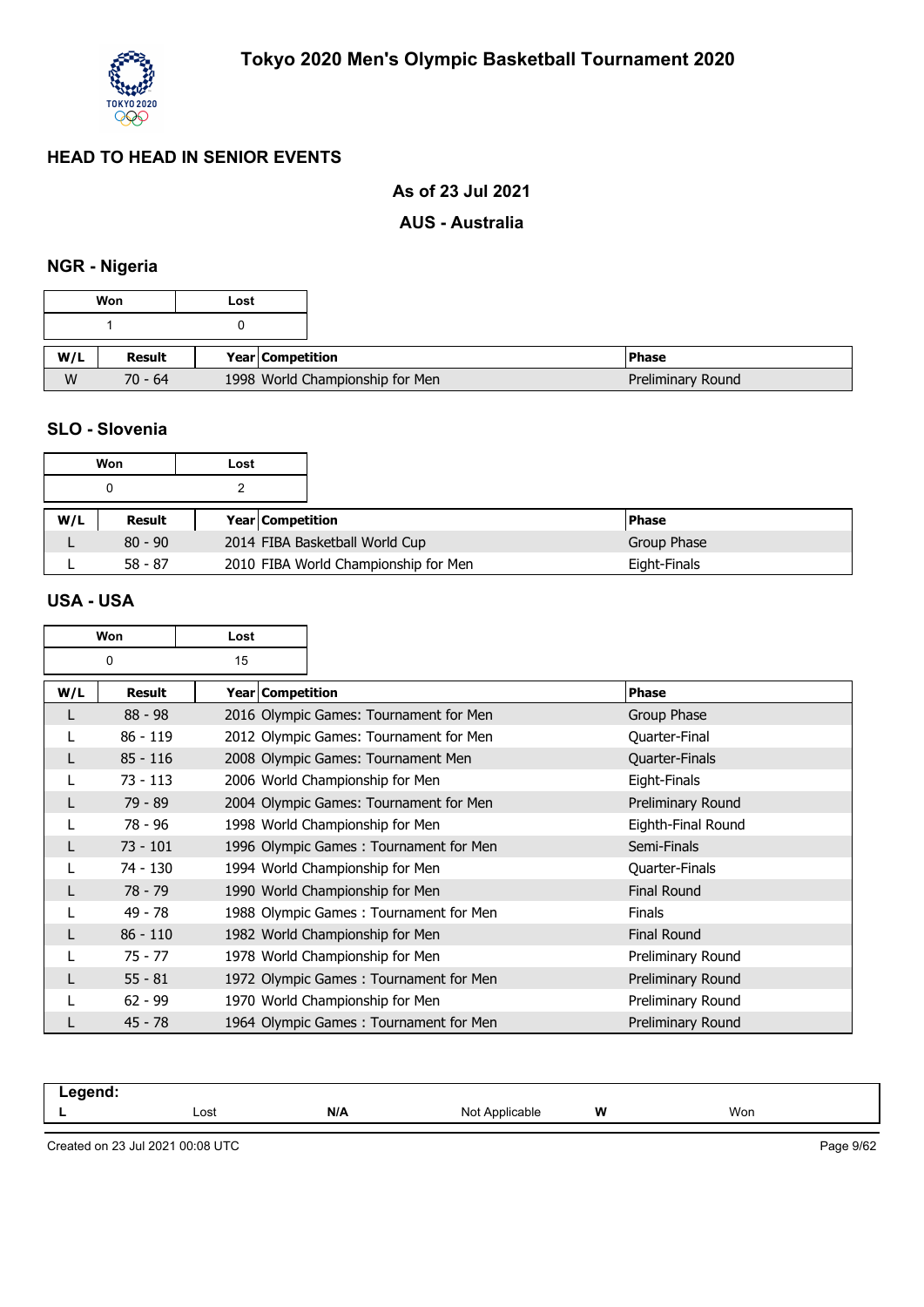# Tokyo 2020 Men's Olympic Basketball Tournament 2020

## HEAD TO HEAD IN SENIOR EVENTS

### As of 23 Jul 2021

### AUS - Australia

### NGR - Nigeria

| Won | Lost |
|---|---|
| 1 | 0 |

| W/L | Result | Year | Competition | Phase |
|---|---|---|---|---|
| W | 70 - 64 | 1998 | World Championship for Men | Preliminary Round |

### SLO - Slovenia

| Won | Lost |
|---|---|
| 0 | 2 |

| W/L | Result | Year | Competition | Phase |
|---|---|---|---|---|
| L | 80 - 90 | 2014 | FIBA Basketball World Cup | Group Phase |
| L | 58 - 87 | 2010 | FIBA World Championship for Men | Eight-Finals |

### USA - USA

| Won | Lost |
|---|---|
| 0 | 15 |

| W/L | Result | Year | Competition | Phase |
|---|---|---|---|---|
| L | 88 - 98 | 2016 | Olympic Games: Tournament for Men | Group Phase |
| L | 86 - 119 | 2012 | Olympic Games: Tournament for Men | Quarter-Final |
| L | 85 - 116 | 2008 | Olympic Games: Tournament Men | Quarter-Finals |
| L | 73 - 113 | 2006 | World Championship for Men | Eight-Finals |
| L | 79 - 89 | 2004 | Olympic Games: Tournament for Men | Preliminary Round |
| L | 78 - 96 | 1998 | World Championship for Men | Eighth-Final Round |
| L | 73 - 101 | 1996 | Olympic Games : Tournament for Men | Semi-Finals |
| L | 74 - 130 | 1994 | World Championship for Men | Quarter-Finals |
| L | 78 - 79 | 1990 | World Championship for Men | Final Round |
| L | 49 - 78 | 1988 | Olympic Games : Tournament for Men | Finals |
| L | 86 - 110 | 1982 | World Championship for Men | Final Round |
| L | 75 - 77 | 1978 | World Championship for Men | Preliminary Round |
| L | 55 - 81 | 1972 | Olympic Games : Tournament for Men | Preliminary Round |
| L | 62 - 99 | 1970 | World Championship for Men | Preliminary Round |
| L | 45 - 78 | 1964 | Olympic Games : Tournament for Men | Preliminary Round |

**Legend:**

| L | Lost | N/A | Not Applicable | W | Won |
|---|---|---|---|---|---|

Created on 23 Jul 2021 00:08 UTC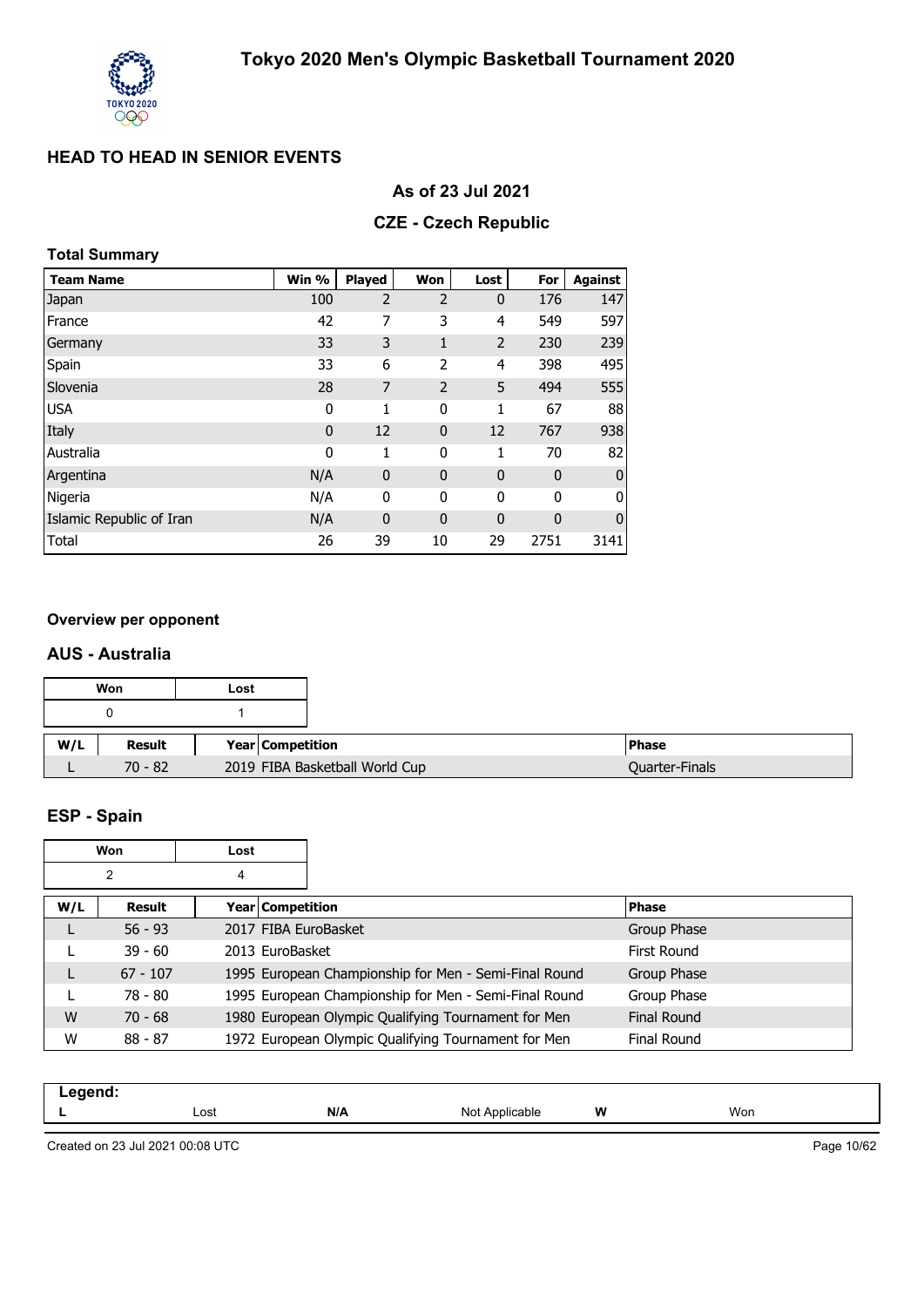# Tokyo 2020 Men's Olympic Basketball Tournament 2020

## HEAD TO HEAD IN SENIOR EVENTS

### As of 23 Jul 2021

### CZE - Czech Republic

**Total Summary**

| Team Name | Win % | Played | Won | Lost | For | Against |
|---|---|---|---|---|---|---|
| Japan | 100 | 2 | 2 | 0 | 176 | 147 |
| France | 42 | 7 | 3 | 4 | 549 | 597 |
| Germany | 33 | 3 | 1 | 2 | 230 | 239 |
| Spain | 33 | 6 | 2 | 4 | 398 | 495 |
| Slovenia | 28 | 7 | 2 | 5 | 494 | 555 |
| USA | 0 | 1 | 0 | 1 | 67 | 88 |
| Italy | 0 | 12 | 0 | 12 | 767 | 938 |
| Australia | 0 | 1 | 0 | 1 | 70 | 82 |
| Argentina | N/A | 0 | 0 | 0 | 0 | 0 |
| Nigeria | N/A | 0 | 0 | 0 | 0 | 0 |
| Islamic Republic of Iran | N/A | 0 | 0 | 0 | 0 | 0 |
| Total | 26 | 39 | 10 | 29 | 2751 | 3141 |

**Overview per opponent**

### AUS - Australia

| Won | Lost |
|---|---|
| 0 | 1 |

| W/L | Result | Year | Competition | Phase |
|---|---|---|---|---|
| L | 70 - 82 | 2019 | FIBA Basketball World Cup | Quarter-Finals |

### ESP - Spain

| Won | Lost |
|---|---|
| 2 | 4 |

| W/L | Result | Year | Competition | Phase |
|---|---|---|---|---|
| L | 56 - 93 | 2017 | FIBA EuroBasket | Group Phase |
| L | 39 - 60 | 2013 | EuroBasket | First Round |
| L | 67 - 107 | 1995 | European Championship for Men - Semi-Final Round | Group Phase |
| L | 78 - 80 | 1995 | European Championship for Men - Semi-Final Round | Group Phase |
| W | 70 - 68 | 1980 | European Olympic Qualifying Tournament for Men | Final Round |
| W | 88 - 87 | 1972 | European Olympic Qualifying Tournament for Men | Final Round |

**Legend:**

| | | | | | |
|---|---|---|---|---|---|
| **L** | Lost | **N/A** | Not Applicable | **W** | Won |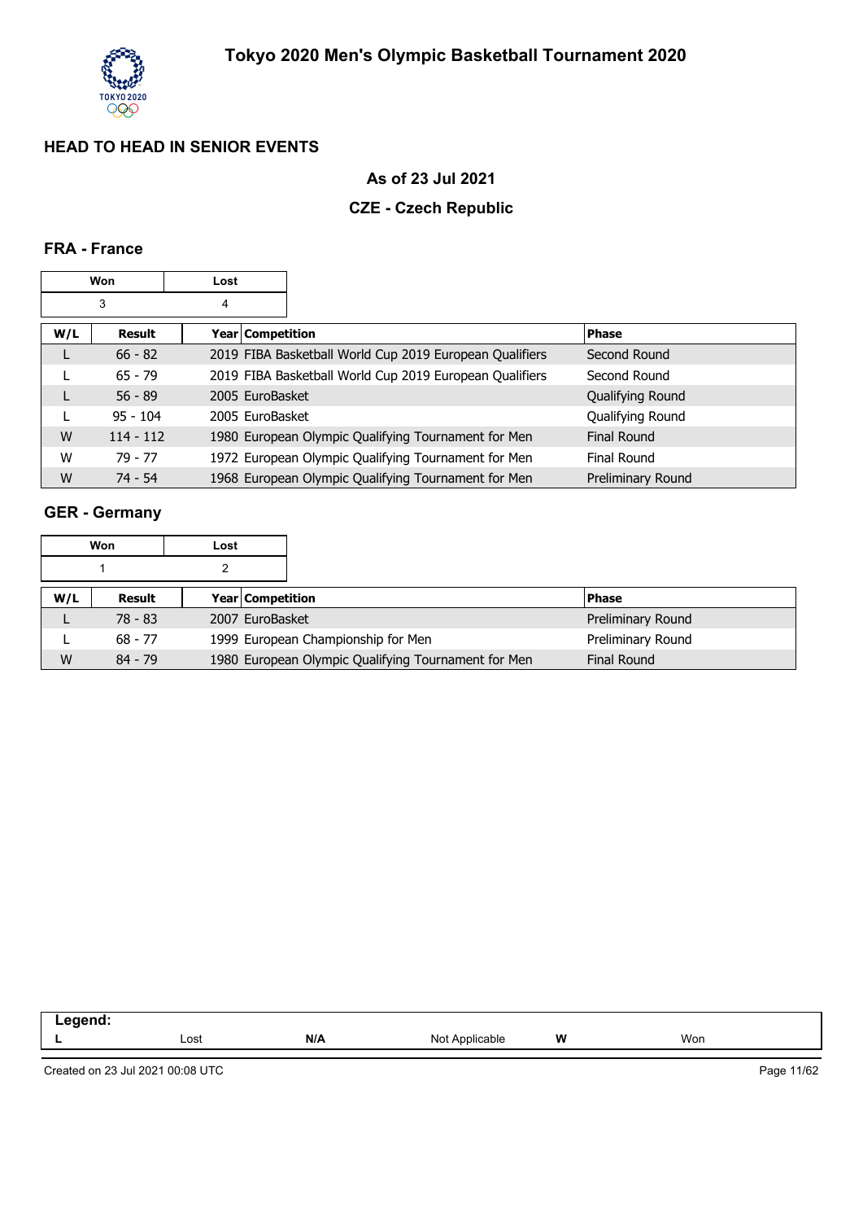# Tokyo 2020 Men's Olympic Basketball Tournament 2020

## HEAD TO HEAD IN SENIOR EVENTS

### As of 23 Jul 2021

### CZE - Czech Republic

### FRA - France

| Won | Lost |
|---|---|
| 3 | 4 |

| W/L | Result | Year | Competition | Phase |
|---|---|---|---|---|
| L | 66 - 82 | 2019 | FIBA Basketball World Cup 2019 European Qualifiers | Second Round |
| L | 65 - 79 | 2019 | FIBA Basketball World Cup 2019 European Qualifiers | Second Round |
| L | 56 - 89 | 2005 | EuroBasket | Qualifying Round |
| L | 95 - 104 | 2005 | EuroBasket | Qualifying Round |
| W | 114 - 112 | 1980 | European Olympic Qualifying Tournament for Men | Final Round |
| W | 79 - 77 | 1972 | European Olympic Qualifying Tournament for Men | Final Round |
| W | 74 - 54 | 1968 | European Olympic Qualifying Tournament for Men | Preliminary Round |

### GER - Germany

| Won | Lost |
|---|---|
| 1 | 2 |

| W/L | Result | Year | Competition | Phase |
|---|---|---|---|---|
| L | 78 - 83 | 2007 | EuroBasket | Preliminary Round |
| L | 68 - 77 | 1999 | European Championship for Men | Preliminary Round |
| W | 84 - 79 | 1980 | European Olympic Qualifying Tournament for Men | Final Round |

| Legend: | | | | | |
|---|---|---|---|---|---|
| L | Lost | N/A | Not Applicable | W | Won |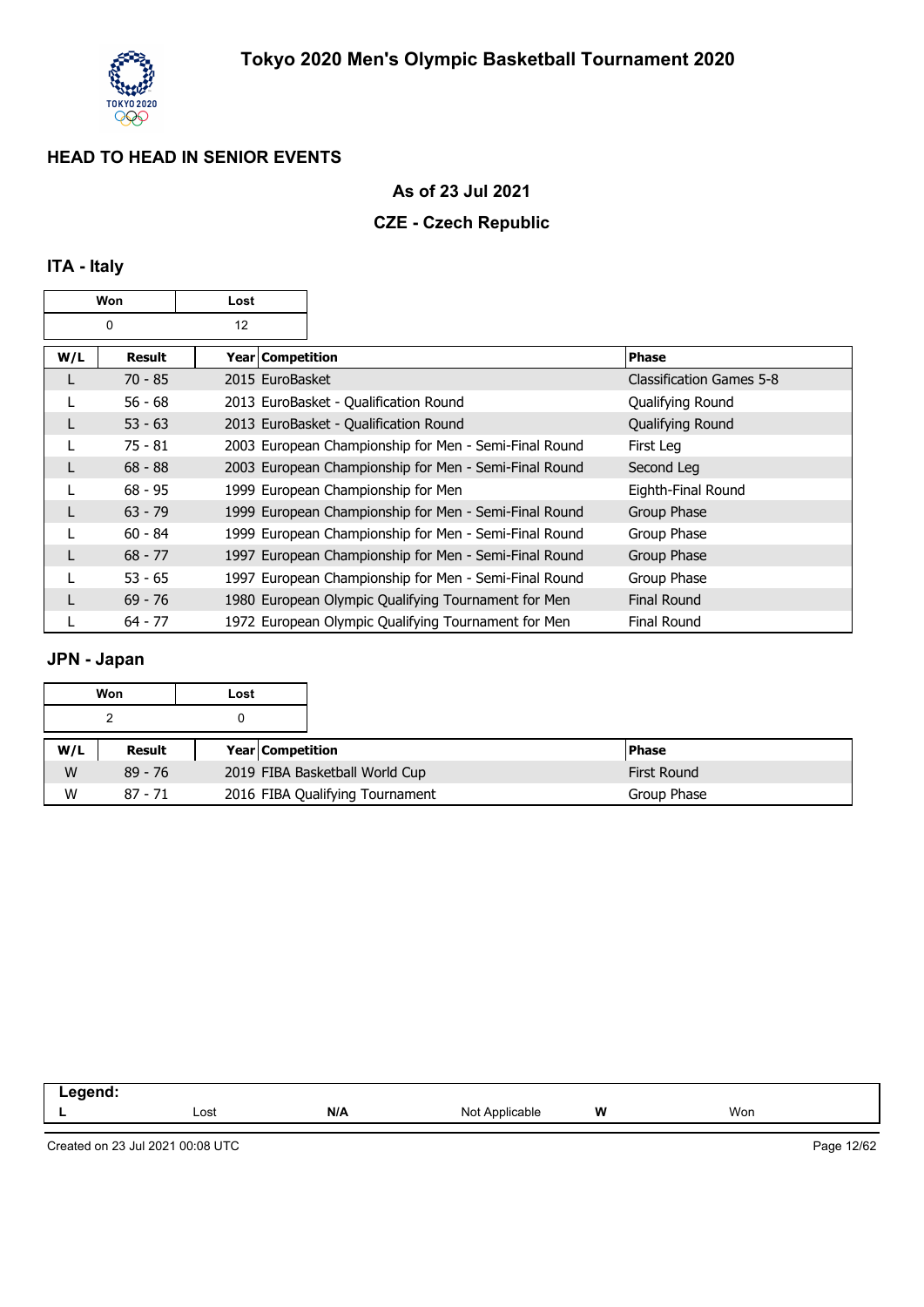# Tokyo 2020 Men's Olympic Basketball Tournament 2020

## HEAD TO HEAD IN SENIOR EVENTS

### As of 23 Jul 2021

### CZE - Czech Republic

### ITA - Italy

| Won | Lost |
|---|---|
| 0 | 12 |

| W/L | Result | Year | Competition | Phase |
|---|---|---|---|---|
| L | 70 - 85 | 2015 | EuroBasket | Classification Games 5-8 |
| L | 56 - 68 | 2013 | EuroBasket - Qualification Round | Qualifying Round |
| L | 53 - 63 | 2013 | EuroBasket - Qualification Round | Qualifying Round |
| L | 75 - 81 | 2003 | European Championship for Men - Semi-Final Round | First Leg |
| L | 68 - 88 | 2003 | European Championship for Men - Semi-Final Round | Second Leg |
| L | 68 - 95 | 1999 | European Championship for Men | Eighth-Final Round |
| L | 63 - 79 | 1999 | European Championship for Men - Semi-Final Round | Group Phase |
| L | 60 - 84 | 1999 | European Championship for Men - Semi-Final Round | Group Phase |
| L | 68 - 77 | 1997 | European Championship for Men - Semi-Final Round | Group Phase |
| L | 53 - 65 | 1997 | European Championship for Men - Semi-Final Round | Group Phase |
| L | 69 - 76 | 1980 | European Olympic Qualifying Tournament for Men | Final Round |
| L | 64 - 77 | 1972 | European Olympic Qualifying Tournament for Men | Final Round |

### JPN - Japan

| Won | Lost |
|---|---|
| 2 | 0 |

| W/L | Result | Year | Competition | Phase |
|---|---|---|---|---|
| W | 89 - 76 | 2019 | FIBA Basketball World Cup | First Round |
| W | 87 - 71 | 2016 | FIBA Qualifying Tournament | Group Phase |

**Legend:**

| L | Lost | N/A | Not Applicable | W | Won |
|---|---|---|---|---|---|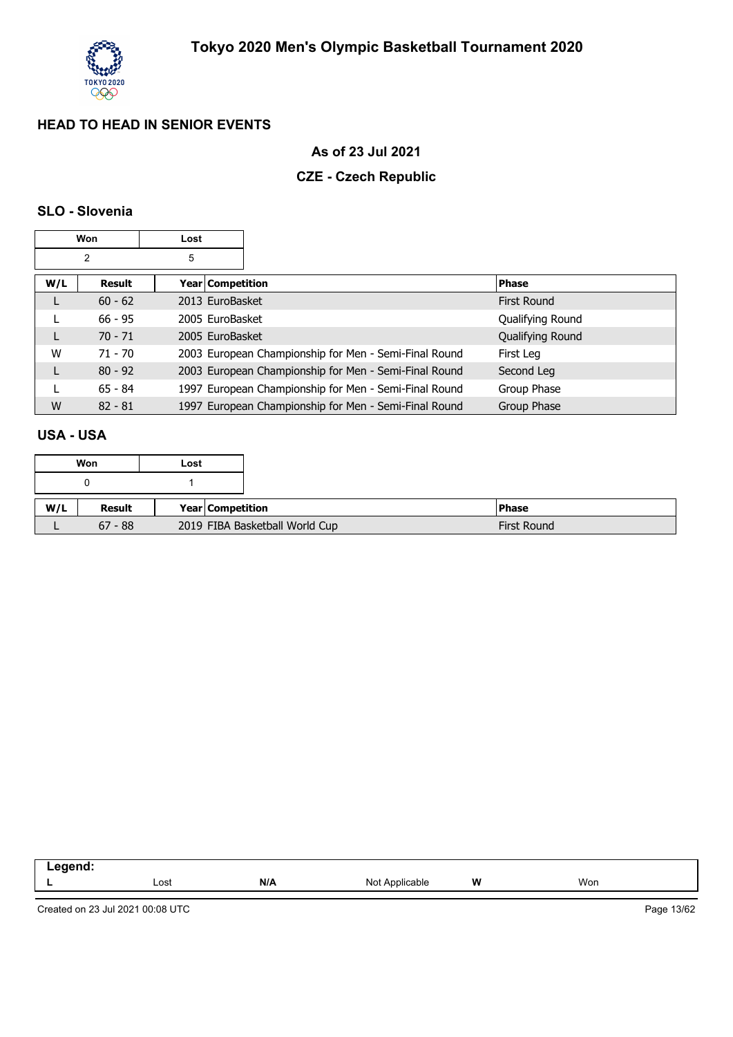## Tokyo 2020 Men's Olympic Basketball Tournament 2020

### HEAD TO HEAD IN SENIOR EVENTS

### As of 23 Jul 2021

### CZE - Czech Republic

#### SLO - Slovenia

| Won | Lost |
|---|---|
| 2 | 5 |

| W/L | Result | Year | Competition | Phase |
|---|---|---|---|---|
| L | 60 - 62 | 2013 | EuroBasket | First Round |
| L | 66 - 95 | 2005 | EuroBasket | Qualifying Round |
| L | 70 - 71 | 2005 | EuroBasket | Qualifying Round |
| W | 71 - 70 | 2003 | European Championship for Men - Semi-Final Round | First Leg |
| L | 80 - 92 | 2003 | European Championship for Men - Semi-Final Round | Second Leg |
| L | 65 - 84 | 1997 | European Championship for Men - Semi-Final Round | Group Phase |
| W | 82 - 81 | 1997 | European Championship for Men - Semi-Final Round | Group Phase |

#### USA - USA

| Won | Lost |
|---|---|
| 0 | 1 |

| W/L | Result | Year | Competition | Phase |
|---|---|---|---|---|
| L | 67 - 88 | 2019 | FIBA Basketball World Cup | First Round |

| Legend: | | | | | |
|---|---|---|---|---|---|
| L | Lost | N/A | Not Applicable | W | Won |

Created on 23 Jul 2021 00:08 UTC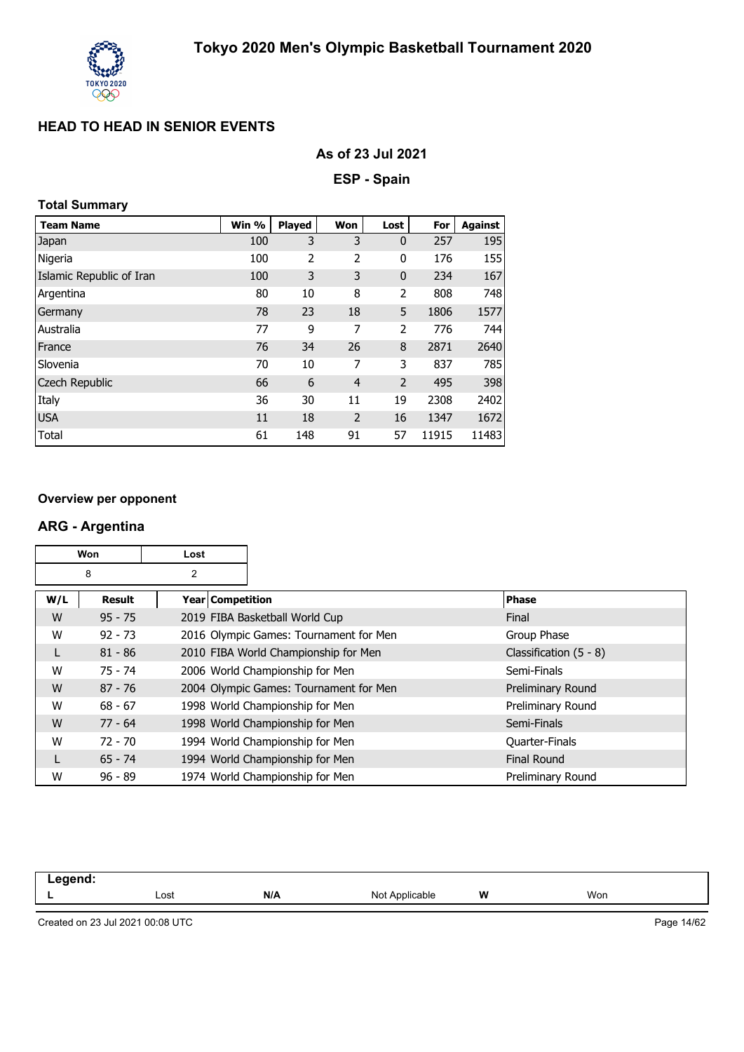# Tokyo 2020 Men's Olympic Basketball Tournament 2020

## HEAD TO HEAD IN SENIOR EVENTS

**As of 23 Jul 2021**

**ESP - Spain**

### Total Summary

| Team Name | Win % | Played | Won | Lost | For | Against |
|---|---|---|---|---|---|---|
| Japan | 100 | 3 | 3 | 0 | 257 | 195 |
| Nigeria | 100 | 2 | 2 | 0 | 176 | 155 |
| Islamic Republic of Iran | 100 | 3 | 3 | 0 | 234 | 167 |
| Argentina | 80 | 10 | 8 | 2 | 808 | 748 |
| Germany | 78 | 23 | 18 | 5 | 1806 | 1577 |
| Australia | 77 | 9 | 7 | 2 | 776 | 744 |
| France | 76 | 34 | 26 | 8 | 2871 | 2640 |
| Slovenia | 70 | 10 | 7 | 3 | 837 | 785 |
| Czech Republic | 66 | 6 | 4 | 2 | 495 | 398 |
| Italy | 36 | 30 | 11 | 19 | 2308 | 2402 |
| USA | 11 | 18 | 2 | 16 | 1347 | 1672 |
| Total | 61 | 148 | 91 | 57 | 11915 | 11483 |

### Overview per opponent

## ARG - Argentina

| Won | Lost |
|---|---|
| 8 | 2 |

| W/L | Result | Year | Competition | Phase |
|---|---|---|---|---|
| W | 95 - 75 | 2019 | FIBA Basketball World Cup | Final |
| W | 92 - 73 | 2016 | Olympic Games: Tournament for Men | Group Phase |
| L | 81 - 86 | 2010 | FIBA World Championship for Men | Classification (5 - 8) |
| W | 75 - 74 | 2006 | World Championship for Men | Semi-Finals |
| W | 87 - 76 | 2004 | Olympic Games: Tournament for Men | Preliminary Round |
| W | 68 - 67 | 1998 | World Championship for Men | Preliminary Round |
| W | 77 - 64 | 1998 | World Championship for Men | Semi-Finals |
| W | 72 - 70 | 1994 | World Championship for Men | Quarter-Finals |
| L | 65 - 74 | 1994 | World Championship for Men | Final Round |
| W | 96 - 89 | 1974 | World Championship for Men | Preliminary Round |

**Legend:**

| L | Lost | N/A | Not Applicable | W | Won |
|---|---|---|---|---|---|

Created on 23 Jul 2021 00:08 UTC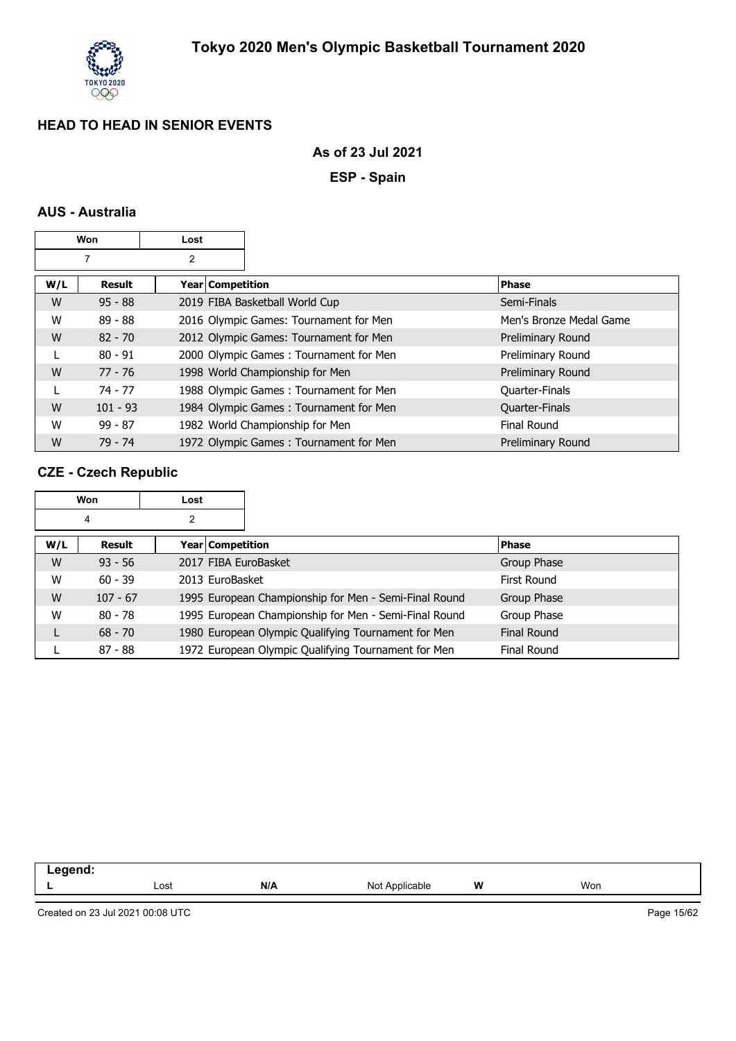# Tokyo 2020 Men's Olympic Basketball Tournament 2020

## HEAD TO HEAD IN SENIOR EVENTS

**As of 23 Jul 2021**

**ESP - Spain**

### AUS - Australia

| Won | Lost |
|---|---|
| 7 | 2 |

| W/L | Result | Year | Competition | Phase |
|---|---|---|---|---|
| W | 95 - 88 | 2019 | FIBA Basketball World Cup | Semi-Finals |
| W | 89 - 88 | 2016 | Olympic Games: Tournament for Men | Men's Bronze Medal Game |
| W | 82 - 70 | 2012 | Olympic Games: Tournament for Men | Preliminary Round |
| L | 80 - 91 | 2000 | Olympic Games : Tournament for Men | Preliminary Round |
| W | 77 - 76 | 1998 | World Championship for Men | Preliminary Round |
| L | 74 - 77 | 1988 | Olympic Games : Tournament for Men | Quarter-Finals |
| W | 101 - 93 | 1984 | Olympic Games : Tournament for Men | Quarter-Finals |
| W | 99 - 87 | 1982 | World Championship for Men | Final Round |
| W | 79 - 74 | 1972 | Olympic Games : Tournament for Men | Preliminary Round |

### CZE - Czech Republic

| Won | Lost |
|---|---|
| 4 | 2 |

| W/L | Result | Year | Competition | Phase |
|---|---|---|---|---|
| W | 93 - 56 | 2017 | FIBA EuroBasket | Group Phase |
| W | 60 - 39 | 2013 | EuroBasket | First Round |
| W | 107 - 67 | 1995 | European Championship for Men - Semi-Final Round | Group Phase |
| W | 80 - 78 | 1995 | European Championship for Men - Semi-Final Round | Group Phase |
| L | 68 - 70 | 1980 | European Olympic Qualifying Tournament for Men | Final Round |
| L | 87 - 88 | 1972 | European Olympic Qualifying Tournament for Men | Final Round |

| Legend: | | | | | |
|---|---|---|---|---|---|
| L | Lost | N/A | Not Applicable | W | Won |

Created on 23 Jul 2021 00:08 UTC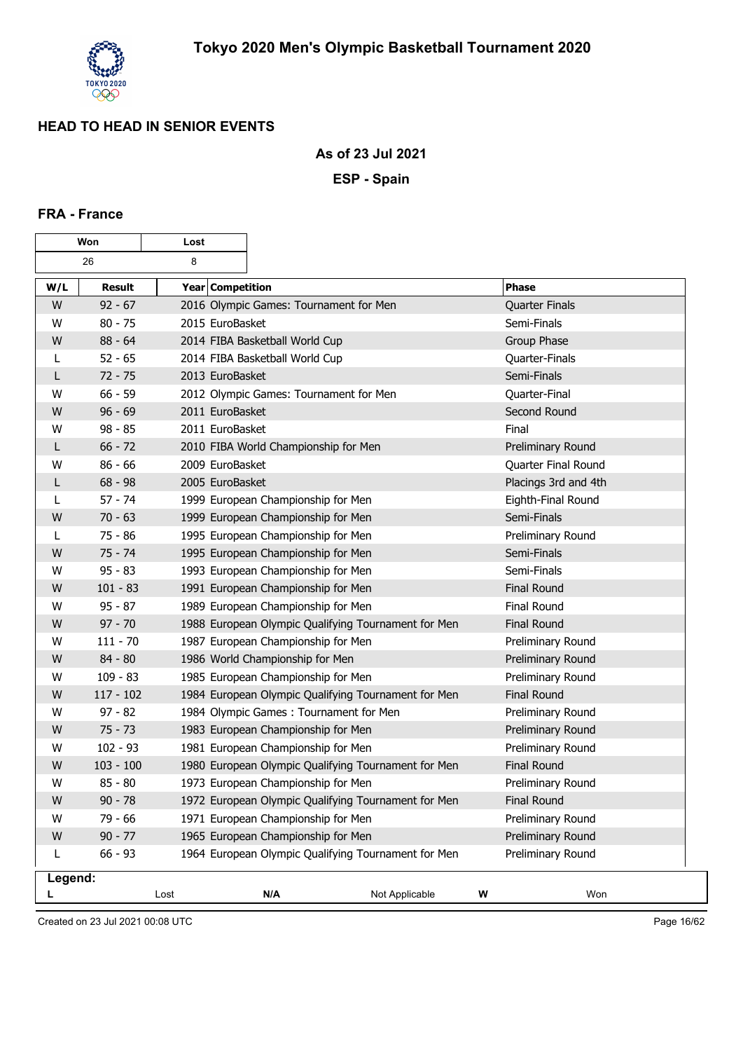# Tokyo 2020 Men's Olympic Basketball Tournament 2020

## HEAD TO HEAD IN SENIOR EVENTS

### As of 23 Jul 2021

### ESP - Spain

### FRA - France

| Won | Lost |
| --- | --- |
| 26 | 8 |

| W/L | Result | Year | Competition | Phase |
| --- | --- | --- | --- | --- |
| W | 92 - 67 | 2016 | Olympic Games: Tournament for Men | Quarter Finals |
| W | 80 - 75 | 2015 | EuroBasket | Semi-Finals |
| W | 88 - 64 | 2014 | FIBA Basketball World Cup | Group Phase |
| L | 52 - 65 | 2014 | FIBA Basketball World Cup | Quarter-Finals |
| L | 72 - 75 | 2013 | EuroBasket | Semi-Finals |
| W | 66 - 59 | 2012 | Olympic Games: Tournament for Men | Quarter-Final |
| W | 96 - 69 | 2011 | EuroBasket | Second Round |
| W | 98 - 85 | 2011 | EuroBasket | Final |
| L | 66 - 72 | 2010 | FIBA World Championship for Men | Preliminary Round |
| W | 86 - 66 | 2009 | EuroBasket | Quarter Final Round |
| L | 68 - 98 | 2005 | EuroBasket | Placings 3rd and 4th |
| L | 57 - 74 | 1999 | European Championship for Men | Eighth-Final Round |
| W | 70 - 63 | 1999 | European Championship for Men | Semi-Finals |
| L | 75 - 86 | 1995 | European Championship for Men | Preliminary Round |
| W | 75 - 74 | 1995 | European Championship for Men | Semi-Finals |
| W | 95 - 83 | 1993 | European Championship for Men | Semi-Finals |
| W | 101 - 83 | 1991 | European Championship for Men | Final Round |
| W | 95 - 87 | 1989 | European Championship for Men | Final Round |
| W | 97 - 70 | 1988 | European Olympic Qualifying Tournament for Men | Final Round |
| W | 111 - 70 | 1987 | European Championship for Men | Preliminary Round |
| W | 84 - 80 | 1986 | World Championship for Men | Preliminary Round |
| W | 109 - 83 | 1985 | European Championship for Men | Preliminary Round |
| W | 117 - 102 | 1984 | European Olympic Qualifying Tournament for Men | Final Round |
| W | 97 - 82 | 1984 | Olympic Games : Tournament for Men | Preliminary Round |
| W | 75 - 73 | 1983 | European Championship for Men | Preliminary Round |
| W | 102 - 93 | 1981 | European Championship for Men | Preliminary Round |
| W | 103 - 100 | 1980 | European Olympic Qualifying Tournament for Men | Final Round |
| W | 85 - 80 | 1973 | European Championship for Men | Preliminary Round |
| W | 90 - 78 | 1972 | European Olympic Qualifying Tournament for Men | Final Round |
| W | 79 - 66 | 1971 | European Championship for Men | Preliminary Round |
| W | 90 - 77 | 1965 | European Championship for Men | Preliminary Round |
| L | 66 - 93 | 1964 | European Olympic Qualifying Tournament for Men | Preliminary Round |

**Legend:**

| | | | | | |
| --- | --- | --- | --- | --- | --- |
| **L** | Lost | **N/A** | Not Applicable | **W** | Won |

Created on 23 Jul 2021 00:08 UTC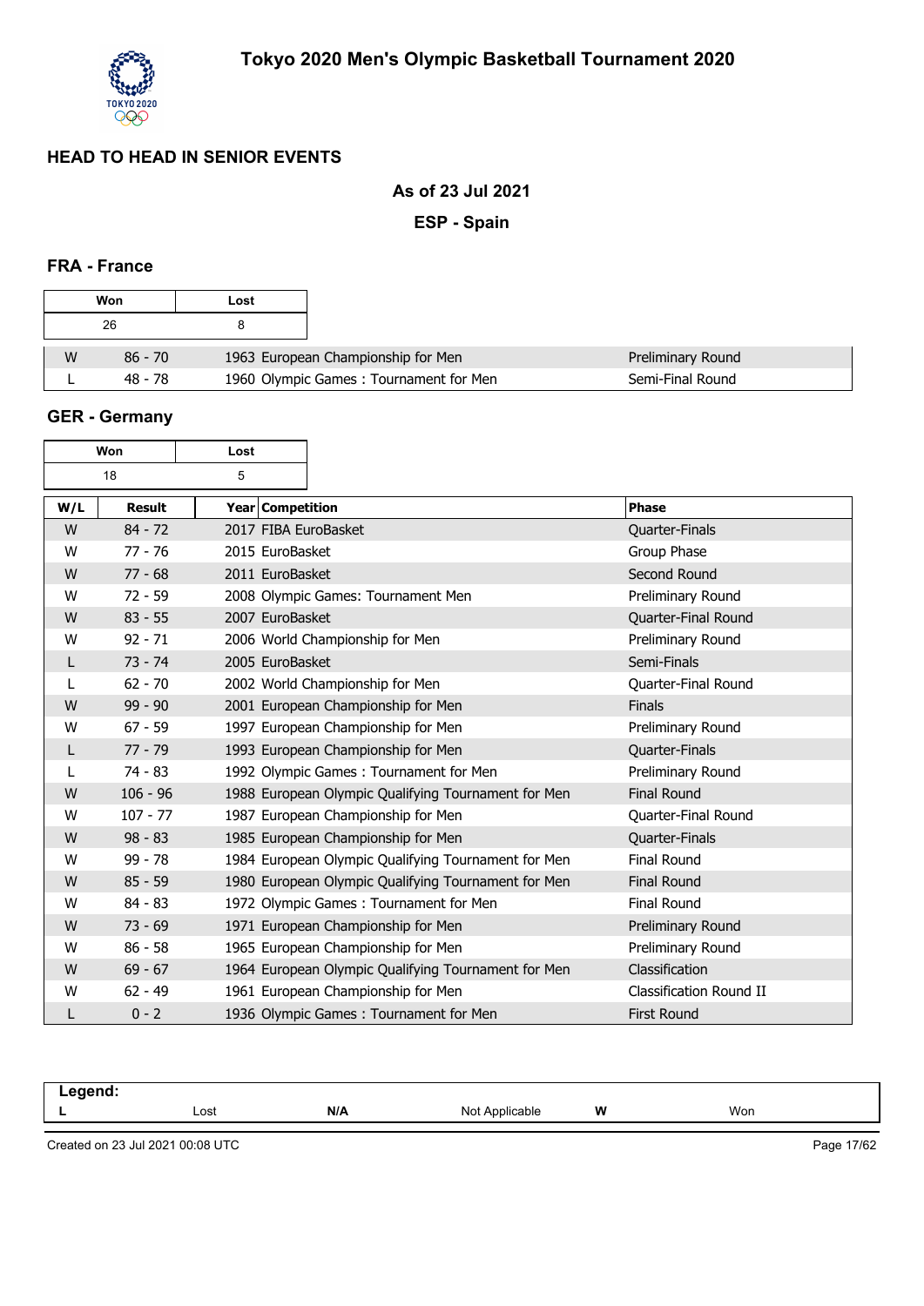# Tokyo 2020 Men's Olympic Basketball Tournament 2020

## HEAD TO HEAD IN SENIOR EVENTS

### As of 23 Jul 2021

### ESP - Spain

#### FRA - France

| Won | Lost |
|---|---|
| 26 | 8 |

| W/L | Result | Year | Competition | Phase |
|---|---|---|---|---|
| W | 86 - 70 | 1963 | European Championship for Men | Preliminary Round |
| L | 48 - 78 | 1960 | Olympic Games : Tournament for Men | Semi-Final Round |

#### GER - Germany

| Won | Lost |
|---|---|
| 18 | 5 |

| W/L | Result | Year | Competition | Phase |
|---|---|---|---|---|
| W | 84 - 72 | 2017 | FIBA EuroBasket | Quarter-Finals |
| W | 77 - 76 | 2015 | EuroBasket | Group Phase |
| W | 77 - 68 | 2011 | EuroBasket | Second Round |
| W | 72 - 59 | 2008 | Olympic Games: Tournament Men | Preliminary Round |
| W | 83 - 55 | 2007 | EuroBasket | Quarter-Final Round |
| W | 92 - 71 | 2006 | World Championship for Men | Preliminary Round |
| L | 73 - 74 | 2005 | EuroBasket | Semi-Finals |
| L | 62 - 70 | 2002 | World Championship for Men | Quarter-Final Round |
| W | 99 - 90 | 2001 | European Championship for Men | Finals |
| W | 67 - 59 | 1997 | European Championship for Men | Preliminary Round |
| L | 77 - 79 | 1993 | European Championship for Men | Quarter-Finals |
| L | 74 - 83 | 1992 | Olympic Games : Tournament for Men | Preliminary Round |
| W | 106 - 96 | 1988 | European Olympic Qualifying Tournament for Men | Final Round |
| W | 107 - 77 | 1987 | European Championship for Men | Quarter-Final Round |
| W | 98 - 83 | 1985 | European Championship for Men | Quarter-Finals |
| W | 99 - 78 | 1984 | European Olympic Qualifying Tournament for Men | Final Round |
| W | 85 - 59 | 1980 | European Olympic Qualifying Tournament for Men | Final Round |
| W | 84 - 83 | 1972 | Olympic Games : Tournament for Men | Final Round |
| W | 73 - 69 | 1971 | European Championship for Men | Preliminary Round |
| W | 86 - 58 | 1965 | European Championship for Men | Preliminary Round |
| W | 69 - 67 | 1964 | European Olympic Qualifying Tournament for Men | Classification |
| W | 62 - 49 | 1961 | European Championship for Men | Classification Round II |
| L | 0 - 2 | 1936 | Olympic Games : Tournament for Men | First Round |

**Legend:**

| | | | | | |
|---|---|---|---|---|---|
| **L** | Lost | **N/A** | Not Applicable | **W** | Won |

Created on 23 Jul 2021 00:08 UTC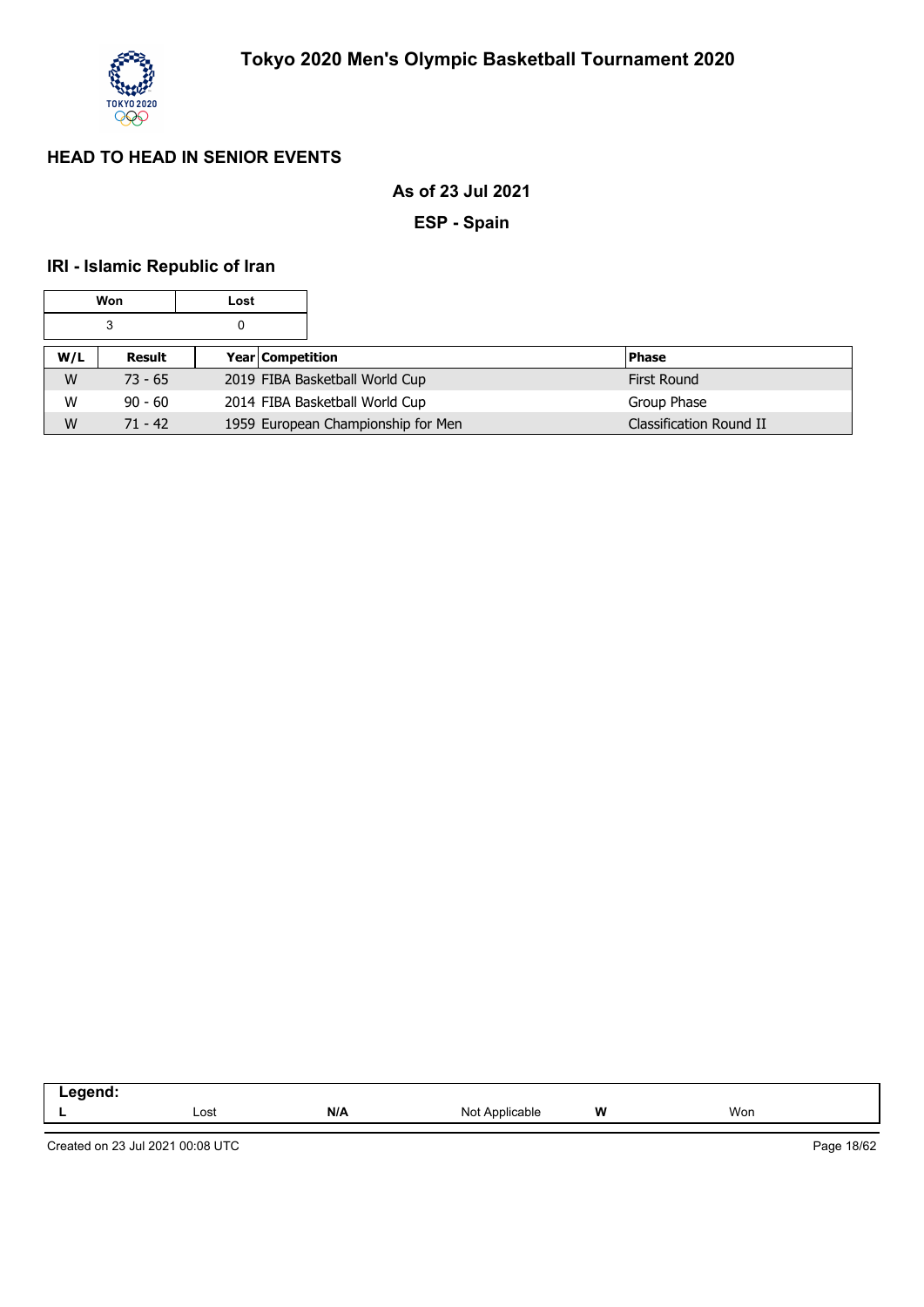## HEAD TO HEAD IN SENIOR EVENTS

**As of 23 Jul 2021**

**ESP - Spain**

### IRI - Islamic Republic of Iran

| Won | Lost |
|---|---|
| 3 | 0 |

| W/L | Result | Year | Competition | Phase |
|---|---|---|---|---|
| W | 73 - 65 | 2019 | FIBA Basketball World Cup | First Round |
| W | 90 - 60 | 2014 | FIBA Basketball World Cup | Group Phase |
| W | 71 - 42 | 1959 | European Championship for Men | Classification Round II |

| Legend: | | | | | |
|---|---|---|---|---|---|
| L | Lost | N/A | Not Applicable | W | Won |

Created on 23 Jul 2021 00:08 UTC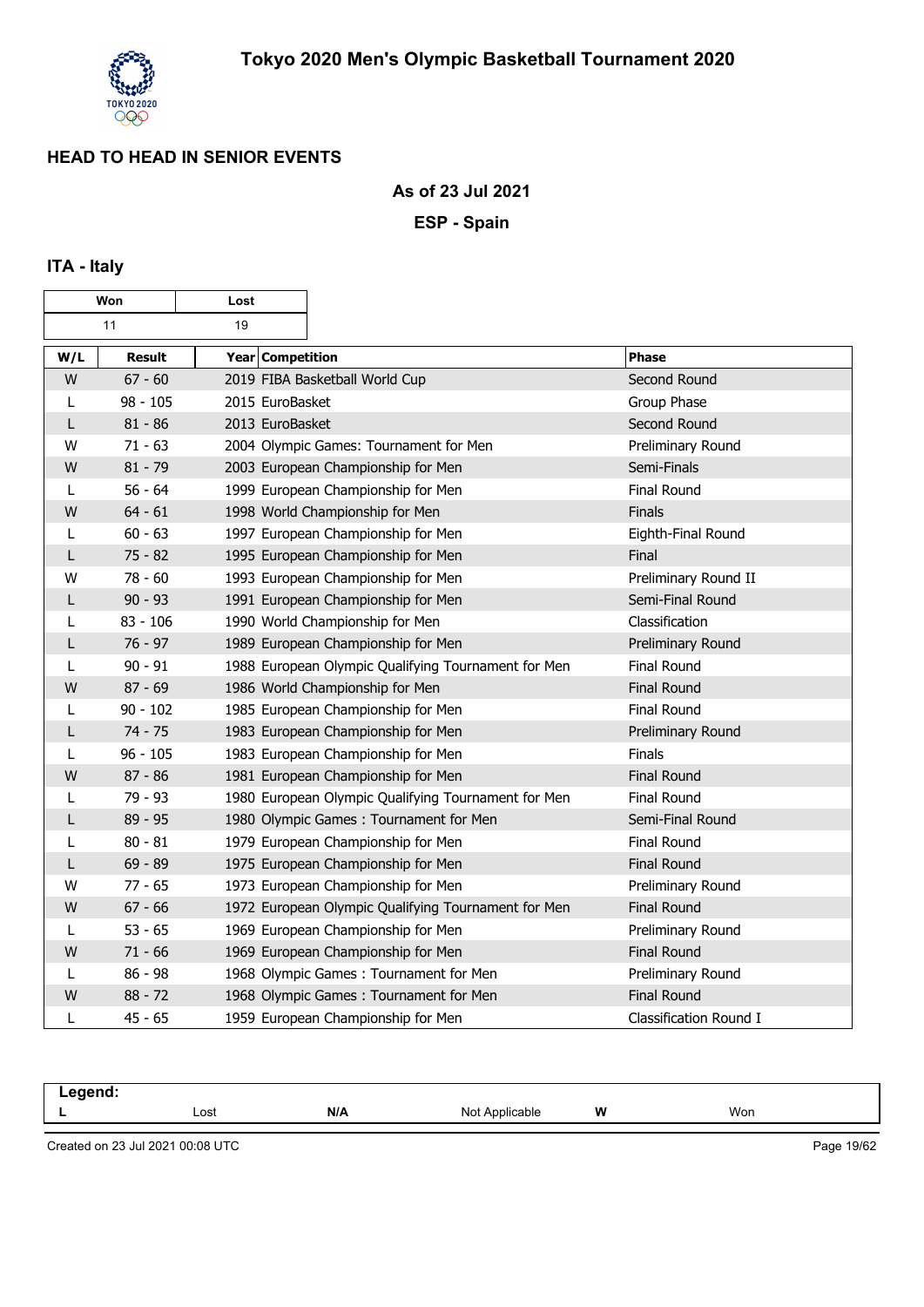# Tokyo 2020 Men's Olympic Basketball Tournament 2020

## HEAD TO HEAD IN SENIOR EVENTS

### As of 23 Jul 2021

### ESP - Spain

### ITA - Italy

| Won | Lost |
|---|---|
| 11 | 19 |

| W/L | Result | Year Competition | Phase |
|---|---|---|---|
| W | 67 - 60 | 2019 FIBA Basketball World Cup | Second Round |
| L | 98 - 105 | 2015 EuroBasket | Group Phase |
| L | 81 - 86 | 2013 EuroBasket | Second Round |
| W | 71 - 63 | 2004 Olympic Games: Tournament for Men | Preliminary Round |
| W | 81 - 79 | 2003 European Championship for Men | Semi-Finals |
| L | 56 - 64 | 1999 European Championship for Men | Final Round |
| W | 64 - 61 | 1998 World Championship for Men | Finals |
| L | 60 - 63 | 1997 European Championship for Men | Eighth-Final Round |
| L | 75 - 82 | 1995 European Championship for Men | Final |
| W | 78 - 60 | 1993 European Championship for Men | Preliminary Round II |
| L | 90 - 93 | 1991 European Championship for Men | Semi-Final Round |
| L | 83 - 106 | 1990 World Championship for Men | Classification |
| L | 76 - 97 | 1989 European Championship for Men | Preliminary Round |
| L | 90 - 91 | 1988 European Olympic Qualifying Tournament for Men | Final Round |
| W | 87 - 69 | 1986 World Championship for Men | Final Round |
| L | 90 - 102 | 1985 European Championship for Men | Final Round |
| L | 74 - 75 | 1983 European Championship for Men | Preliminary Round |
| L | 96 - 105 | 1983 European Championship for Men | Finals |
| W | 87 - 86 | 1981 European Championship for Men | Final Round |
| L | 79 - 93 | 1980 European Olympic Qualifying Tournament for Men | Final Round |
| L | 89 - 95 | 1980 Olympic Games : Tournament for Men | Semi-Final Round |
| L | 80 - 81 | 1979 European Championship for Men | Final Round |
| L | 69 - 89 | 1975 European Championship for Men | Final Round |
| W | 77 - 65 | 1973 European Championship for Men | Preliminary Round |
| W | 67 - 66 | 1972 European Olympic Qualifying Tournament for Men | Final Round |
| L | 53 - 65 | 1969 European Championship for Men | Preliminary Round |
| W | 71 - 66 | 1969 European Championship for Men | Final Round |
| L | 86 - 98 | 1968 Olympic Games : Tournament for Men | Preliminary Round |
| W | 88 - 72 | 1968 Olympic Games : Tournament for Men | Final Round |
| L | 45 - 65 | 1959 European Championship for Men | Classification Round I |

**Legend:**

| | | | | | |
|---|---|---|---|---|---|
| **L** | Lost | **N/A** | Not Applicable | **W** | Won |

Created on 23 Jul 2021 00:08 UTC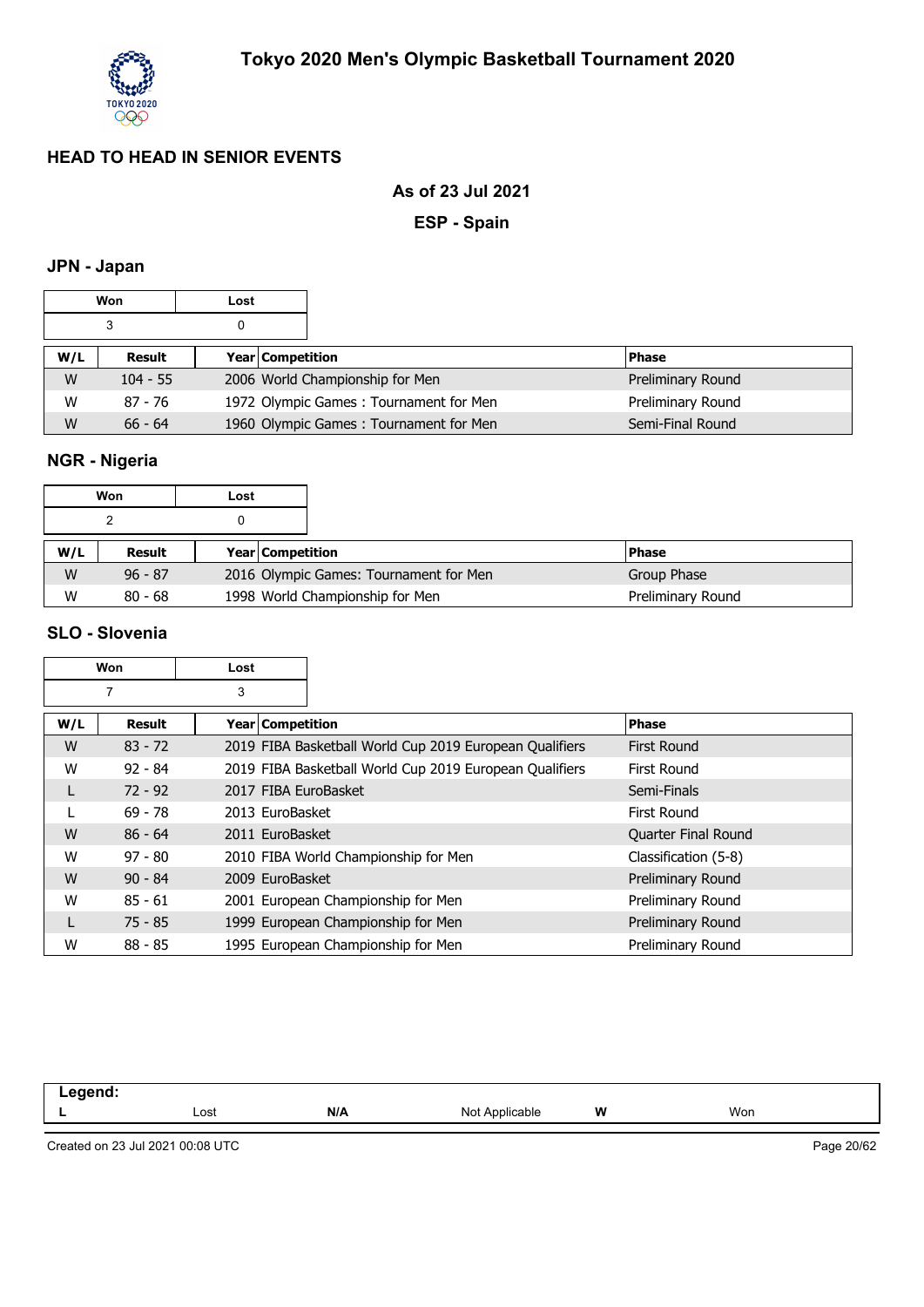# Tokyo 2020 Men's Olympic Basketball Tournament 2020

## HEAD TO HEAD IN SENIOR EVENTS

**As of 23 Jul 2021**

**ESP - Spain**

### JPN - Japan

| Won | Lost |
|---|---|
| 3 | 0 |

| W/L | Result | Year | Competition | Phase |
|---|---|---|---|---|
| W | 104 - 55 | 2006 | World Championship for Men | Preliminary Round |
| W | 87 - 76 | 1972 | Olympic Games : Tournament for Men | Preliminary Round |
| W | 66 - 64 | 1960 | Olympic Games : Tournament for Men | Semi-Final Round |

### NGR - Nigeria

| Won | Lost |
|---|---|
| 2 | 0 |

| W/L | Result | Year | Competition | Phase |
|---|---|---|---|---|
| W | 96 - 87 | 2016 | Olympic Games: Tournament for Men | Group Phase |
| W | 80 - 68 | 1998 | World Championship for Men | Preliminary Round |

### SLO - Slovenia

| Won | Lost |
|---|---|
| 7 | 3 |

| W/L | Result | Year | Competition | Phase |
|---|---|---|---|---|
| W | 83 - 72 | 2019 | FIBA Basketball World Cup 2019 European Qualifiers | First Round |
| W | 92 - 84 | 2019 | FIBA Basketball World Cup 2019 European Qualifiers | First Round |
| L | 72 - 92 | 2017 | FIBA EuroBasket | Semi-Finals |
| L | 69 - 78 | 2013 | EuroBasket | First Round |
| W | 86 - 64 | 2011 | EuroBasket | Quarter Final Round |
| W | 97 - 80 | 2010 | FIBA World Championship for Men | Classification (5-8) |
| W | 90 - 84 | 2009 | EuroBasket | Preliminary Round |
| W | 85 - 61 | 2001 | European Championship for Men | Preliminary Round |
| L | 75 - 85 | 1999 | European Championship for Men | Preliminary Round |
| W | 88 - 85 | 1995 | European Championship for Men | Preliminary Round |

| Legend: | | | | | |
|---|---|---|---|---|---|
| L | Lost | N/A | Not Applicable | W | Won |

Created on 23 Jul 2021 00:08 UTC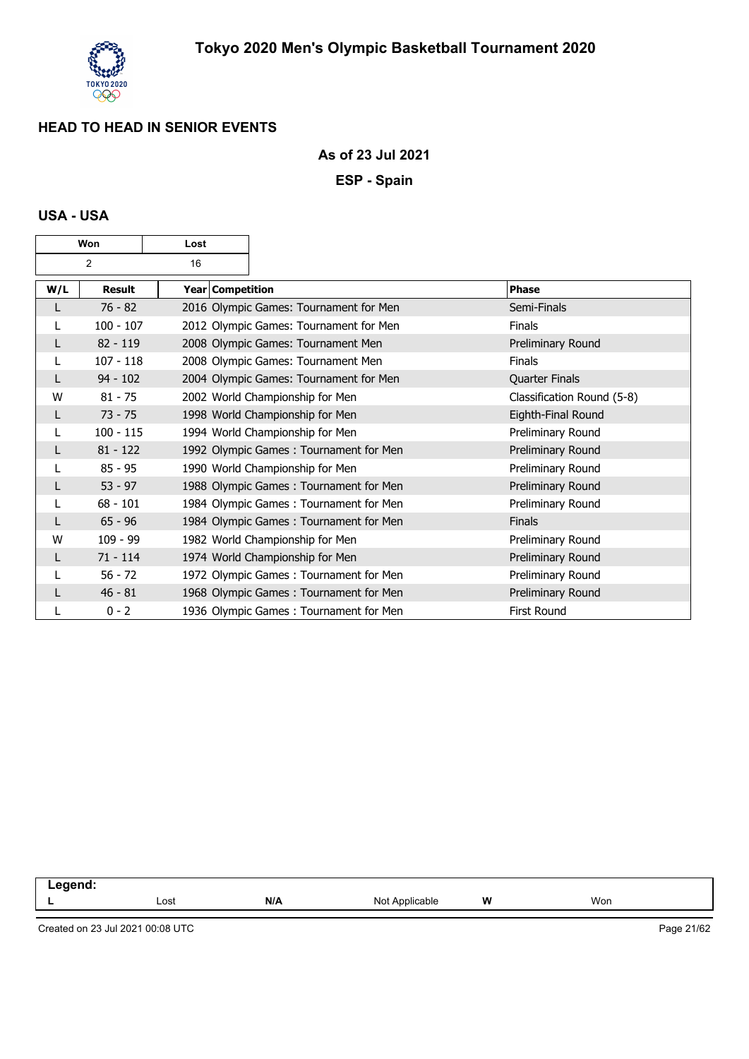# Tokyo 2020 Men's Olympic Basketball Tournament 2020

## HEAD TO HEAD IN SENIOR EVENTS

**As of 23 Jul 2021**

**ESP - Spain**

### USA - USA

| Won | Lost |
|---|---|
| 2 | 16 |

| W/L | Result | Year Competition | Phase |
|---|---|---|---|
| L | 76 - 82 | 2016 Olympic Games: Tournament for Men | Semi-Finals |
| L | 100 - 107 | 2012 Olympic Games: Tournament for Men | Finals |
| L | 82 - 119 | 2008 Olympic Games: Tournament Men | Preliminary Round |
| L | 107 - 118 | 2008 Olympic Games: Tournament Men | Finals |
| L | 94 - 102 | 2004 Olympic Games: Tournament for Men | Quarter Finals |
| W | 81 - 75 | 2002 World Championship for Men | Classification Round (5-8) |
| L | 73 - 75 | 1998 World Championship for Men | Eighth-Final Round |
| L | 100 - 115 | 1994 World Championship for Men | Preliminary Round |
| L | 81 - 122 | 1992 Olympic Games : Tournament for Men | Preliminary Round |
| L | 85 - 95 | 1990 World Championship for Men | Preliminary Round |
| L | 53 - 97 | 1988 Olympic Games : Tournament for Men | Preliminary Round |
| L | 68 - 101 | 1984 Olympic Games : Tournament for Men | Preliminary Round |
| L | 65 - 96 | 1984 Olympic Games : Tournament for Men | Finals |
| W | 109 - 99 | 1982 World Championship for Men | Preliminary Round |
| L | 71 - 114 | 1974 World Championship for Men | Preliminary Round |
| L | 56 - 72 | 1972 Olympic Games : Tournament for Men | Preliminary Round |
| L | 46 - 81 | 1968 Olympic Games : Tournament for Men | Preliminary Round |
| L | 0 - 2 | 1936 Olympic Games : Tournament for Men | First Round |

| Legend: | | | | | |
|---|---|---|---|---|---|
| L | Lost | N/A | Not Applicable | W | Won |

Created on 23 Jul 2021 00:08 UTC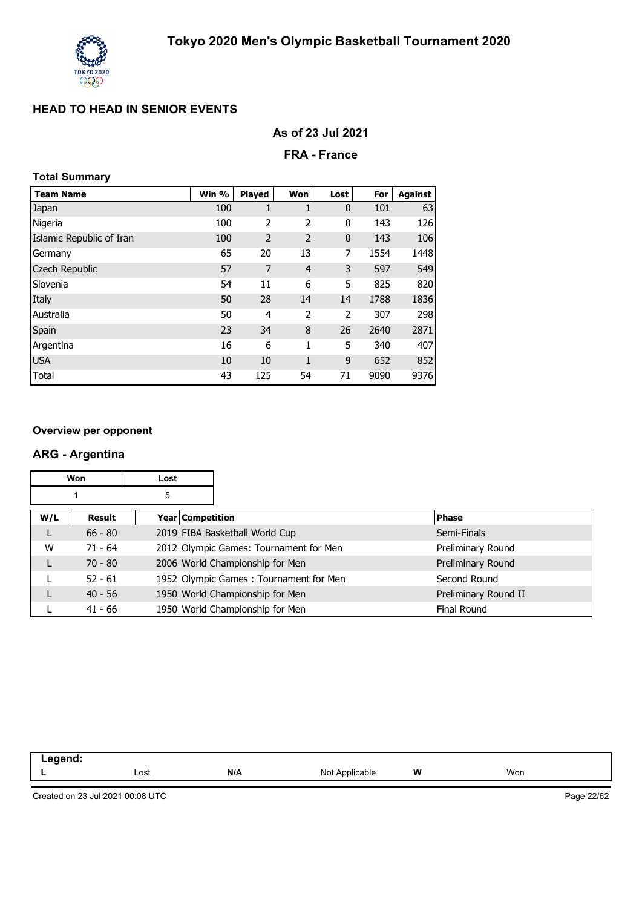# Tokyo 2020 Men's Olympic Basketball Tournament 2020

## HEAD TO HEAD IN SENIOR EVENTS

### As of 23 Jul 2021

### FRA - France

**Total Summary**

| Team Name | Win % | Played | Won | Lost | For | Against |
|---|---|---|---|---|---|---|
| Japan | 100 | 1 | 1 | 0 | 101 | 63 |
| Nigeria | 100 | 2 | 2 | 0 | 143 | 126 |
| Islamic Republic of Iran | 100 | 2 | 2 | 0 | 143 | 106 |
| Germany | 65 | 20 | 13 | 7 | 1554 | 1448 |
| Czech Republic | 57 | 7 | 4 | 3 | 597 | 549 |
| Slovenia | 54 | 11 | 6 | 5 | 825 | 820 |
| Italy | 50 | 28 | 14 | 14 | 1788 | 1836 |
| Australia | 50 | 4 | 2 | 2 | 307 | 298 |
| Spain | 23 | 34 | 8 | 26 | 2640 | 2871 |
| Argentina | 16 | 6 | 1 | 5 | 340 | 407 |
| USA | 10 | 10 | 1 | 9 | 652 | 852 |
| Total | 43 | 125 | 54 | 71 | 9090 | 9376 |

**Overview per opponent**

### ARG - Argentina

| Won | Lost |
|---|---|
| 1 | 5 |

| W/L | Result | Year | Competition | Phase |
|---|---|---|---|---|
| L | 66 - 80 | 2019 | FIBA Basketball World Cup | Semi-Finals |
| W | 71 - 64 | 2012 | Olympic Games: Tournament for Men | Preliminary Round |
| L | 70 - 80 | 2006 | World Championship for Men | Preliminary Round |
| L | 52 - 61 | 1952 | Olympic Games : Tournament for Men | Second Round |
| L | 40 - 56 | 1950 | World Championship for Men | Preliminary Round II |
| L | 41 - 66 | 1950 | World Championship for Men | Final Round |

**Legend:**

| L | Lost | N/A | Not Applicable | W | Won |
|---|---|---|---|---|---|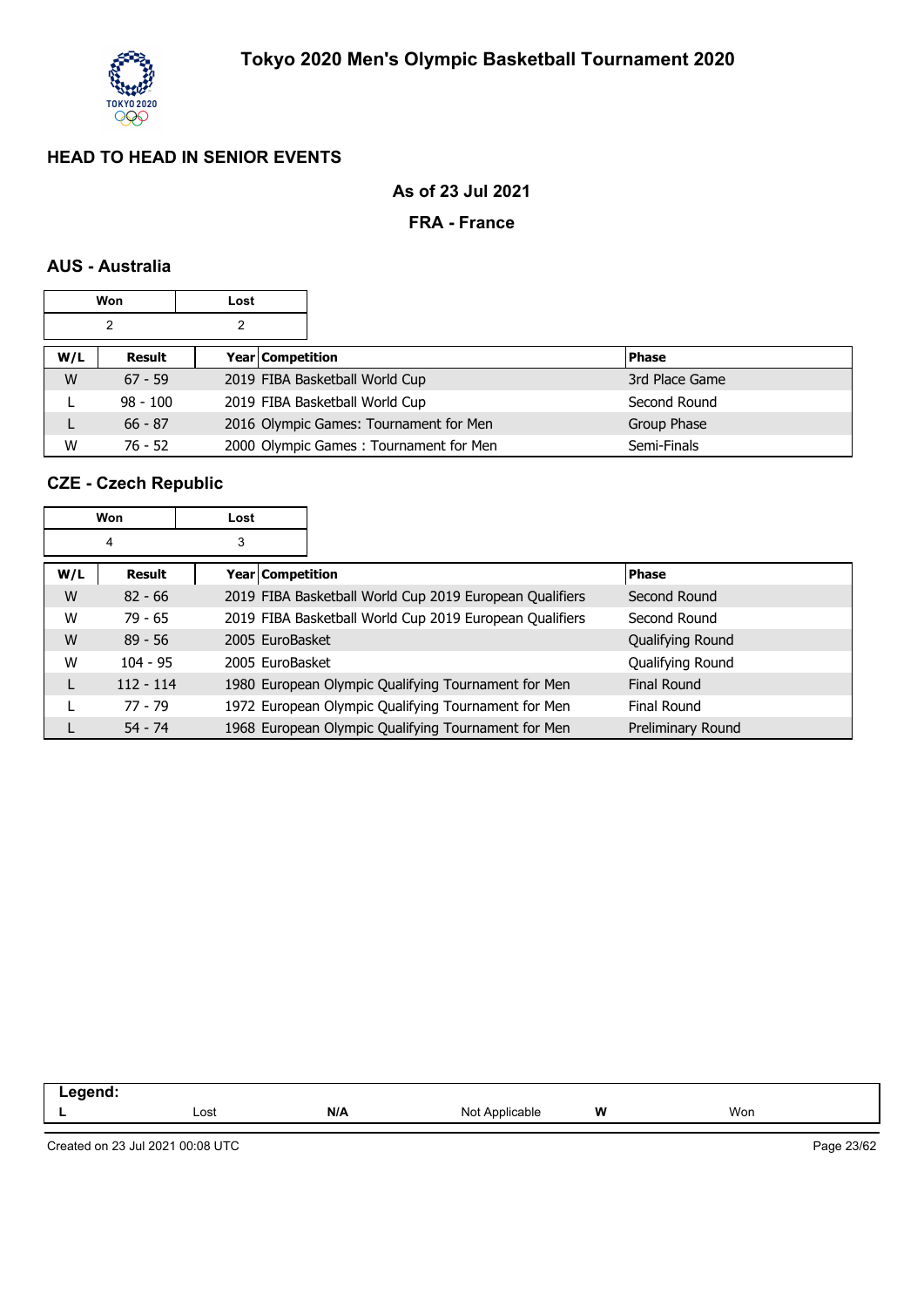# Tokyo 2020 Men's Olympic Basketball Tournament 2020

## HEAD TO HEAD IN SENIOR EVENTS

**As of 23 Jul 2021**

**FRA - France**

### AUS - Australia

| Won | Lost |
|---|---|
| 2 | 2 |

| W/L | Result | Year | Competition | Phase |
|---|---|---|---|---|
| W | 67 - 59 | 2019 | FIBA Basketball World Cup | 3rd Place Game |
| L | 98 - 100 | 2019 | FIBA Basketball World Cup | Second Round |
| L | 66 - 87 | 2016 | Olympic Games: Tournament for Men | Group Phase |
| W | 76 - 52 | 2000 | Olympic Games : Tournament for Men | Semi-Finals |

### CZE - Czech Republic

| Won | Lost |
|---|---|
| 4 | 3 |

| W/L | Result | Year | Competition | Phase |
|---|---|---|---|---|
| W | 82 - 66 | 2019 | FIBA Basketball World Cup 2019 European Qualifiers | Second Round |
| W | 79 - 65 | 2019 | FIBA Basketball World Cup 2019 European Qualifiers | Second Round |
| W | 89 - 56 | 2005 | EuroBasket | Qualifying Round |
| W | 104 - 95 | 2005 | EuroBasket | Qualifying Round |
| L | 112 - 114 | 1980 | European Olympic Qualifying Tournament for Men | Final Round |
| L | 77 - 79 | 1972 | European Olympic Qualifying Tournament for Men | Final Round |
| L | 54 - 74 | 1968 | European Olympic Qualifying Tournament for Men | Preliminary Round |

**Legend:**

| L | Lost | N/A | Not Applicable | W | Won |
|---|---|---|---|---|---|

Created on 23 Jul 2021 00:08 UTC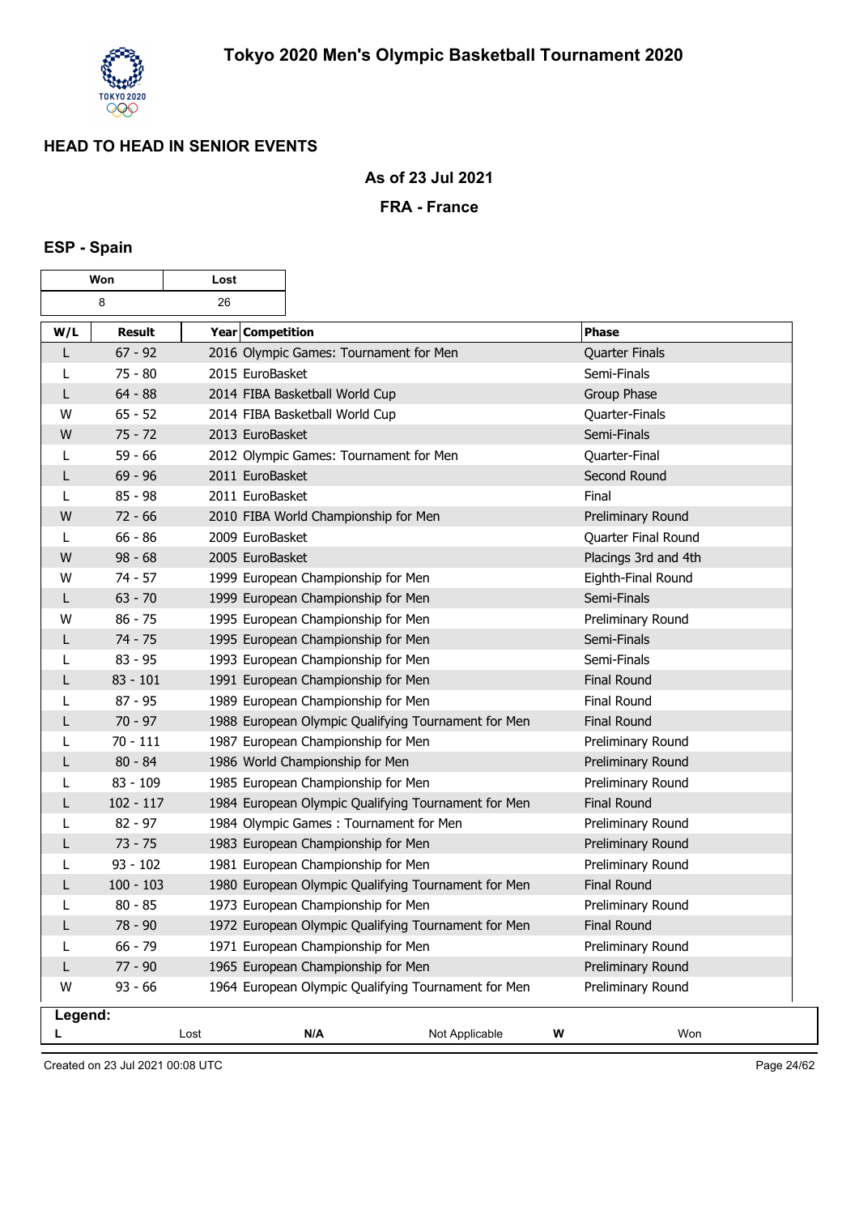# Tokyo 2020 Men's Olympic Basketball Tournament 2020

## HEAD TO HEAD IN SENIOR EVENTS

### As of 23 Jul 2021

### FRA - France

### ESP - Spain

| Won | Lost |
|---|---|
| 8 | 26 |

| W/L | Result | Year | Competition | Phase |
|---|---|---|---|---|
| L | 67 - 92 | 2016 | Olympic Games: Tournament for Men | Quarter Finals |
| L | 75 - 80 | 2015 | EuroBasket | Semi-Finals |
| L | 64 - 88 | 2014 | FIBA Basketball World Cup | Group Phase |
| W | 65 - 52 | 2014 | FIBA Basketball World Cup | Quarter-Finals |
| W | 75 - 72 | 2013 | EuroBasket | Semi-Finals |
| L | 59 - 66 | 2012 | Olympic Games: Tournament for Men | Quarter-Final |
| L | 69 - 96 | 2011 | EuroBasket | Second Round |
| L | 85 - 98 | 2011 | EuroBasket | Final |
| W | 72 - 66 | 2010 | FIBA World Championship for Men | Preliminary Round |
| L | 66 - 86 | 2009 | EuroBasket | Quarter Final Round |
| W | 98 - 68 | 2005 | EuroBasket | Placings 3rd and 4th |
| W | 74 - 57 | 1999 | European Championship for Men | Eighth-Final Round |
| L | 63 - 70 | 1999 | European Championship for Men | Semi-Finals |
| W | 86 - 75 | 1995 | European Championship for Men | Preliminary Round |
| L | 74 - 75 | 1995 | European Championship for Men | Semi-Finals |
| L | 83 - 95 | 1993 | European Championship for Men | Semi-Finals |
| L | 83 - 101 | 1991 | European Championship for Men | Final Round |
| L | 87 - 95 | 1989 | European Championship for Men | Final Round |
| L | 70 - 97 | 1988 | European Olympic Qualifying Tournament for Men | Final Round |
| L | 70 - 111 | 1987 | European Championship for Men | Preliminary Round |
| L | 80 - 84 | 1986 | World Championship for Men | Preliminary Round |
| L | 83 - 109 | 1985 | European Championship for Men | Preliminary Round |
| L | 102 - 117 | 1984 | European Olympic Qualifying Tournament for Men | Final Round |
| L | 82 - 97 | 1984 | Olympic Games : Tournament for Men | Preliminary Round |
| L | 73 - 75 | 1983 | European Championship for Men | Preliminary Round |
| L | 93 - 102 | 1981 | European Championship for Men | Preliminary Round |
| L | 100 - 103 | 1980 | European Olympic Qualifying Tournament for Men | Final Round |
| L | 80 - 85 | 1973 | European Championship for Men | Preliminary Round |
| L | 78 - 90 | 1972 | European Olympic Qualifying Tournament for Men | Final Round |
| L | 66 - 79 | 1971 | European Championship for Men | Preliminary Round |
| L | 77 - 90 | 1965 | European Championship for Men | Preliminary Round |
| W | 93 - 66 | 1964 | European Olympic Qualifying Tournament for Men | Preliminary Round |

**Legend:**

| | | | | | |
|---|---|---|---|---|---|
| **L** | Lost | **N/A** | Not Applicable | **W** | Won |

Created on 23 Jul 2021 00:08 UTC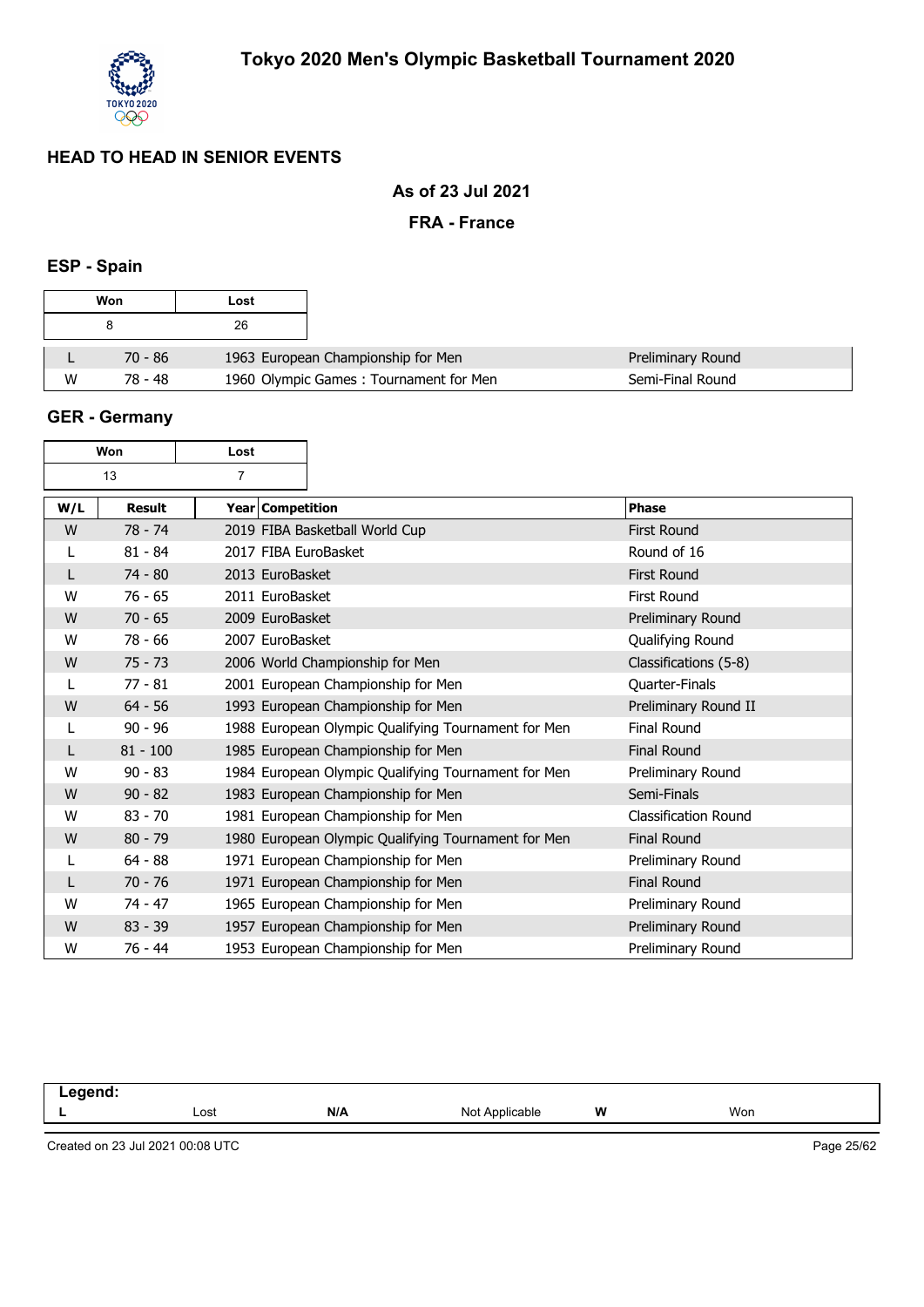## HEAD TO HEAD IN SENIOR EVENTS

### As of 23 Jul 2021

### FRA - France

### ESP - Spain

| Won | Lost |
|---|---|
| 8 | 26 |

| W/L | Result | Year | Competition | Phase |
|---|---|---|---|---|
| L | 70 - 86 | 1963 | European Championship for Men | Preliminary Round |
| W | 78 - 48 | 1960 | Olympic Games : Tournament for Men | Semi-Final Round |

### GER - Germany

| Won | Lost |
|---|---|
| 13 | 7 |

| W/L | Result | Year | Competition | Phase |
|---|---|---|---|---|
| W | 78 - 74 | 2019 | FIBA Basketball World Cup | First Round |
| L | 81 - 84 | 2017 | FIBA EuroBasket | Round of 16 |
| L | 74 - 80 | 2013 | EuroBasket | First Round |
| W | 76 - 65 | 2011 | EuroBasket | First Round |
| W | 70 - 65 | 2009 | EuroBasket | Preliminary Round |
| W | 78 - 66 | 2007 | EuroBasket | Qualifying Round |
| W | 75 - 73 | 2006 | World Championship for Men | Classifications (5-8) |
| L | 77 - 81 | 2001 | European Championship for Men | Quarter-Finals |
| W | 64 - 56 | 1993 | European Championship for Men | Preliminary Round II |
| L | 90 - 96 | 1988 | European Olympic Qualifying Tournament for Men | Final Round |
| L | 81 - 100 | 1985 | European Championship for Men | Final Round |
| W | 90 - 83 | 1984 | European Olympic Qualifying Tournament for Men | Preliminary Round |
| W | 90 - 82 | 1983 | European Championship for Men | Semi-Finals |
| W | 83 - 70 | 1981 | European Championship for Men | Classification Round |
| W | 80 - 79 | 1980 | European Olympic Qualifying Tournament for Men | Final Round |
| L | 64 - 88 | 1971 | European Championship for Men | Preliminary Round |
| L | 70 - 76 | 1971 | European Championship for Men | Final Round |
| W | 74 - 47 | 1965 | European Championship for Men | Preliminary Round |
| W | 83 - 39 | 1957 | European Championship for Men | Preliminary Round |
| W | 76 - 44 | 1953 | European Championship for Men | Preliminary Round |

**Legend:**

| L | Lost | N/A | Not Applicable | W | Won |
|---|---|---|---|---|---|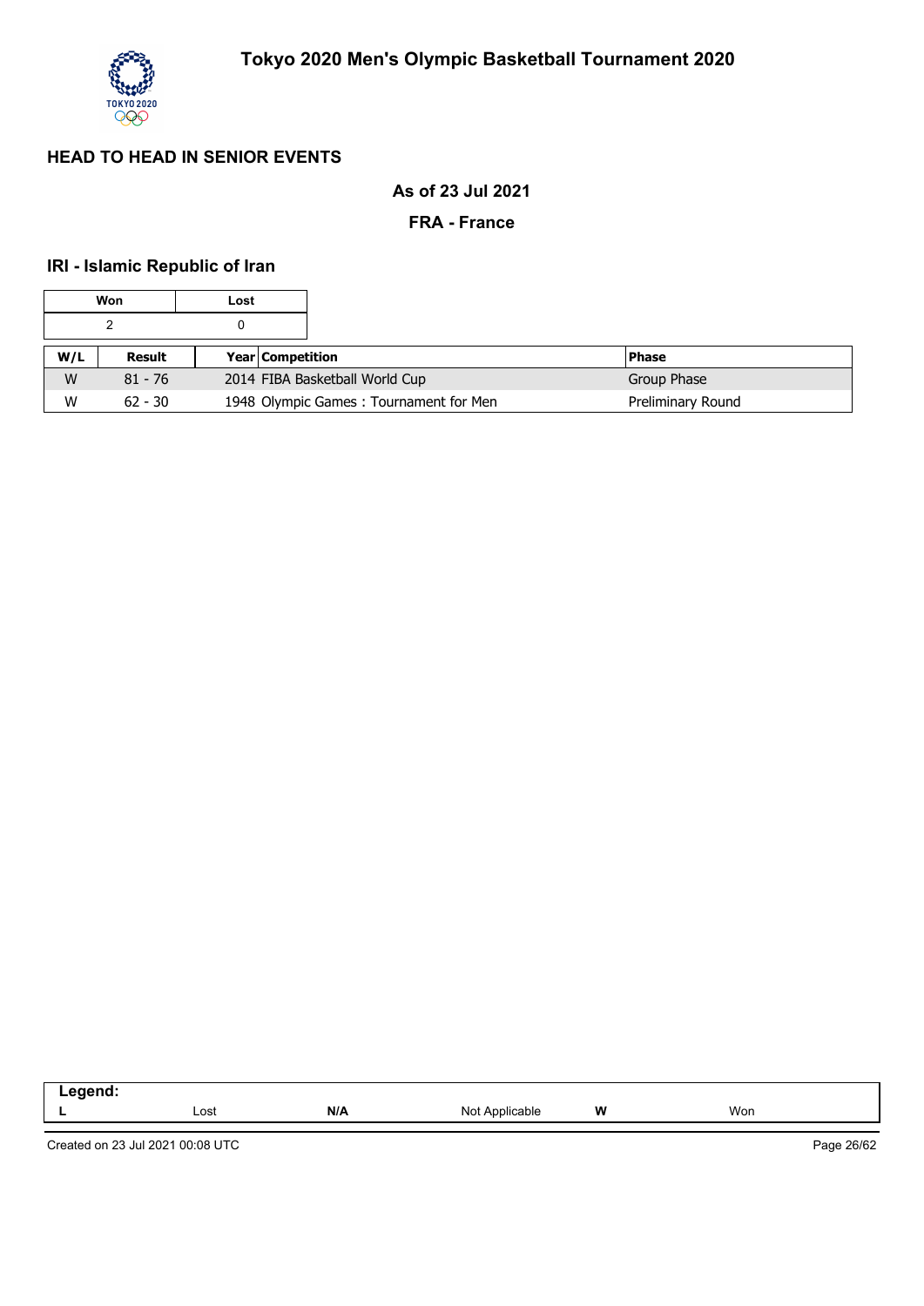## HEAD TO HEAD IN SENIOR EVENTS

**As of 23 Jul 2021**

**FRA - France**

### IRI - Islamic Republic of Iran

| Won | Lost |
|---|---|
| 2 | 0 |

| W/L | Result | Year | Competition | Phase |
|---|---|---|---|---|
| W | 81 - 76 | 2014 | FIBA Basketball World Cup | Group Phase |
| W | 62 - 30 | 1948 | Olympic Games : Tournament for Men | Preliminary Round |

| Legend: | | | | | |
|---|---|---|---|---|---|
| L | Lost | N/A | Not Applicable | W | Won |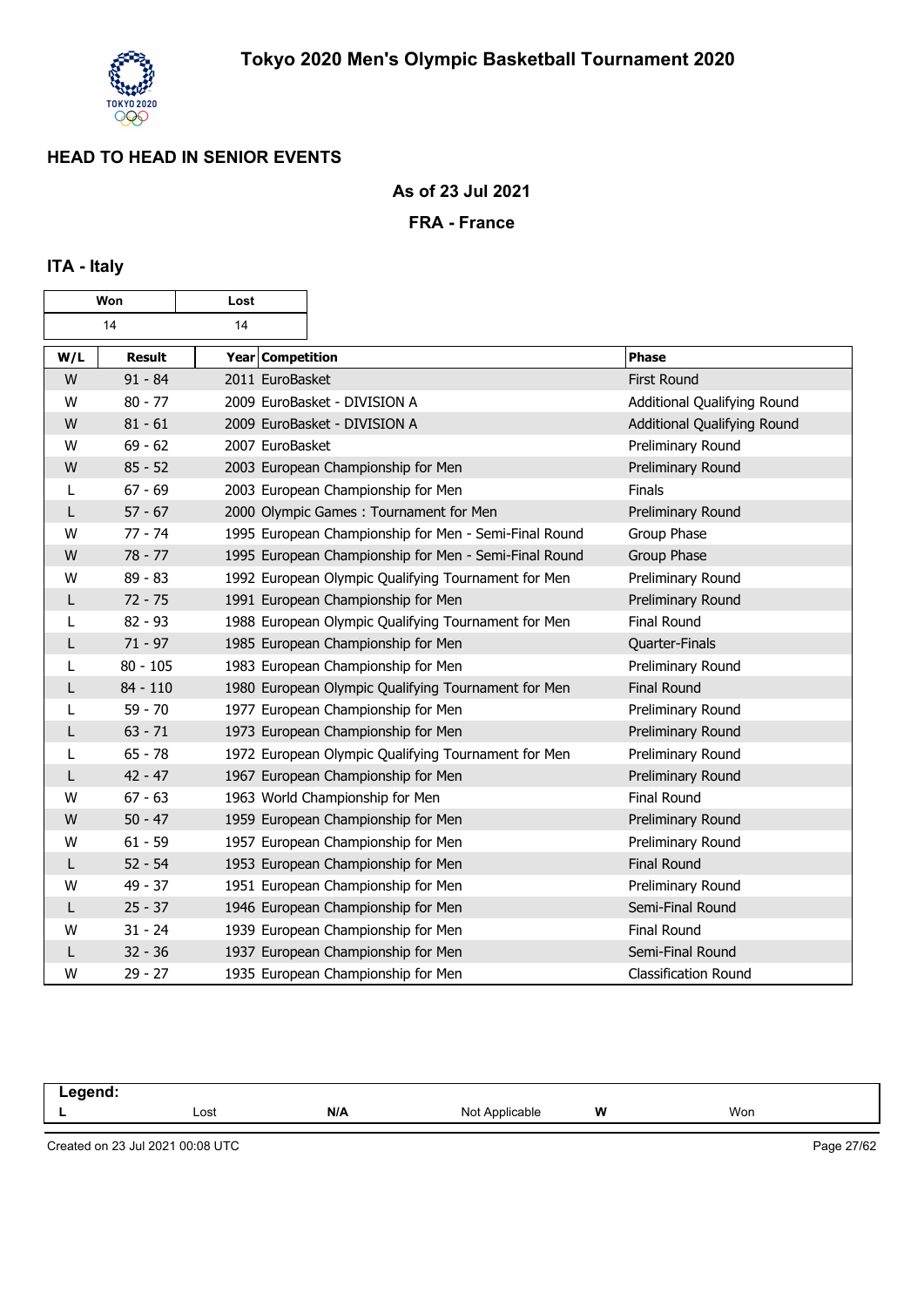# Tokyo 2020 Men's Olympic Basketball Tournament 2020

## HEAD TO HEAD IN SENIOR EVENTS

**As of 23 Jul 2021**

**FRA - France**

### ITA - Italy

| Won | Lost |
|---|---|
| 14 | 14 |

| W/L | Result | Year | Competition | Phase |
|---|---|---|---|---|
| W | 91 - 84 | 2011 | EuroBasket | First Round |
| W | 80 - 77 | 2009 | EuroBasket - DIVISION A | Additional Qualifying Round |
| W | 81 - 61 | 2009 | EuroBasket - DIVISION A | Additional Qualifying Round |
| W | 69 - 62 | 2007 | EuroBasket | Preliminary Round |
| W | 85 - 52 | 2003 | European Championship for Men | Preliminary Round |
| L | 67 - 69 | 2003 | European Championship for Men | Finals |
| L | 57 - 67 | 2000 | Olympic Games : Tournament for Men | Preliminary Round |
| W | 77 - 74 | 1995 | European Championship for Men - Semi-Final Round | Group Phase |
| W | 78 - 77 | 1995 | European Championship for Men - Semi-Final Round | Group Phase |
| W | 89 - 83 | 1992 | European Olympic Qualifying Tournament for Men | Preliminary Round |
| L | 72 - 75 | 1991 | European Championship for Men | Preliminary Round |
| L | 82 - 93 | 1988 | European Olympic Qualifying Tournament for Men | Final Round |
| L | 71 - 97 | 1985 | European Championship for Men | Quarter-Finals |
| L | 80 - 105 | 1983 | European Championship for Men | Preliminary Round |
| L | 84 - 110 | 1980 | European Olympic Qualifying Tournament for Men | Final Round |
| L | 59 - 70 | 1977 | European Championship for Men | Preliminary Round |
| L | 63 - 71 | 1973 | European Championship for Men | Preliminary Round |
| L | 65 - 78 | 1972 | European Olympic Qualifying Tournament for Men | Preliminary Round |
| L | 42 - 47 | 1967 | European Championship for Men | Preliminary Round |
| W | 67 - 63 | 1963 | World Championship for Men | Final Round |
| W | 50 - 47 | 1959 | European Championship for Men | Preliminary Round |
| W | 61 - 59 | 1957 | European Championship for Men | Preliminary Round |
| L | 52 - 54 | 1953 | European Championship for Men | Final Round |
| W | 49 - 37 | 1951 | European Championship for Men | Preliminary Round |
| L | 25 - 37 | 1946 | European Championship for Men | Semi-Final Round |
| W | 31 - 24 | 1939 | European Championship for Men | Final Round |
| L | 32 - 36 | 1937 | European Championship for Men | Semi-Final Round |
| W | 29 - 27 | 1935 | European Championship for Men | Classification Round |

**Legend:**

| | | | | | |
|---|---|---|---|---|---|
| **L** | Lost | **N/A** | Not Applicable | **W** | Won |

Created on 23 Jul 2021 00:08 UTC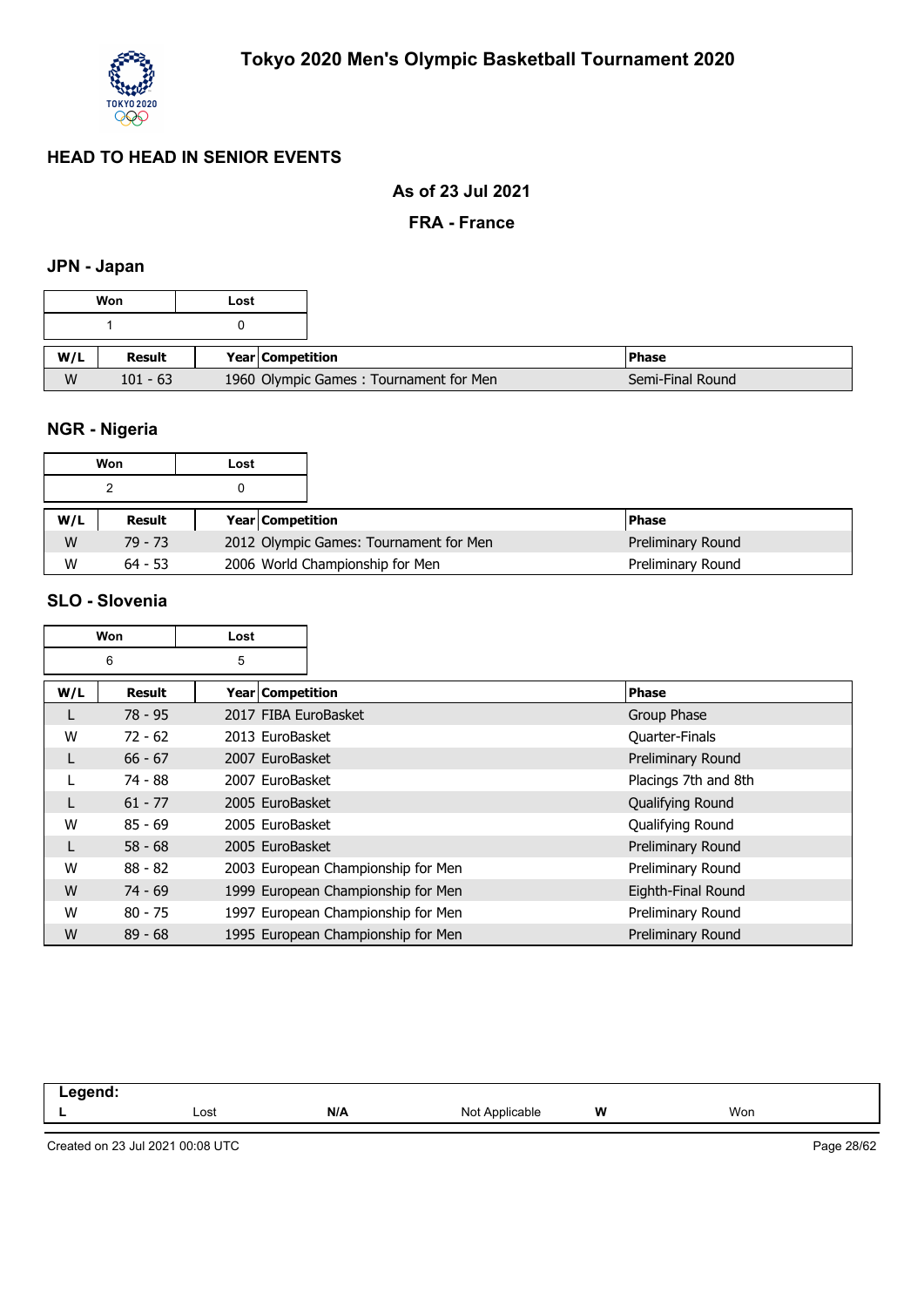# Tokyo 2020 Men's Olympic Basketball Tournament 2020

## HEAD TO HEAD IN SENIOR EVENTS

### As of 23 Jul 2021

### FRA - France

### JPN - Japan

| Won | Lost |
|---|---|
| 1 | 0 |

| W/L | Result | Year | Competition | Phase |
|---|---|---|---|---|
| W | 101 - 63 | 1960 | Olympic Games : Tournament for Men | Semi-Final Round |

### NGR - Nigeria

| Won | Lost |
|---|---|
| 2 | 0 |

| W/L | Result | Year | Competition | Phase |
|---|---|---|---|---|
| W | 79 - 73 | 2012 | Olympic Games: Tournament for Men | Preliminary Round |
| W | 64 - 53 | 2006 | World Championship for Men | Preliminary Round |

### SLO - Slovenia

| Won | Lost |
|---|---|
| 6 | 5 |

| W/L | Result | Year | Competition | Phase |
|---|---|---|---|---|
| L | 78 - 95 | 2017 | FIBA EuroBasket | Group Phase |
| W | 72 - 62 | 2013 | EuroBasket | Quarter-Finals |
| L | 66 - 67 | 2007 | EuroBasket | Preliminary Round |
| L | 74 - 88 | 2007 | EuroBasket | Placings 7th and 8th |
| L | 61 - 77 | 2005 | EuroBasket | Qualifying Round |
| W | 85 - 69 | 2005 | EuroBasket | Qualifying Round |
| L | 58 - 68 | 2005 | EuroBasket | Preliminary Round |
| W | 88 - 82 | 2003 | European Championship for Men | Preliminary Round |
| W | 74 - 69 | 1999 | European Championship for Men | Eighth-Final Round |
| W | 80 - 75 | 1997 | European Championship for Men | Preliminary Round |
| W | 89 - 68 | 1995 | European Championship for Men | Preliminary Round |

**Legend:**

| L | Lost | N/A | Not Applicable | W | Won |
|---|---|---|---|---|---|

Created on 23 Jul 2021 00:08 UTC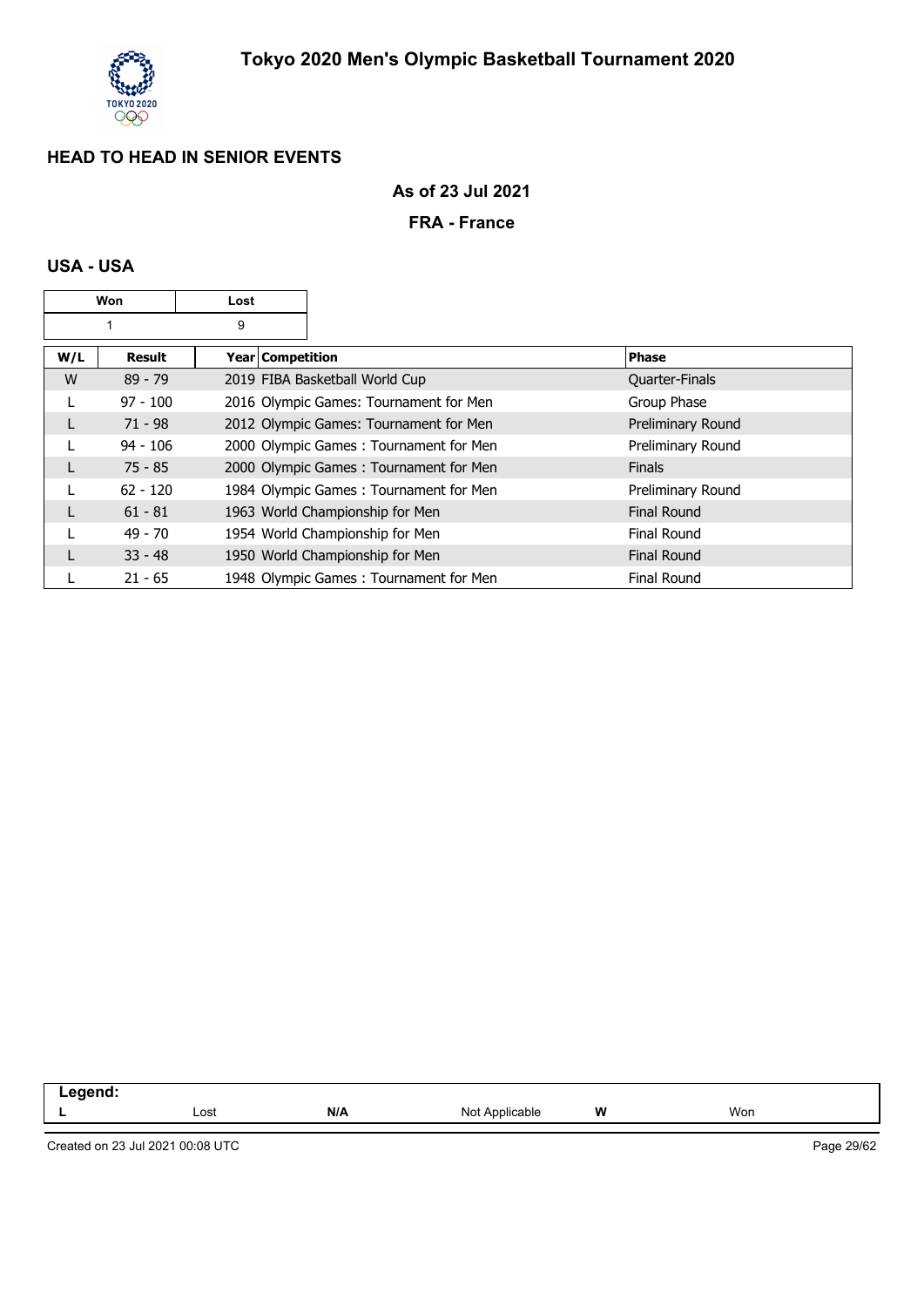## HEAD TO HEAD IN SENIOR EVENTS

**As of 23 Jul 2021**

**FRA - France**

### USA - USA

| Won | Lost |
|---|---|
| 1 | 9 |

| W/L | Result | Year Competition | Phase |
|---|---|---|---|
| W | 89 - 79 | 2019 FIBA Basketball World Cup | Quarter-Finals |
| L | 97 - 100 | 2016 Olympic Games: Tournament for Men | Group Phase |
| L | 71 - 98 | 2012 Olympic Games: Tournament for Men | Preliminary Round |
| L | 94 - 106 | 2000 Olympic Games : Tournament for Men | Preliminary Round |
| L | 75 - 85 | 2000 Olympic Games : Tournament for Men | Finals |
| L | 62 - 120 | 1984 Olympic Games : Tournament for Men | Preliminary Round |
| L | 61 - 81 | 1963 World Championship for Men | Final Round |
| L | 49 - 70 | 1954 World Championship for Men | Final Round |
| L | 33 - 48 | 1950 World Championship for Men | Final Round |
| L | 21 - 65 | 1948 Olympic Games : Tournament for Men | Final Round |

| Legend: | | | | | |
|---|---|---|---|---|---|
| **L** | Lost | **N/A** | Not Applicable | **W** | Won |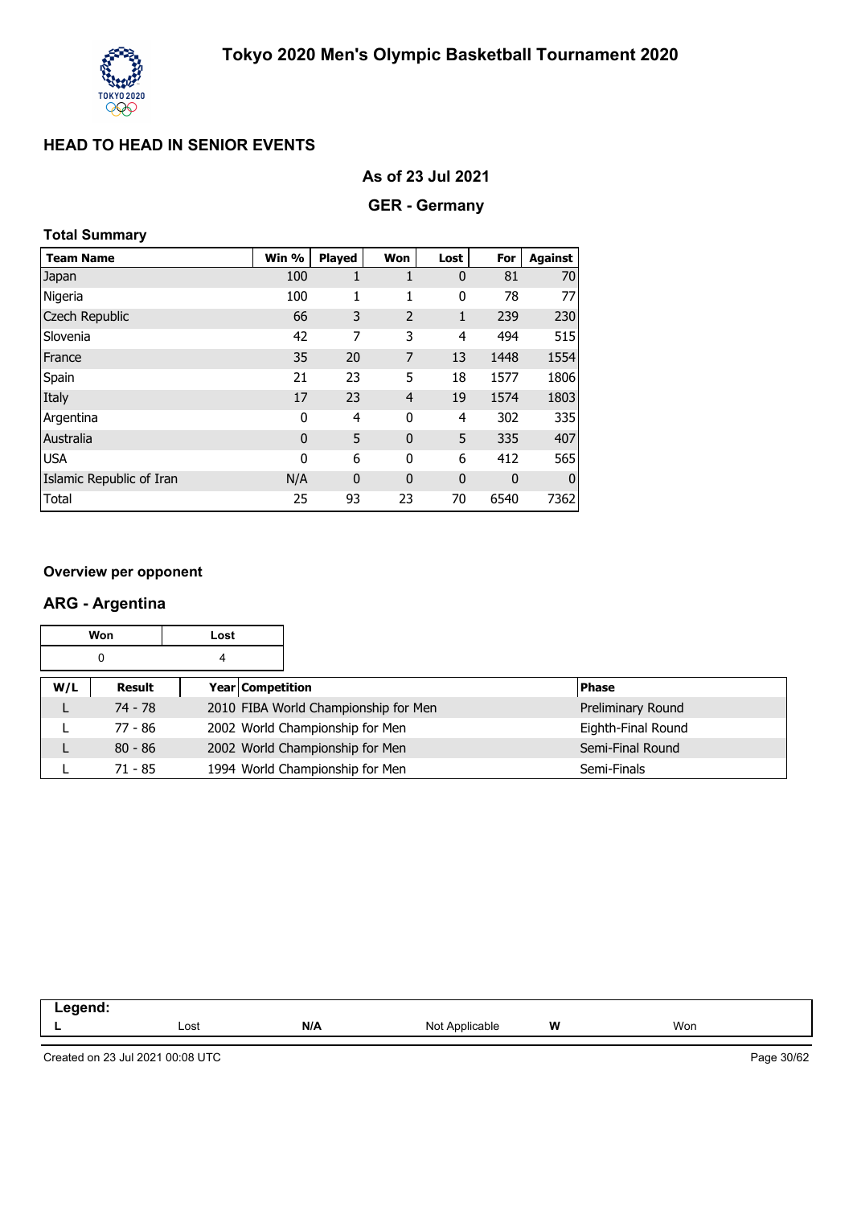# Tokyo 2020 Men's Olympic Basketball Tournament 2020

## HEAD TO HEAD IN SENIOR EVENTS

### As of 23 Jul 2021

### GER - Germany

**Total Summary**

| Team Name | Win % | Played | Won | Lost | For | Against |
|---|---|---|---|---|---|---|
| Japan | 100 | 1 | 1 | 0 | 81 | 70 |
| Nigeria | 100 | 1 | 1 | 0 | 78 | 77 |
| Czech Republic | 66 | 3 | 2 | 1 | 239 | 230 |
| Slovenia | 42 | 7 | 3 | 4 | 494 | 515 |
| France | 35 | 20 | 7 | 13 | 1448 | 1554 |
| Spain | 21 | 23 | 5 | 18 | 1577 | 1806 |
| Italy | 17 | 23 | 4 | 19 | 1574 | 1803 |
| Argentina | 0 | 4 | 0 | 4 | 302 | 335 |
| Australia | 0 | 5 | 0 | 5 | 335 | 407 |
| USA | 0 | 6 | 0 | 6 | 412 | 565 |
| Islamic Republic of Iran | N/A | 0 | 0 | 0 | 0 | 0 |
| Total | 25 | 93 | 23 | 70 | 6540 | 7362 |

**Overview per opponent**

### ARG - Argentina

| Won | Lost |
|---|---|
| 0 | 4 |

| W/L | Result | Year | Competition | Phase |
|---|---|---|---|---|
| L | 74 - 78 | 2010 | FIBA World Championship for Men | Preliminary Round |
| L | 77 - 86 | 2002 | World Championship for Men | Eighth-Final Round |
| L | 80 - 86 | 2002 | World Championship for Men | Semi-Final Round |
| L | 71 - 85 | 1994 | World Championship for Men | Semi-Finals |

**Legend:**

| L | Lost | N/A | Not Applicable | W | Won |
|---|---|---|---|---|---|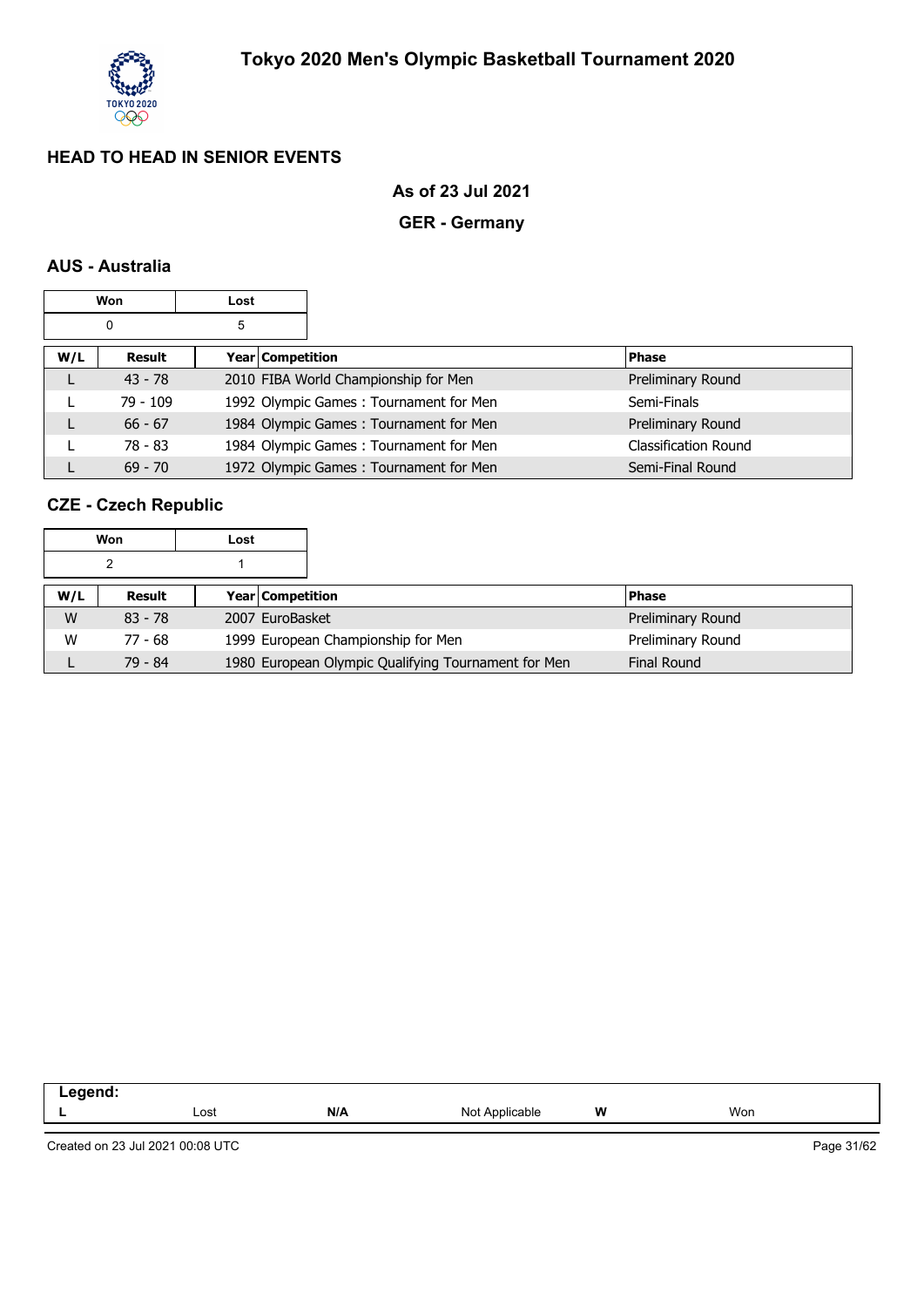# Tokyo 2020 Men's Olympic Basketball Tournament 2020

## HEAD TO HEAD IN SENIOR EVENTS

### As of 23 Jul 2021

### GER - Germany

### AUS - Australia

| Won | Lost |
|---|---|
| 0 | 5 |

| W/L | Result | Year | Competition | Phase |
|---|---|---|---|---|
| L | 43 - 78 | 2010 | FIBA World Championship for Men | Preliminary Round |
| L | 79 - 109 | 1992 | Olympic Games : Tournament for Men | Semi-Finals |
| L | 66 - 67 | 1984 | Olympic Games : Tournament for Men | Preliminary Round |
| L | 78 - 83 | 1984 | Olympic Games : Tournament for Men | Classification Round |
| L | 69 - 70 | 1972 | Olympic Games : Tournament for Men | Semi-Final Round |

### CZE - Czech Republic

| Won | Lost |
|---|---|
| 2 | 1 |

| W/L | Result | Year | Competition | Phase |
|---|---|---|---|---|
| W | 83 - 78 | 2007 | EuroBasket | Preliminary Round |
| W | 77 - 68 | 1999 | European Championship for Men | Preliminary Round |
| L | 79 - 84 | 1980 | European Olympic Qualifying Tournament for Men | Final Round |

**Legend:**

| L | Lost | N/A | Not Applicable | W | Won |
|---|---|---|---|---|---|

Created on 23 Jul 2021 00:08 UTC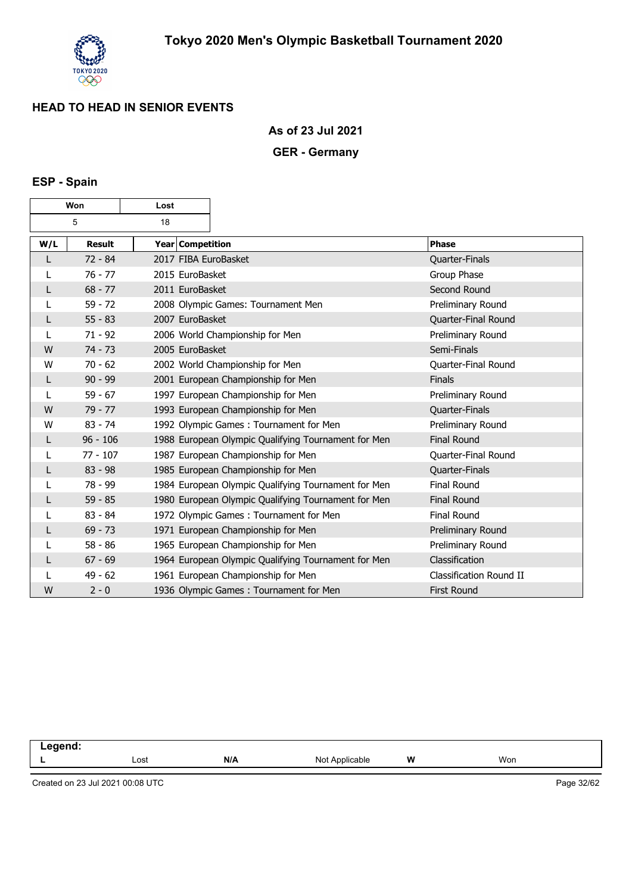# Tokyo 2020 Men's Olympic Basketball Tournament 2020

## HEAD TO HEAD IN SENIOR EVENTS

### As of 23 Jul 2021

### GER - Germany

### ESP - Spain

| Won | Lost |
|---|---|
| 5 | 18 |

| W/L | Result | Year | Competition | Phase |
|---|---|---|---|---|
| L | 72 - 84 | 2017 | FIBA EuroBasket | Quarter-Finals |
| L | 76 - 77 | 2015 | EuroBasket | Group Phase |
| L | 68 - 77 | 2011 | EuroBasket | Second Round |
| L | 59 - 72 | 2008 | Olympic Games: Tournament Men | Preliminary Round |
| L | 55 - 83 | 2007 | EuroBasket | Quarter-Final Round |
| L | 71 - 92 | 2006 | World Championship for Men | Preliminary Round |
| W | 74 - 73 | 2005 | EuroBasket | Semi-Finals |
| W | 70 - 62 | 2002 | World Championship for Men | Quarter-Final Round |
| L | 90 - 99 | 2001 | European Championship for Men | Finals |
| L | 59 - 67 | 1997 | European Championship for Men | Preliminary Round |
| W | 79 - 77 | 1993 | European Championship for Men | Quarter-Finals |
| W | 83 - 74 | 1992 | Olympic Games : Tournament for Men | Preliminary Round |
| L | 96 - 106 | 1988 | European Olympic Qualifying Tournament for Men | Final Round |
| L | 77 - 107 | 1987 | European Championship for Men | Quarter-Final Round |
| L | 83 - 98 | 1985 | European Championship for Men | Quarter-Finals |
| L | 78 - 99 | 1984 | European Olympic Qualifying Tournament for Men | Final Round |
| L | 59 - 85 | 1980 | European Olympic Qualifying Tournament for Men | Final Round |
| L | 83 - 84 | 1972 | Olympic Games : Tournament for Men | Final Round |
| L | 69 - 73 | 1971 | European Championship for Men | Preliminary Round |
| L | 58 - 86 | 1965 | European Championship for Men | Preliminary Round |
| L | 67 - 69 | 1964 | European Olympic Qualifying Tournament for Men | Classification |
| L | 49 - 62 | 1961 | European Championship for Men | Classification Round II |
| W | 2 - 0 | 1936 | Olympic Games : Tournament for Men | First Round |

| Legend: | | | | | |
|---|---|---|---|---|---|
| L | Lost | N/A | Not Applicable | W | Won |

Created on 23 Jul 2021 00:08 UTC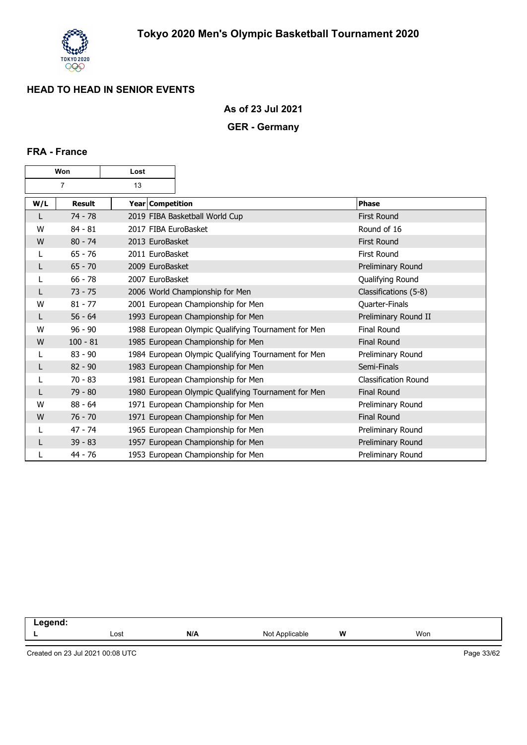# Tokyo 2020 Men's Olympic Basketball Tournament 2020

## HEAD TO HEAD IN SENIOR EVENTS

### As of 23 Jul 2021

### GER - Germany

#### FRA - France

| Won | Lost |
|---|---|
| 7 | 13 |

| W/L | Result | Year | Competition | Phase |
|---|---|---|---|---|
| L | 74 - 78 | 2019 | FIBA Basketball World Cup | First Round |
| W | 84 - 81 | 2017 | FIBA EuroBasket | Round of 16 |
| W | 80 - 74 | 2013 | EuroBasket | First Round |
| L | 65 - 76 | 2011 | EuroBasket | First Round |
| L | 65 - 70 | 2009 | EuroBasket | Preliminary Round |
| L | 66 - 78 | 2007 | EuroBasket | Qualifying Round |
| L | 73 - 75 | 2006 | World Championship for Men | Classifications (5-8) |
| W | 81 - 77 | 2001 | European Championship for Men | Quarter-Finals |
| L | 56 - 64 | 1993 | European Championship for Men | Preliminary Round II |
| W | 96 - 90 | 1988 | European Olympic Qualifying Tournament for Men | Final Round |
| W | 100 - 81 | 1985 | European Championship for Men | Final Round |
| L | 83 - 90 | 1984 | European Olympic Qualifying Tournament for Men | Preliminary Round |
| L | 82 - 90 | 1983 | European Championship for Men | Semi-Finals |
| L | 70 - 83 | 1981 | European Championship for Men | Classification Round |
| L | 79 - 80 | 1980 | European Olympic Qualifying Tournament for Men | Final Round |
| W | 88 - 64 | 1971 | European Championship for Men | Preliminary Round |
| W | 76 - 70 | 1971 | European Championship for Men | Final Round |
| L | 47 - 74 | 1965 | European Championship for Men | Preliminary Round |
| L | 39 - 83 | 1957 | European Championship for Men | Preliminary Round |
| L | 44 - 76 | 1953 | European Championship for Men | Preliminary Round |

| Legend: | | | | | |
|---|---|---|---|---|---|
| L | Lost | N/A | Not Applicable | W | Won |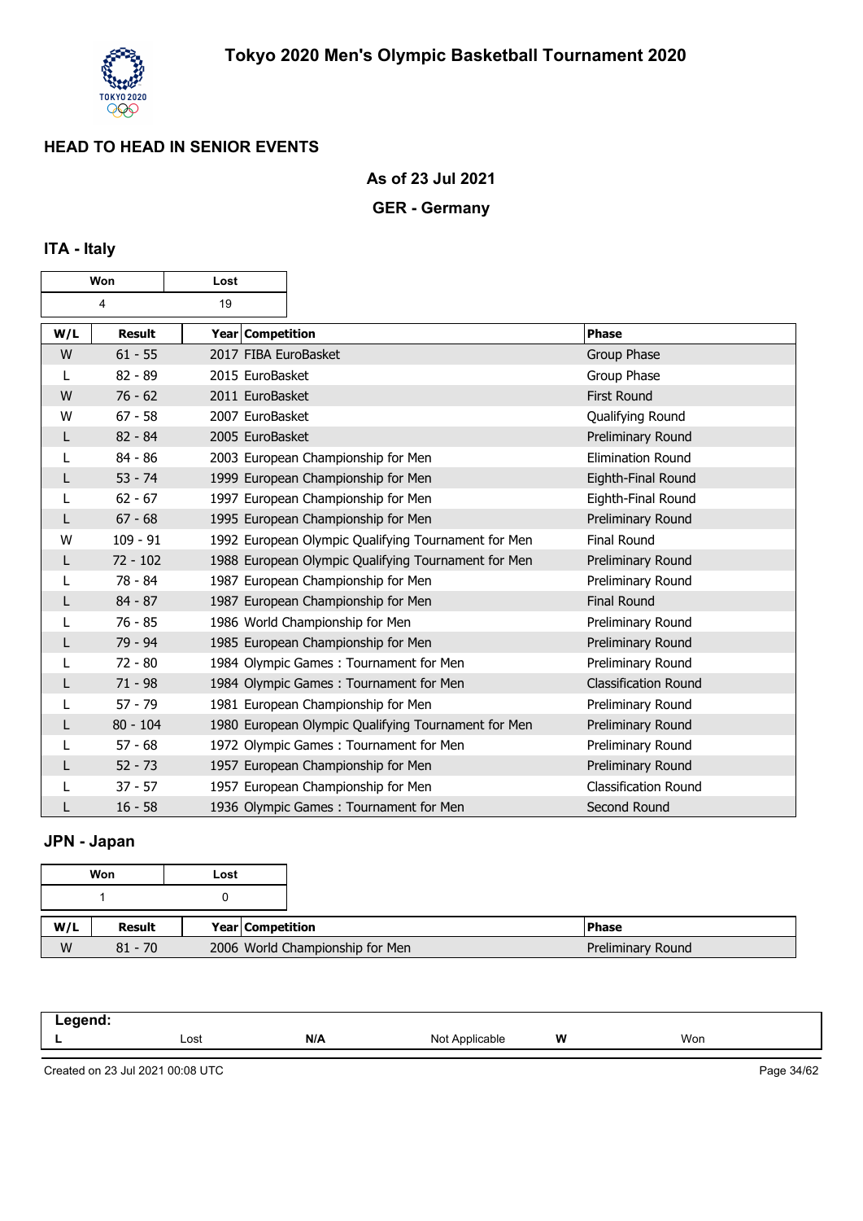# Tokyo 2020 Men's Olympic Basketball Tournament 2020

## HEAD TO HEAD IN SENIOR EVENTS

### As of 23 Jul 2021

### GER - Germany

### ITA - Italy

| Won | Lost |
|---|---|
| 4 | 19 |

| W/L | Result | Year | Competition | Phase |
|---|---|---|---|---|
| W | 61 - 55 | 2017 | FIBA EuroBasket | Group Phase |
| L | 82 - 89 | 2015 | EuroBasket | Group Phase |
| W | 76 - 62 | 2011 | EuroBasket | First Round |
| W | 67 - 58 | 2007 | EuroBasket | Qualifying Round |
| L | 82 - 84 | 2005 | EuroBasket | Preliminary Round |
| L | 84 - 86 | 2003 | European Championship for Men | Elimination Round |
| L | 53 - 74 | 1999 | European Championship for Men | Eighth-Final Round |
| L | 62 - 67 | 1997 | European Championship for Men | Eighth-Final Round |
| L | 67 - 68 | 1995 | European Championship for Men | Preliminary Round |
| W | 109 - 91 | 1992 | European Olympic Qualifying Tournament for Men | Final Round |
| L | 72 - 102 | 1988 | European Olympic Qualifying Tournament for Men | Preliminary Round |
| L | 78 - 84 | 1987 | European Championship for Men | Preliminary Round |
| L | 84 - 87 | 1987 | European Championship for Men | Final Round |
| L | 76 - 85 | 1986 | World Championship for Men | Preliminary Round |
| L | 79 - 94 | 1985 | European Championship for Men | Preliminary Round |
| L | 72 - 80 | 1984 | Olympic Games : Tournament for Men | Preliminary Round |
| L | 71 - 98 | 1984 | Olympic Games : Tournament for Men | Classification Round |
| L | 57 - 79 | 1981 | European Championship for Men | Preliminary Round |
| L | 80 - 104 | 1980 | European Olympic Qualifying Tournament for Men | Preliminary Round |
| L | 57 - 68 | 1972 | Olympic Games : Tournament for Men | Preliminary Round |
| L | 52 - 73 | 1957 | European Championship for Men | Preliminary Round |
| L | 37 - 57 | 1957 | European Championship for Men | Classification Round |
| L | 16 - 58 | 1936 | Olympic Games : Tournament for Men | Second Round |

### JPN - Japan

| Won | Lost |
|---|---|
| 1 | 0 |

| W/L | Result | Year | Competition | Phase |
|---|---|---|---|---|
| W | 81 - 70 | 2006 | World Championship for Men | Preliminary Round |

| Legend: | | | | | |
|---|---|---|---|---|---|
| L | Lost | N/A | Not Applicable | W | Won |

Created on 23 Jul 2021 00:08 UTC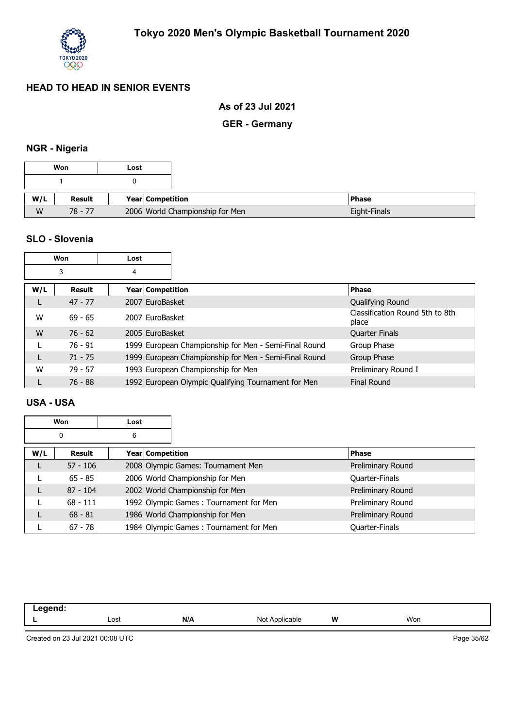# Tokyo 2020 Men's Olympic Basketball Tournament 2020

## HEAD TO HEAD IN SENIOR EVENTS

### As of 23 Jul 2021

### GER - Germany

### NGR - Nigeria

| Won | Lost |
|---|---|
| 1 | 0 |

| W/L | Result | Year | Competition | Phase |
|---|---|---|---|---|
| W | 78 - 77 | 2006 | World Championship for Men | Eight-Finals |

### SLO - Slovenia

| Won | Lost |
|---|---|
| 3 | 4 |

| W/L | Result | Year | Competition | Phase |
|---|---|---|---|---|
| L | 47 - 77 | 2007 | EuroBasket | Qualifying Round |
| W | 69 - 65 | 2007 | EuroBasket | Classification Round 5th to 8th place |
| W | 76 - 62 | 2005 | EuroBasket | Quarter Finals |
| L | 76 - 91 | 1999 | European Championship for Men - Semi-Final Round | Group Phase |
| L | 71 - 75 | 1999 | European Championship for Men - Semi-Final Round | Group Phase |
| W | 79 - 57 | 1993 | European Championship for Men | Preliminary Round I |
| L | 76 - 88 | 1992 | European Olympic Qualifying Tournament for Men | Final Round |

### USA - USA

| Won | Lost |
|---|---|
| 0 | 6 |

| W/L | Result | Year | Competition | Phase |
|---|---|---|---|---|
| L | 57 - 106 | 2008 | Olympic Games: Tournament Men | Preliminary Round |
| L | 65 - 85 | 2006 | World Championship for Men | Quarter-Finals |
| L | 87 - 104 | 2002 | World Championship for Men | Preliminary Round |
| L | 68 - 111 | 1992 | Olympic Games : Tournament for Men | Preliminary Round |
| L | 68 - 81 | 1986 | World Championship for Men | Preliminary Round |
| L | 67 - 78 | 1984 | Olympic Games : Tournament for Men | Quarter-Finals |

| Legend: | | | | | |
|---|---|---|---|---|---|
| L | Lost | N/A | Not Applicable | W | Won |

Created on 23 Jul 2021 00:08 UTC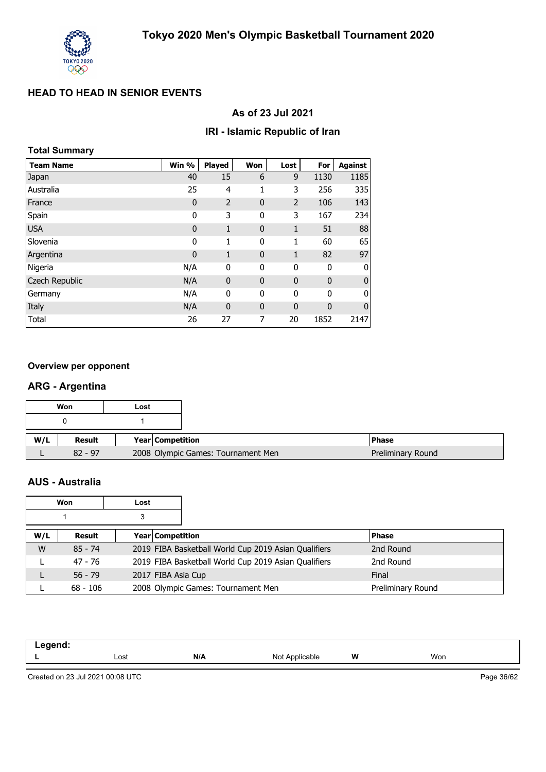# Tokyo 2020 Men's Olympic Basketball Tournament 2020

## HEAD TO HEAD IN SENIOR EVENTS

### As of 23 Jul 2021

### IRI - Islamic Republic of Iran

**Total Summary**

| Team Name | Win % | Played | Won | Lost | For | Against |
|---|---|---|---|---|---|---|
| Japan | 40 | 15 | 6 | 9 | 1130 | 1185 |
| Australia | 25 | 4 | 1 | 3 | 256 | 335 |
| France | 0 | 2 | 0 | 2 | 106 | 143 |
| Spain | 0 | 3 | 0 | 3 | 167 | 234 |
| USA | 0 | 1 | 0 | 1 | 51 | 88 |
| Slovenia | 0 | 1 | 0 | 1 | 60 | 65 |
| Argentina | 0 | 1 | 0 | 1 | 82 | 97 |
| Nigeria | N/A | 0 | 0 | 0 | 0 | 0 |
| Czech Republic | N/A | 0 | 0 | 0 | 0 | 0 |
| Germany | N/A | 0 | 0 | 0 | 0 | 0 |
| Italy | N/A | 0 | 0 | 0 | 0 | 0 |
| Total | 26 | 27 | 7 | 20 | 1852 | 2147 |

**Overview per opponent**

## ARG - Argentina

| Won | Lost |
|---|---|
| 0 | 1 |

| W/L | Result | Year | Competition | Phase |
|---|---|---|---|---|
| L | 82 - 97 | 2008 | Olympic Games: Tournament Men | Preliminary Round |

## AUS - Australia

| Won | Lost |
|---|---|
| 1 | 3 |

| W/L | Result | Year | Competition | Phase |
|---|---|---|---|---|
| W | 85 - 74 | 2019 | FIBA Basketball World Cup 2019 Asian Qualifiers | 2nd Round |
| L | 47 - 76 | 2019 | FIBA Basketball World Cup 2019 Asian Qualifiers | 2nd Round |
| L | 56 - 79 | 2017 | FIBA Asia Cup | Final |
| L | 68 - 106 | 2008 | Olympic Games: Tournament Men | Preliminary Round |

**Legend:**

| | | | | | |
|---|---|---|---|---|---|
| L | Lost | N/A | Not Applicable | W | Won |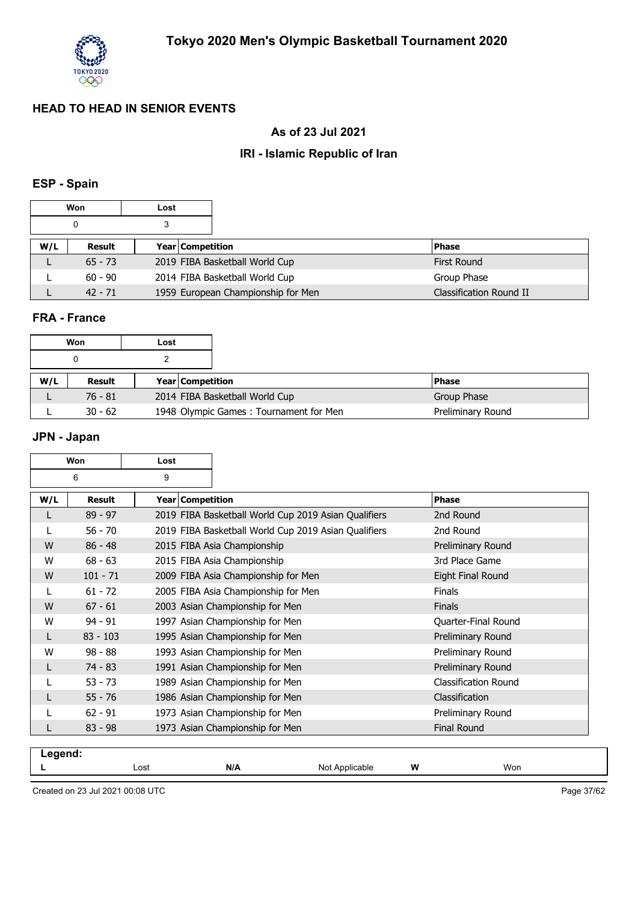# Tokyo 2020 Men's Olympic Basketball Tournament 2020

## HEAD TO HEAD IN SENIOR EVENTS

### As of 23 Jul 2021

### IRI - Islamic Republic of Iran

### ESP - Spain

| Won | Lost |
|---|---|
| 0 | 3 |

| W/L | Result | Year | Competition | Phase |
|---|---|---|---|---|
| L | 65 - 73 | 2019 | FIBA Basketball World Cup | First Round |
| L | 60 - 90 | 2014 | FIBA Basketball World Cup | Group Phase |
| L | 42 - 71 | 1959 | European Championship for Men | Classification Round II |

### FRA - France

| Won | Lost |
|---|---|
| 0 | 2 |

| W/L | Result | Year | Competition | Phase |
|---|---|---|---|---|
| L | 76 - 81 | 2014 | FIBA Basketball World Cup | Group Phase |
| L | 30 - 62 | 1948 | Olympic Games : Tournament for Men | Preliminary Round |

### JPN - Japan

| Won | Lost |
|---|---|
| 6 | 9 |

| W/L | Result | Year | Competition | Phase |
|---|---|---|---|---|
| L | 89 - 97 | 2019 | FIBA Basketball World Cup 2019 Asian Qualifiers | 2nd Round |
| L | 56 - 70 | 2019 | FIBA Basketball World Cup 2019 Asian Qualifiers | 2nd Round |
| W | 86 - 48 | 2015 | FIBA Asia Championship | Preliminary Round |
| W | 68 - 63 | 2015 | FIBA Asia Championship | 3rd Place Game |
| W | 101 - 71 | 2009 | FIBA Asia Championship for Men | Eight Final Round |
| L | 61 - 72 | 2005 | FIBA Asia Championship for Men | Finals |
| W | 67 - 61 | 2003 | Asian Championship for Men | Finals |
| W | 94 - 91 | 1997 | Asian Championship for Men | Quarter-Final Round |
| L | 83 - 103 | 1995 | Asian Championship for Men | Preliminary Round |
| W | 98 - 88 | 1993 | Asian Championship for Men | Preliminary Round |
| L | 74 - 83 | 1991 | Asian Championship for Men | Preliminary Round |
| L | 53 - 73 | 1989 | Asian Championship for Men | Classification Round |
| L | 55 - 76 | 1986 | Asian Championship for Men | Classification |
| L | 62 - 91 | 1973 | Asian Championship for Men | Preliminary Round |
| L | 83 - 98 | 1973 | Asian Championship for Men | Final Round |

**Legend:**

| | | | | | |
|---|---|---|---|---|---|
| **L** | Lost | **N/A** | Not Applicable | **W** | Won |

Created on 23 Jul 2021 00:08 UTC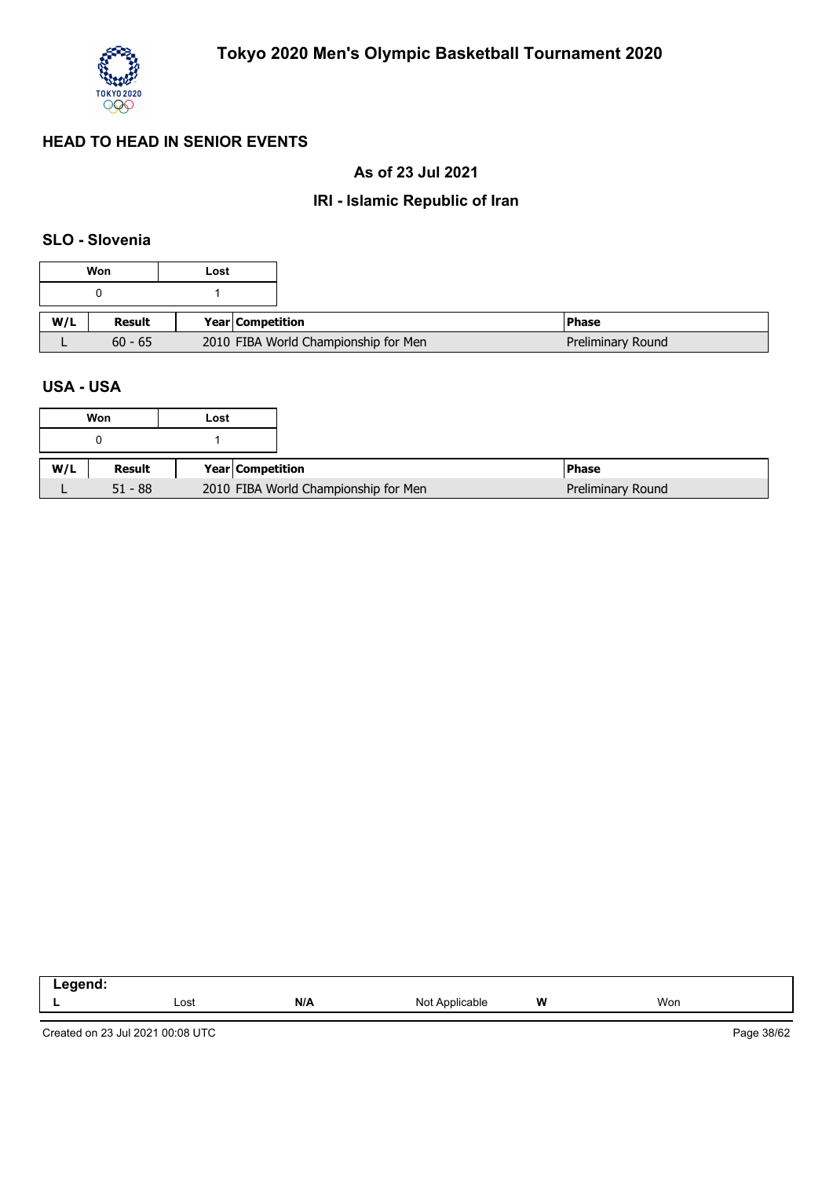# Tokyo 2020 Men's Olympic Basketball Tournament 2020

## HEAD TO HEAD IN SENIOR EVENTS

### As of 23 Jul 2021

### IRI - Islamic Republic of Iran

#### SLO - Slovenia

| Won | Lost |
|---|---|
| 0 | 1 |

| W/L | Result | Year | Competition | Phase |
|---|---|---|---|---|
| L | 60 - 65 | 2010 | FIBA World Championship for Men | Preliminary Round |

#### USA - USA

| Won | Lost |
|---|---|
| 0 | 1 |

| W/L | Result | Year | Competition | Phase |
|---|---|---|---|---|
| L | 51 - 88 | 2010 | FIBA World Championship for Men | Preliminary Round |

| Legend: | | | | | |
|---|---|---|---|---|---|
| L | Lost | N/A | Not Applicable | W | Won |

Created on 23 Jul 2021 00:08 UTC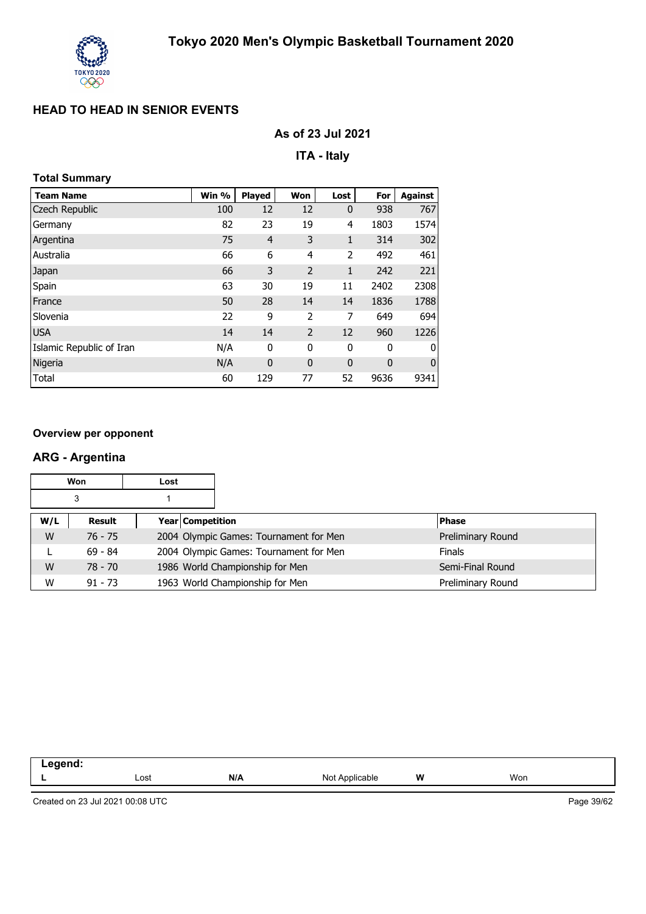# Tokyo 2020 Men's Olympic Basketball Tournament 2020

## HEAD TO HEAD IN SENIOR EVENTS

**As of 23 Jul 2021**

**ITA - Italy**

### Total Summary

| Team Name | Win % | Played | Won | Lost | For | Against |
|---|---|---|---|---|---|---|
| Czech Republic | 100 | 12 | 12 | 0 | 938 | 767 |
| Germany | 82 | 23 | 19 | 4 | 1803 | 1574 |
| Argentina | 75 | 4 | 3 | 1 | 314 | 302 |
| Australia | 66 | 6 | 4 | 2 | 492 | 461 |
| Japan | 66 | 3 | 2 | 1 | 242 | 221 |
| Spain | 63 | 30 | 19 | 11 | 2402 | 2308 |
| France | 50 | 28 | 14 | 14 | 1836 | 1788 |
| Slovenia | 22 | 9 | 2 | 7 | 649 | 694 |
| USA | 14 | 14 | 2 | 12 | 960 | 1226 |
| Islamic Republic of Iran | N/A | 0 | 0 | 0 | 0 | 0 |
| Nigeria | N/A | 0 | 0 | 0 | 0 | 0 |
| Total | 60 | 129 | 77 | 52 | 9636 | 9341 |

### Overview per opponent

## ARG - Argentina

| Won | Lost |
|---|---|
| 3 | 1 |

| W/L | Result | Year | Competition | Phase |
|---|---|---|---|---|
| W | 76 - 75 | 2004 | Olympic Games: Tournament for Men | Preliminary Round |
| L | 69 - 84 | 2004 | Olympic Games: Tournament for Men | Finals |
| W | 78 - 70 | 1986 | World Championship for Men | Semi-Final Round |
| W | 91 - 73 | 1963 | World Championship for Men | Preliminary Round |

**Legend:**

| L | Lost | N/A | Not Applicable | W | Won |
|---|---|---|---|---|---|

Created on 23 Jul 2021 00:08 UTC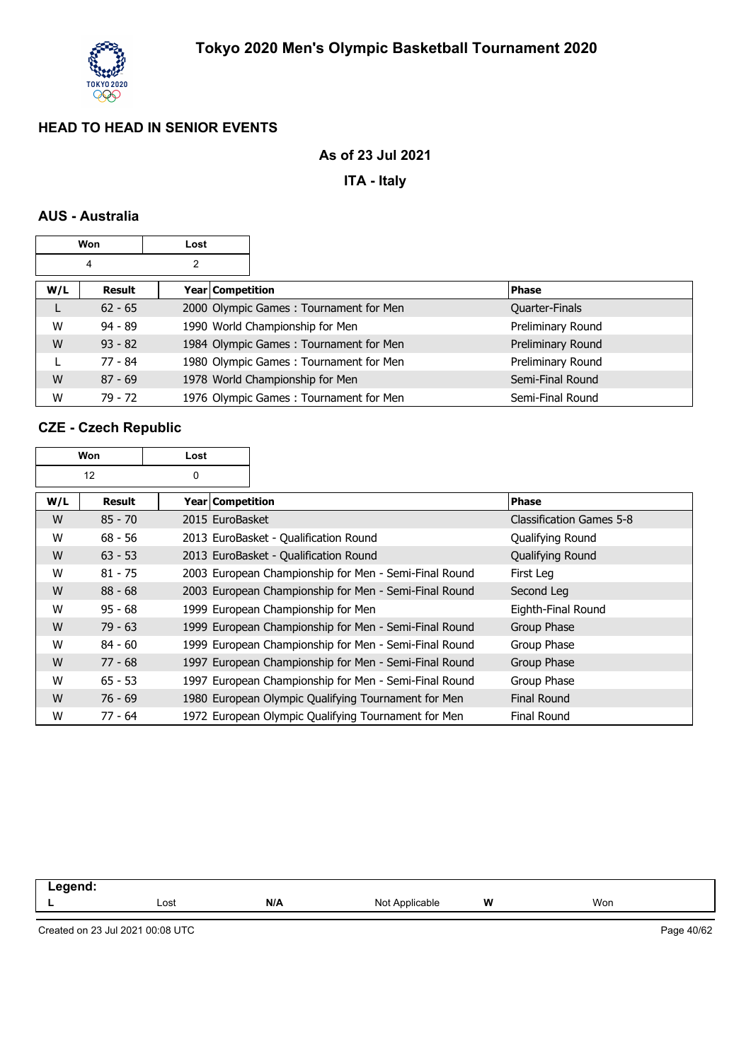# Tokyo 2020 Men's Olympic Basketball Tournament 2020

## HEAD TO HEAD IN SENIOR EVENTS

**As of 23 Jul 2021**

**ITA - Italy**

### AUS - Australia

| Won | Lost |
|---|---|
| 4 | 2 |

| W/L | Result | Year | Competition | Phase |
|---|---|---|---|---|
| L | 62 - 65 | 2000 | Olympic Games : Tournament for Men | Quarter-Finals |
| W | 94 - 89 | 1990 | World Championship for Men | Preliminary Round |
| W | 93 - 82 | 1984 | Olympic Games : Tournament for Men | Preliminary Round |
| L | 77 - 84 | 1980 | Olympic Games : Tournament for Men | Preliminary Round |
| W | 87 - 69 | 1978 | World Championship for Men | Semi-Final Round |
| W | 79 - 72 | 1976 | Olympic Games : Tournament for Men | Semi-Final Round |

### CZE - Czech Republic

| Won | Lost |
|---|---|
| 12 | 0 |

| W/L | Result | Year | Competition | Phase |
|---|---|---|---|---|
| W | 85 - 70 | 2015 | EuroBasket | Classification Games 5-8 |
| W | 68 - 56 | 2013 | EuroBasket - Qualification Round | Qualifying Round |
| W | 63 - 53 | 2013 | EuroBasket - Qualification Round | Qualifying Round |
| W | 81 - 75 | 2003 | European Championship for Men - Semi-Final Round | First Leg |
| W | 88 - 68 | 2003 | European Championship for Men - Semi-Final Round | Second Leg |
| W | 95 - 68 | 1999 | European Championship for Men | Eighth-Final Round |
| W | 79 - 63 | 1999 | European Championship for Men - Semi-Final Round | Group Phase |
| W | 84 - 60 | 1999 | European Championship for Men - Semi-Final Round | Group Phase |
| W | 77 - 68 | 1997 | European Championship for Men - Semi-Final Round | Group Phase |
| W | 65 - 53 | 1997 | European Championship for Men - Semi-Final Round | Group Phase |
| W | 76 - 69 | 1980 | European Olympic Qualifying Tournament for Men | Final Round |
| W | 77 - 64 | 1972 | European Olympic Qualifying Tournament for Men | Final Round |

**Legend:**

| L | Lost | N/A | Not Applicable | W | Won |
|---|---|---|---|---|---|

Created on 23 Jul 2021 00:08 UTC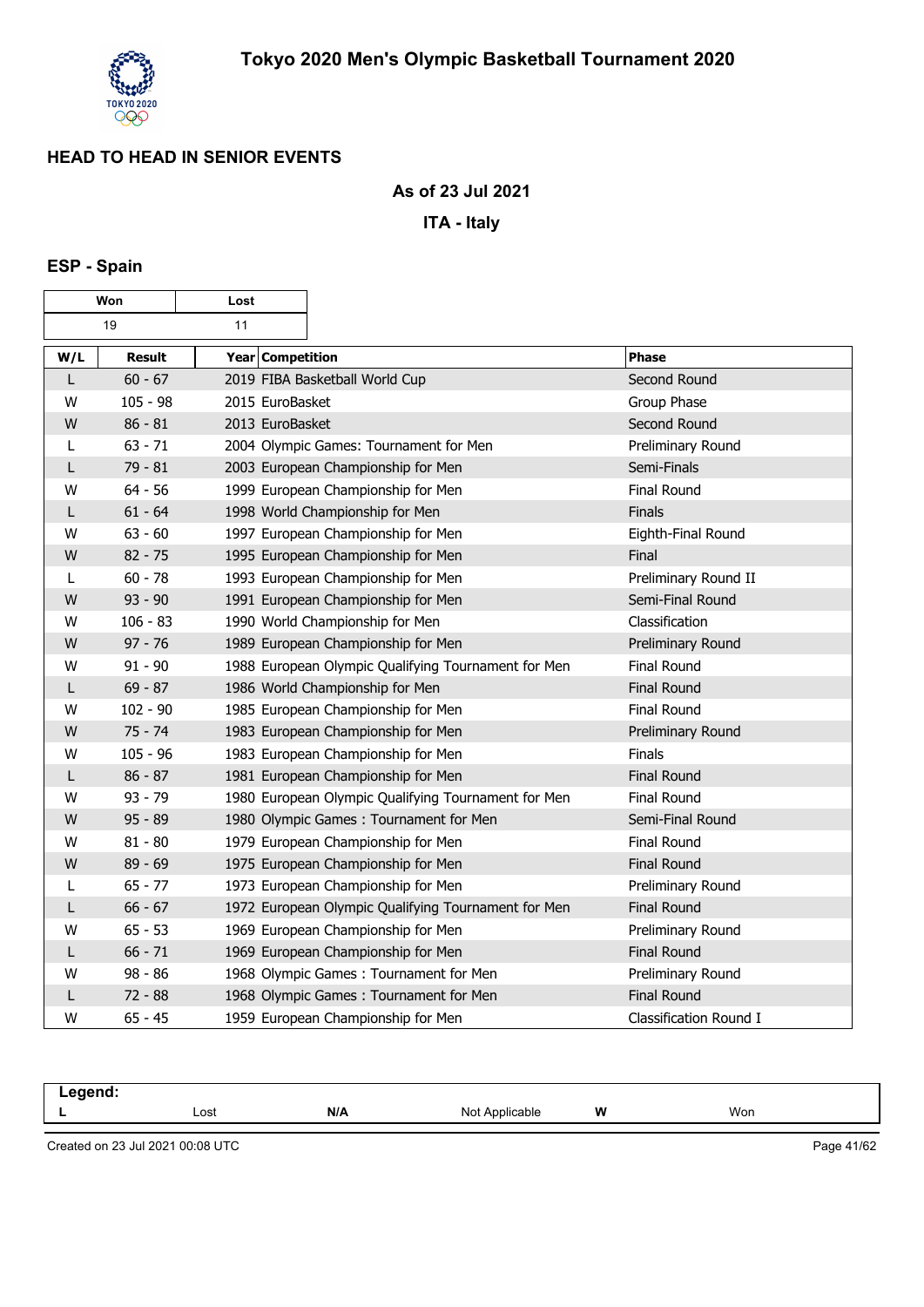# Tokyo 2020 Men's Olympic Basketball Tournament 2020

## HEAD TO HEAD IN SENIOR EVENTS

**As of 23 Jul 2021**

**ITA - Italy**

### ESP - Spain

| Won | Lost |
|---|---|
| 19 | 11 |

| W/L | Result | Year | Competition | Phase |
|---|---|---|---|---|
| L | 60 - 67 | 2019 | FIBA Basketball World Cup | Second Round |
| W | 105 - 98 | 2015 | EuroBasket | Group Phase |
| W | 86 - 81 | 2013 | EuroBasket | Second Round |
| L | 63 - 71 | 2004 | Olympic Games: Tournament for Men | Preliminary Round |
| L | 79 - 81 | 2003 | European Championship for Men | Semi-Finals |
| W | 64 - 56 | 1999 | European Championship for Men | Final Round |
| L | 61 - 64 | 1998 | World Championship for Men | Finals |
| W | 63 - 60 | 1997 | European Championship for Men | Eighth-Final Round |
| W | 82 - 75 | 1995 | European Championship for Men | Final |
| L | 60 - 78 | 1993 | European Championship for Men | Preliminary Round II |
| W | 93 - 90 | 1991 | European Championship for Men | Semi-Final Round |
| W | 106 - 83 | 1990 | World Championship for Men | Classification |
| W | 97 - 76 | 1989 | European Championship for Men | Preliminary Round |
| W | 91 - 90 | 1988 | European Olympic Qualifying Tournament for Men | Final Round |
| L | 69 - 87 | 1986 | World Championship for Men | Final Round |
| W | 102 - 90 | 1985 | European Championship for Men | Final Round |
| W | 75 - 74 | 1983 | European Championship for Men | Preliminary Round |
| W | 105 - 96 | 1983 | European Championship for Men | Finals |
| L | 86 - 87 | 1981 | European Championship for Men | Final Round |
| W | 93 - 79 | 1980 | European Olympic Qualifying Tournament for Men | Final Round |
| W | 95 - 89 | 1980 | Olympic Games : Tournament for Men | Semi-Final Round |
| W | 81 - 80 | 1979 | European Championship for Men | Final Round |
| W | 89 - 69 | 1975 | European Championship for Men | Final Round |
| L | 65 - 77 | 1973 | European Championship for Men | Preliminary Round |
| L | 66 - 67 | 1972 | European Olympic Qualifying Tournament for Men | Final Round |
| W | 65 - 53 | 1969 | European Championship for Men | Preliminary Round |
| L | 66 - 71 | 1969 | European Championship for Men | Final Round |
| W | 98 - 86 | 1968 | Olympic Games : Tournament for Men | Preliminary Round |
| L | 72 - 88 | 1968 | Olympic Games : Tournament for Men | Final Round |
| W | 65 - 45 | 1959 | European Championship for Men | Classification Round I |

**Legend:**

| | | | | | |
|---|---|---|---|---|---|
| **L** | Lost | **N/A** | Not Applicable | **W** | Won |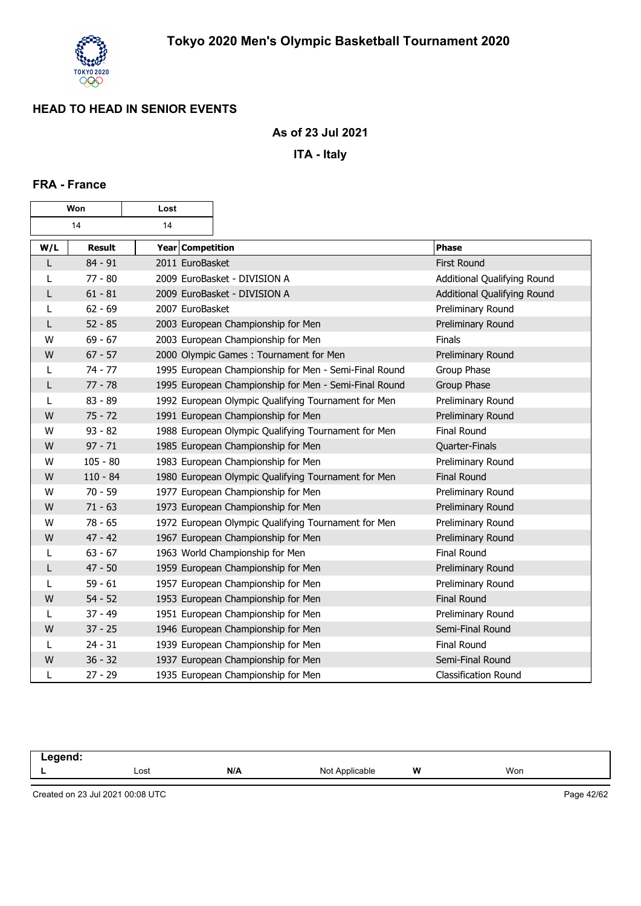# Tokyo 2020 Men's Olympic Basketball Tournament 2020

## HEAD TO HEAD IN SENIOR EVENTS

**As of 23 Jul 2021**

**ITA - Italy**

### FRA - France

| Won | Lost |
|---|---|
| 14 | 14 |

| W/L | Result | Year | Competition | Phase |
|---|---|---|---|---|
| L | 84 - 91 | 2011 | EuroBasket | First Round |
| L | 77 - 80 | 2009 | EuroBasket - DIVISION A | Additional Qualifying Round |
| L | 61 - 81 | 2009 | EuroBasket - DIVISION A | Additional Qualifying Round |
| L | 62 - 69 | 2007 | EuroBasket | Preliminary Round |
| L | 52 - 85 | 2003 | European Championship for Men | Preliminary Round |
| W | 69 - 67 | 2003 | European Championship for Men | Finals |
| W | 67 - 57 | 2000 | Olympic Games : Tournament for Men | Preliminary Round |
| L | 74 - 77 | 1995 | European Championship for Men - Semi-Final Round | Group Phase |
| L | 77 - 78 | 1995 | European Championship for Men - Semi-Final Round | Group Phase |
| L | 83 - 89 | 1992 | European Olympic Qualifying Tournament for Men | Preliminary Round |
| W | 75 - 72 | 1991 | European Championship for Men | Preliminary Round |
| W | 93 - 82 | 1988 | European Olympic Qualifying Tournament for Men | Final Round |
| W | 97 - 71 | 1985 | European Championship for Men | Quarter-Finals |
| W | 105 - 80 | 1983 | European Championship for Men | Preliminary Round |
| W | 110 - 84 | 1980 | European Olympic Qualifying Tournament for Men | Final Round |
| W | 70 - 59 | 1977 | European Championship for Men | Preliminary Round |
| W | 71 - 63 | 1973 | European Championship for Men | Preliminary Round |
| W | 78 - 65 | 1972 | European Olympic Qualifying Tournament for Men | Preliminary Round |
| W | 47 - 42 | 1967 | European Championship for Men | Preliminary Round |
| L | 63 - 67 | 1963 | World Championship for Men | Final Round |
| L | 47 - 50 | 1959 | European Championship for Men | Preliminary Round |
| L | 59 - 61 | 1957 | European Championship for Men | Preliminary Round |
| W | 54 - 52 | 1953 | European Championship for Men | Final Round |
| L | 37 - 49 | 1951 | European Championship for Men | Preliminary Round |
| W | 37 - 25 | 1946 | European Championship for Men | Semi-Final Round |
| L | 24 - 31 | 1939 | European Championship for Men | Final Round |
| W | 36 - 32 | 1937 | European Championship for Men | Semi-Final Round |
| L | 27 - 29 | 1935 | European Championship for Men | Classification Round |

**Legend:**

| L | Lost | N/A | Not Applicable | W | Won |
|---|---|---|---|---|---|

Created on 23 Jul 2021 00:08 UTC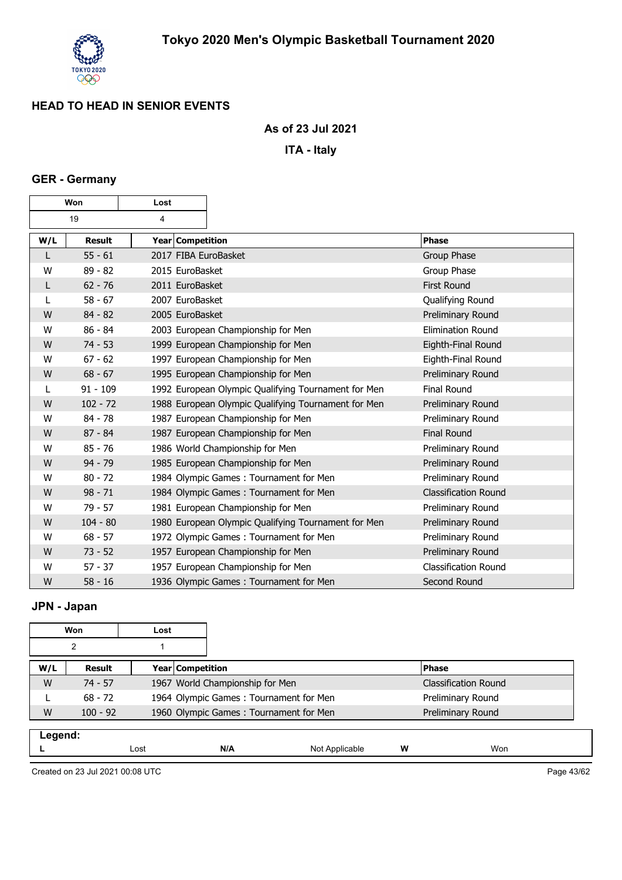# Tokyo 2020 Men's Olympic Basketball Tournament 2020

## HEAD TO HEAD IN SENIOR EVENTS

### As of 23 Jul 2021

### ITA - Italy

### GER - Germany

| Won | Lost |
|---|---|
| 19 | 4 |

| W/L | Result | Year | Competition | Phase |
|---|---|---|---|---|
| L | 55 - 61 | 2017 | FIBA EuroBasket | Group Phase |
| W | 89 - 82 | 2015 | EuroBasket | Group Phase |
| L | 62 - 76 | 2011 | EuroBasket | First Round |
| L | 58 - 67 | 2007 | EuroBasket | Qualifying Round |
| W | 84 - 82 | 2005 | EuroBasket | Preliminary Round |
| W | 86 - 84 | 2003 | European Championship for Men | Elimination Round |
| W | 74 - 53 | 1999 | European Championship for Men | Eighth-Final Round |
| W | 67 - 62 | 1997 | European Championship for Men | Eighth-Final Round |
| W | 68 - 67 | 1995 | European Championship for Men | Preliminary Round |
| L | 91 - 109 | 1992 | European Olympic Qualifying Tournament for Men | Final Round |
| W | 102 - 72 | 1988 | European Olympic Qualifying Tournament for Men | Preliminary Round |
| W | 84 - 78 | 1987 | European Championship for Men | Preliminary Round |
| W | 87 - 84 | 1987 | European Championship for Men | Final Round |
| W | 85 - 76 | 1986 | World Championship for Men | Preliminary Round |
| W | 94 - 79 | 1985 | European Championship for Men | Preliminary Round |
| W | 80 - 72 | 1984 | Olympic Games : Tournament for Men | Preliminary Round |
| W | 98 - 71 | 1984 | Olympic Games : Tournament for Men | Classification Round |
| W | 79 - 57 | 1981 | European Championship for Men | Preliminary Round |
| W | 104 - 80 | 1980 | European Olympic Qualifying Tournament for Men | Preliminary Round |
| W | 68 - 57 | 1972 | Olympic Games : Tournament for Men | Preliminary Round |
| W | 73 - 52 | 1957 | European Championship for Men | Preliminary Round |
| W | 57 - 37 | 1957 | European Championship for Men | Classification Round |
| W | 58 - 16 | 1936 | Olympic Games : Tournament for Men | Second Round |

### JPN - Japan

| Won | Lost |
|---|---|
| 2 | 1 |

| W/L | Result | Year | Competition | Phase |
|---|---|---|---|---|
| W | 74 - 57 | 1967 | World Championship for Men | Classification Round |
| L | 68 - 72 | 1964 | Olympic Games : Tournament for Men | Preliminary Round |
| W | 100 - 92 | 1960 | Olympic Games : Tournament for Men | Preliminary Round |

| Legend: | | | | | |
|---|---|---|---|---|---|
| L | Lost | N/A | Not Applicable | W | Won |

Created on 23 Jul 2021 00:08 UTC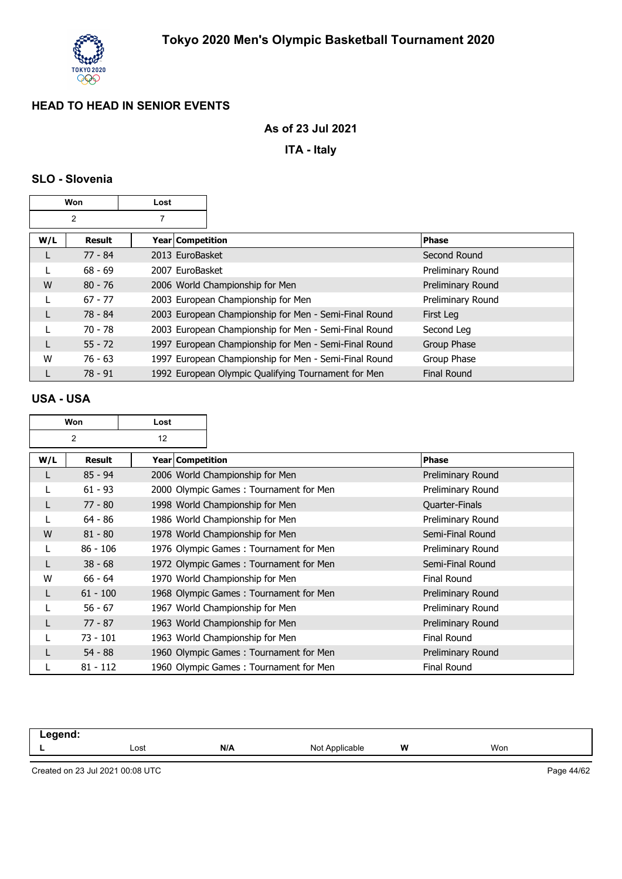# Tokyo 2020 Men's Olympic Basketball Tournament 2020

## HEAD TO HEAD IN SENIOR EVENTS

### As of 23 Jul 2021

### ITA - Italy

### SLO - Slovenia

| Won | Lost |
|---|---|
| 2 | 7 |

| W/L | Result | Year | Competition | Phase |
|---|---|---|---|---|
| L | 77 - 84 | 2013 | EuroBasket | Second Round |
| L | 68 - 69 | 2007 | EuroBasket | Preliminary Round |
| W | 80 - 76 | 2006 | World Championship for Men | Preliminary Round |
| L | 67 - 77 | 2003 | European Championship for Men | Preliminary Round |
| L | 78 - 84 | 2003 | European Championship for Men - Semi-Final Round | First Leg |
| L | 70 - 78 | 2003 | European Championship for Men - Semi-Final Round | Second Leg |
| L | 55 - 72 | 1997 | European Championship for Men - Semi-Final Round | Group Phase |
| W | 76 - 63 | 1997 | European Championship for Men - Semi-Final Round | Group Phase |
| L | 78 - 91 | 1992 | European Olympic Qualifying Tournament for Men | Final Round |

### USA - USA

| Won | Lost |
|---|---|
| 2 | 12 |

| W/L | Result | Year | Competition | Phase |
|---|---|---|---|---|
| L | 85 - 94 | 2006 | World Championship for Men | Preliminary Round |
| L | 61 - 93 | 2000 | Olympic Games : Tournament for Men | Preliminary Round |
| L | 77 - 80 | 1998 | World Championship for Men | Quarter-Finals |
| L | 64 - 86 | 1986 | World Championship for Men | Preliminary Round |
| W | 81 - 80 | 1978 | World Championship for Men | Semi-Final Round |
| L | 86 - 106 | 1976 | Olympic Games : Tournament for Men | Preliminary Round |
| L | 38 - 68 | 1972 | Olympic Games : Tournament for Men | Semi-Final Round |
| W | 66 - 64 | 1970 | World Championship for Men | Final Round |
| L | 61 - 100 | 1968 | Olympic Games : Tournament for Men | Preliminary Round |
| L | 56 - 67 | 1967 | World Championship for Men | Preliminary Round |
| L | 77 - 87 | 1963 | World Championship for Men | Preliminary Round |
| L | 73 - 101 | 1963 | World Championship for Men | Final Round |
| L | 54 - 88 | 1960 | Olympic Games : Tournament for Men | Preliminary Round |
| L | 81 - 112 | 1960 | Olympic Games : Tournament for Men | Final Round |

**Legend:**

| L | Lost | N/A | Not Applicable | W | Won |
|---|---|---|---|---|---|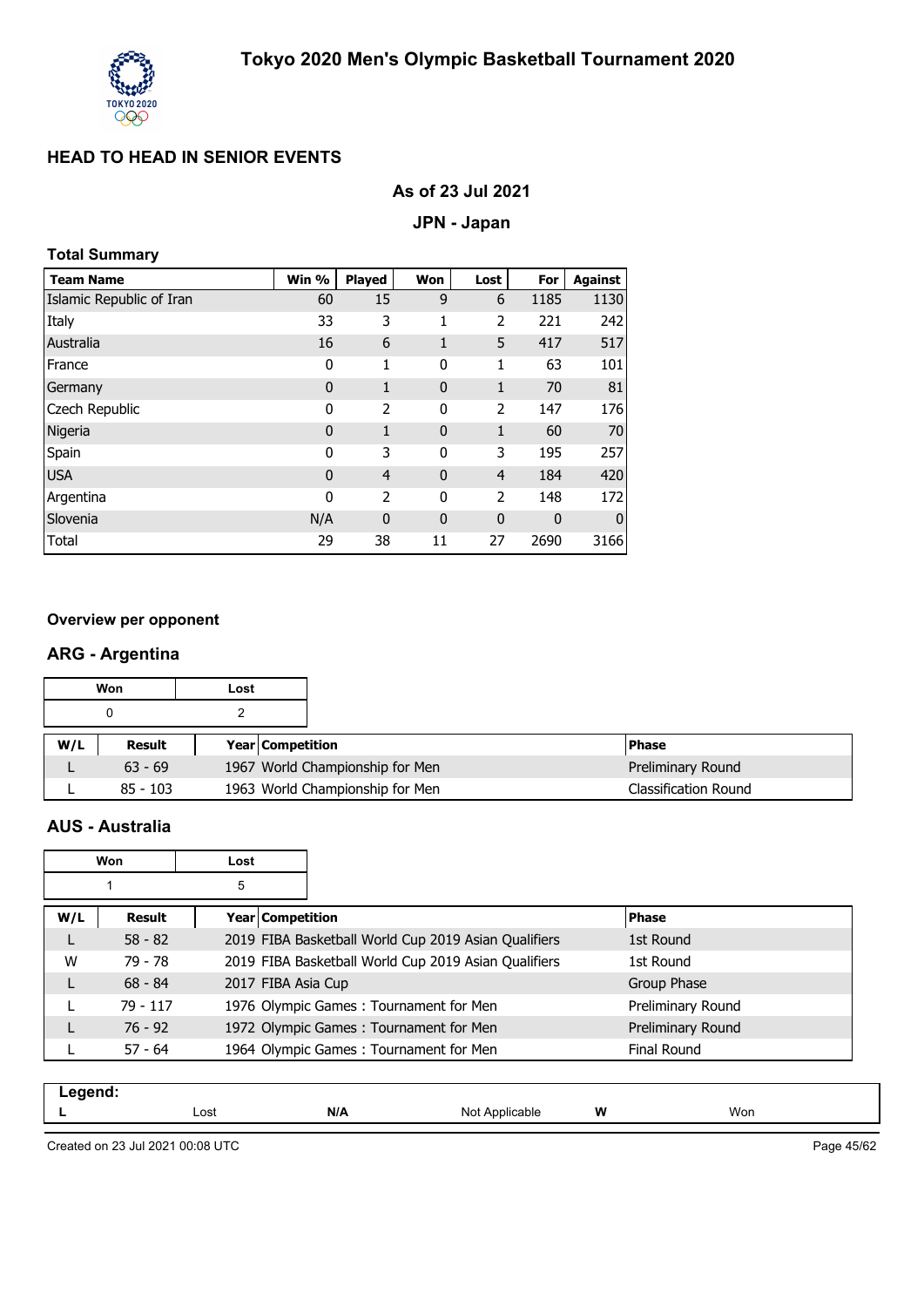# Tokyo 2020 Men's Olympic Basketball Tournament 2020

## HEAD TO HEAD IN SENIOR EVENTS

### As of 23 Jul 2021

### JPN - Japan

**Total Summary**

| Team Name | Win % | Played | Won | Lost | For | Against |
|---|---|---|---|---|---|---|
| Islamic Republic of Iran | 60 | 15 | 9 | 6 | 1185 | 1130 |
| Italy | 33 | 3 | 1 | 2 | 221 | 242 |
| Australia | 16 | 6 | 1 | 5 | 417 | 517 |
| France | 0 | 1 | 0 | 1 | 63 | 101 |
| Germany | 0 | 1 | 0 | 1 | 70 | 81 |
| Czech Republic | 0 | 2 | 0 | 2 | 147 | 176 |
| Nigeria | 0 | 1 | 0 | 1 | 60 | 70 |
| Spain | 0 | 3 | 0 | 3 | 195 | 257 |
| USA | 0 | 4 | 0 | 4 | 184 | 420 |
| Argentina | 0 | 2 | 0 | 2 | 148 | 172 |
| Slovenia | N/A | 0 | 0 | 0 | 0 | 0 |
| Total | 29 | 38 | 11 | 27 | 2690 | 3166 |

**Overview per opponent**

## ARG - Argentina

| Won | Lost |
|---|---|
| 0 | 2 |

| W/L | Result | Year | Competition | Phase |
|---|---|---|---|---|
| L | 63 - 69 | 1967 | World Championship for Men | Preliminary Round |
| L | 85 - 103 | 1963 | World Championship for Men | Classification Round |

## AUS - Australia

| Won | Lost |
|---|---|
| 1 | 5 |

| W/L | Result | Year | Competition | Phase |
|---|---|---|---|---|
| L | 58 - 82 | 2019 | FIBA Basketball World Cup 2019 Asian Qualifiers | 1st Round |
| W | 79 - 78 | 2019 | FIBA Basketball World Cup 2019 Asian Qualifiers | 1st Round |
| L | 68 - 84 | 2017 | FIBA Asia Cup | Group Phase |
| L | 79 - 117 | 1976 | Olympic Games : Tournament for Men | Preliminary Round |
| L | 76 - 92 | 1972 | Olympic Games : Tournament for Men | Preliminary Round |
| L | 57 - 64 | 1964 | Olympic Games : Tournament for Men | Final Round |

**Legend:**

| | | | | | |
|---|---|---|---|---|---|
| **L** | Lost | **N/A** | Not Applicable | **W** | Won |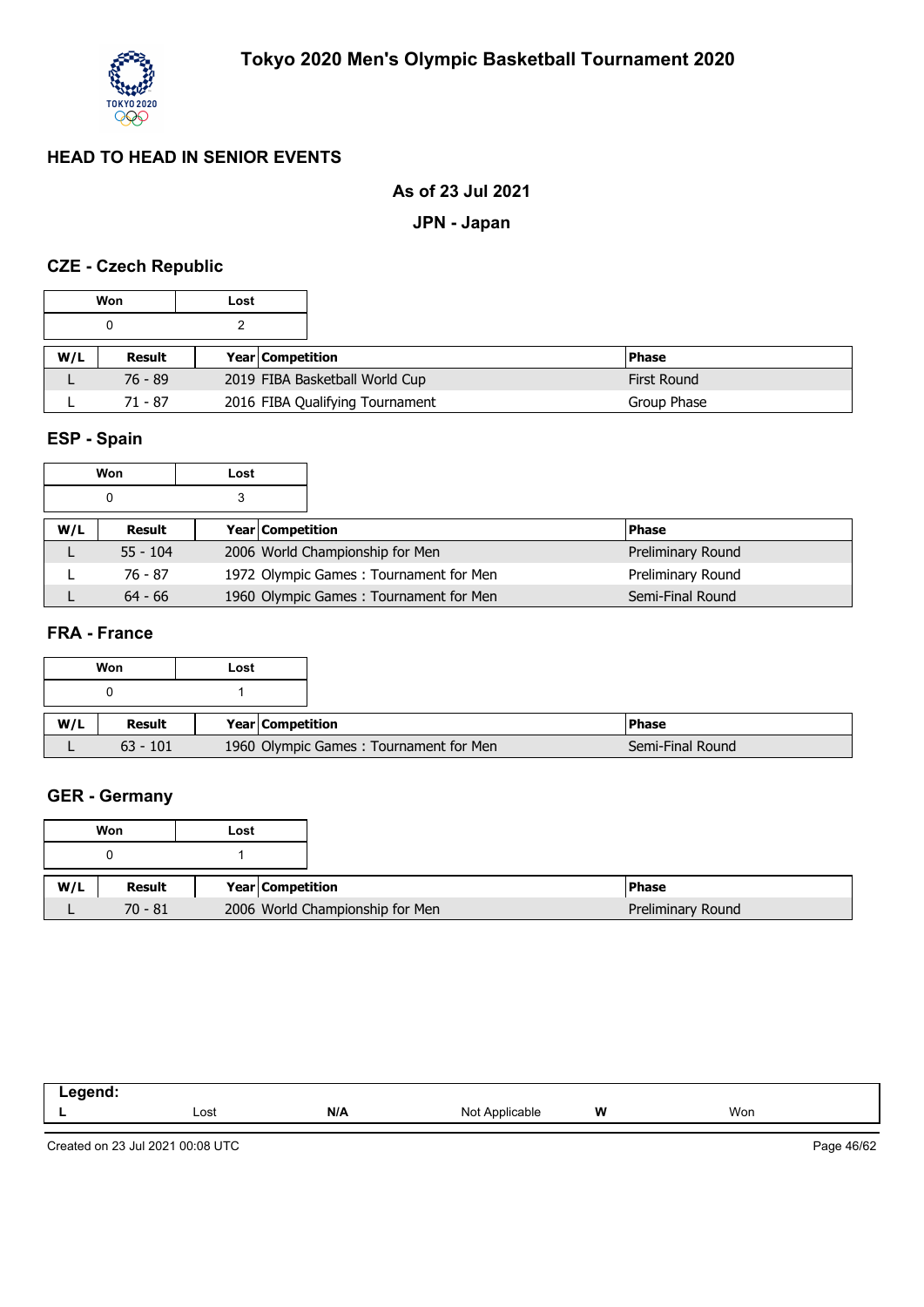# Tokyo 2020 Men's Olympic Basketball Tournament 2020

## HEAD TO HEAD IN SENIOR EVENTS

### As of 23 Jul 2021

### JPN - Japan

### CZE - Czech Republic

| Won | Lost |
|---|---|
| 0 | 2 |

| W/L | Result | Year | Competition | Phase |
|---|---|---|---|---|
| L | 76 - 89 | 2019 | FIBA Basketball World Cup | First Round |
| L | 71 - 87 | 2016 | FIBA Qualifying Tournament | Group Phase |

### ESP - Spain

| Won | Lost |
|---|---|
| 0 | 3 |

| W/L | Result | Year | Competition | Phase |
|---|---|---|---|---|
| L | 55 - 104 | 2006 | World Championship for Men | Preliminary Round |
| L | 76 - 87 | 1972 | Olympic Games : Tournament for Men | Preliminary Round |
| L | 64 - 66 | 1960 | Olympic Games : Tournament for Men | Semi-Final Round |

### FRA - France

| Won | Lost |
|---|---|
| 0 | 1 |

| W/L | Result | Year | Competition | Phase |
|---|---|---|---|---|
| L | 63 - 101 | 1960 | Olympic Games : Tournament for Men | Semi-Final Round |

### GER - Germany

| Won | Lost |
|---|---|
| 0 | 1 |

| W/L | Result | Year | Competition | Phase |
|---|---|---|---|---|
| L | 70 - 81 | 2006 | World Championship for Men | Preliminary Round |

**Legend:**

| | | | | | |
|---|---|---|---|---|---|
| **L** | Lost | **N/A** | Not Applicable | **W** | Won |

Created on 23 Jul 2021 00:08 UTC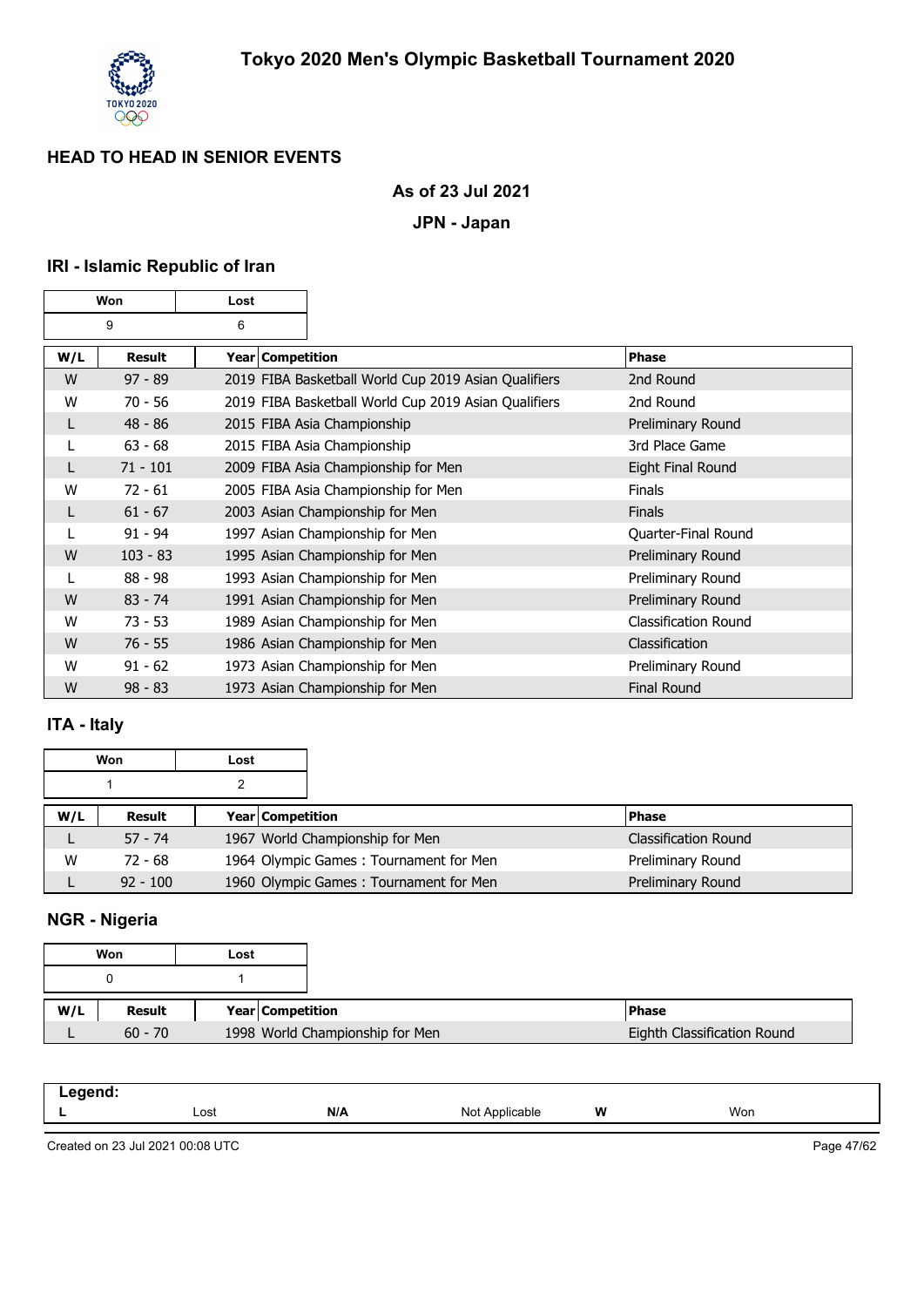# Tokyo 2020 Men's Olympic Basketball Tournament 2020

## HEAD TO HEAD IN SENIOR EVENTS

**As of 23 Jul 2021**

**JPN - Japan**

### IRI - Islamic Republic of Iran

| Won | Lost |
|---|---|
| 9 | 6 |

| W/L | Result | Year | Competition | Phase |
|---|---|---|---|---|
| W | 97 - 89 | 2019 | FIBA Basketball World Cup 2019 Asian Qualifiers | 2nd Round |
| W | 70 - 56 | 2019 | FIBA Basketball World Cup 2019 Asian Qualifiers | 2nd Round |
| L | 48 - 86 | 2015 | FIBA Asia Championship | Preliminary Round |
| L | 63 - 68 | 2015 | FIBA Asia Championship | 3rd Place Game |
| L | 71 - 101 | 2009 | FIBA Asia Championship for Men | Eight Final Round |
| W | 72 - 61 | 2005 | FIBA Asia Championship for Men | Finals |
| L | 61 - 67 | 2003 | Asian Championship for Men | Finals |
| L | 91 - 94 | 1997 | Asian Championship for Men | Quarter-Final Round |
| W | 103 - 83 | 1995 | Asian Championship for Men | Preliminary Round |
| L | 88 - 98 | 1993 | Asian Championship for Men | Preliminary Round |
| W | 83 - 74 | 1991 | Asian Championship for Men | Preliminary Round |
| W | 73 - 53 | 1989 | Asian Championship for Men | Classification Round |
| W | 76 - 55 | 1986 | Asian Championship for Men | Classification |
| W | 91 - 62 | 1973 | Asian Championship for Men | Preliminary Round |
| W | 98 - 83 | 1973 | Asian Championship for Men | Final Round |

### ITA - Italy

| Won | Lost |
|---|---|
| 1 | 2 |

| W/L | Result | Year | Competition | Phase |
|---|---|---|---|---|
| L | 57 - 74 | 1967 | World Championship for Men | Classification Round |
| W | 72 - 68 | 1964 | Olympic Games : Tournament for Men | Preliminary Round |
| L | 92 - 100 | 1960 | Olympic Games : Tournament for Men | Preliminary Round |

### NGR - Nigeria

| Won | Lost |
|---|---|
| 0 | 1 |

| W/L | Result | Year | Competition | Phase |
|---|---|---|---|---|
| L | 60 - 70 | 1998 | World Championship for Men | Eighth Classification Round |

**Legend:**

| L | Lost | N/A | Not Applicable | W | Won |
|---|---|---|---|---|---|

Created on 23 Jul 2021 00:08 UTC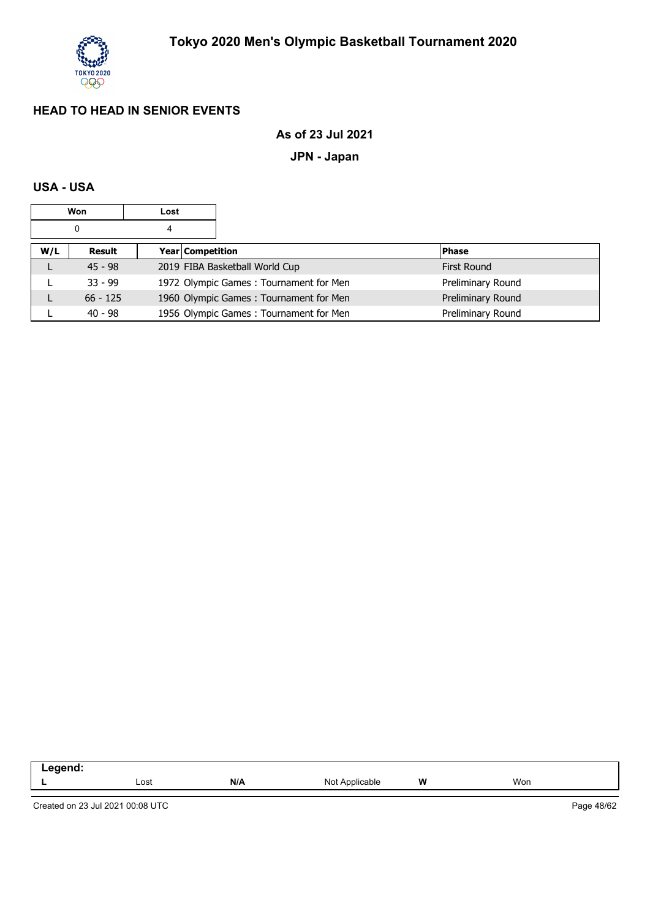## HEAD TO HEAD IN SENIOR EVENTS

### As of 23 Jul 2021

### JPN - Japan

### USA - USA

| Won | Lost |
|---|---|
| 0 | 4 |

| W/L | Result | Year | Competition | Phase |
|---|---|---|---|---|
| L | 45 - 98 | 2019 | FIBA Basketball World Cup | First Round |
| L | 33 - 99 | 1972 | Olympic Games : Tournament for Men | Preliminary Round |
| L | 66 - 125 | 1960 | Olympic Games : Tournament for Men | Preliminary Round |
| L | 40 - 98 | 1956 | Olympic Games : Tournament for Men | Preliminary Round |

**Legend:**

| | | | | | |
|---|---|---|---|---|---|
| **L** | Lost | **N/A** | Not Applicable | **W** | Won |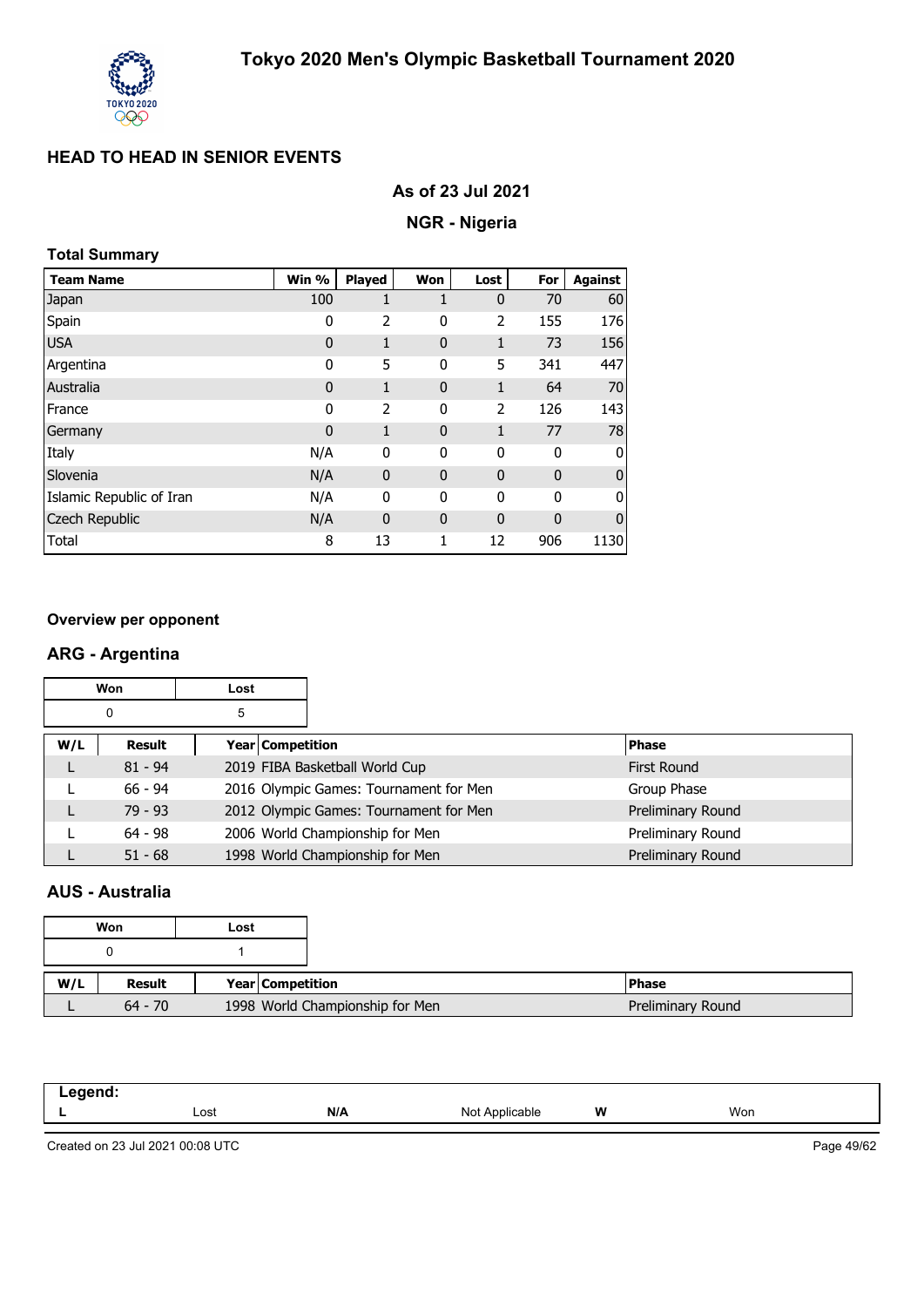# Tokyo 2020 Men's Olympic Basketball Tournament 2020

## HEAD TO HEAD IN SENIOR EVENTS

### As of 23 Jul 2021

### NGR - Nigeria

**Total Summary**

| Team Name | Win % | Played | Won | Lost | For | Against |
|---|---|---|---|---|---|---|
| Japan | 100 | 1 | 1 | 0 | 70 | 60 |
| Spain | 0 | 2 | 0 | 2 | 155 | 176 |
| USA | 0 | 1 | 0 | 1 | 73 | 156 |
| Argentina | 0 | 5 | 0 | 5 | 341 | 447 |
| Australia | 0 | 1 | 0 | 1 | 64 | 70 |
| France | 0 | 2 | 0 | 2 | 126 | 143 |
| Germany | 0 | 1 | 0 | 1 | 77 | 78 |
| Italy | N/A | 0 | 0 | 0 | 0 | 0 |
| Slovenia | N/A | 0 | 0 | 0 | 0 | 0 |
| Islamic Republic of Iran | N/A | 0 | 0 | 0 | 0 | 0 |
| Czech Republic | N/A | 0 | 0 | 0 | 0 | 0 |
| Total | 8 | 13 | 1 | 12 | 906 | 1130 |

**Overview per opponent**

## ARG - Argentina

| Won | Lost |
|---|---|
| 0 | 5 |

| W/L | Result | Year | Competition | Phase |
|---|---|---|---|---|
| L | 81 - 94 | 2019 | FIBA Basketball World Cup | First Round |
| L | 66 - 94 | 2016 | Olympic Games: Tournament for Men | Group Phase |
| L | 79 - 93 | 2012 | Olympic Games: Tournament for Men | Preliminary Round |
| L | 64 - 98 | 2006 | World Championship for Men | Preliminary Round |
| L | 51 - 68 | 1998 | World Championship for Men | Preliminary Round |

## AUS - Australia

| Won | Lost |
|---|---|
| 0 | 1 |

| W/L | Result | Year | Competition | Phase |
|---|---|---|---|---|
| L | 64 - 70 | 1998 | World Championship for Men | Preliminary Round |

| Legend: | | | | | |
|---|---|---|---|---|---|
| L | Lost | N/A | Not Applicable | W | Won |

Created on 23 Jul 2021 00:08 UTC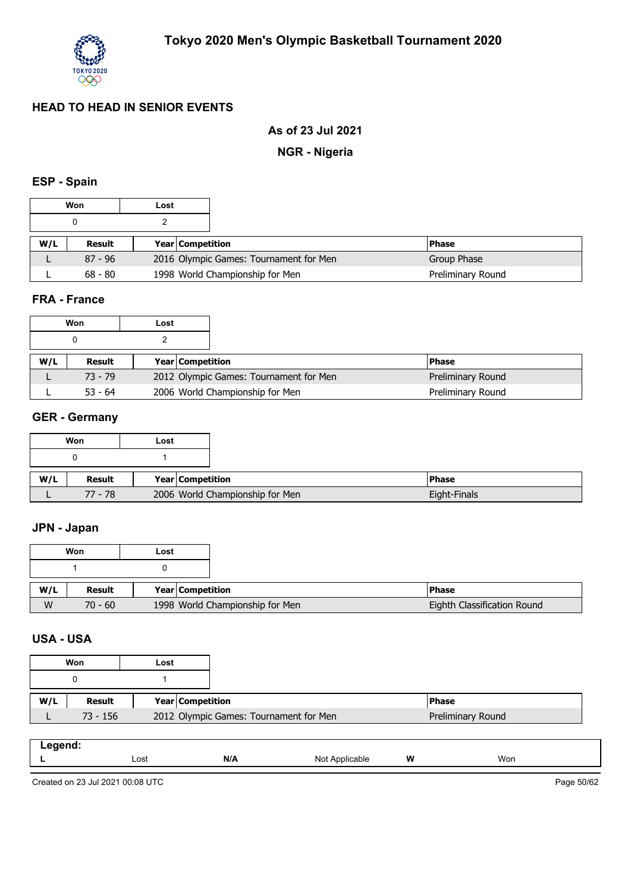# Tokyo 2020 Men's Olympic Basketball Tournament 2020

## HEAD TO HEAD IN SENIOR EVENTS

### As of 23 Jul 2021

### NGR - Nigeria

### ESP - Spain

| Won | Lost |
|---|---|
| 0 | 2 |

| W/L | Result | Year | Competition | Phase |
|---|---|---|---|---|
| L | 87 - 96 | 2016 | Olympic Games: Tournament for Men | Group Phase |
| L | 68 - 80 | 1998 | World Championship for Men | Preliminary Round |

### FRA - France

| Won | Lost |
|---|---|
| 0 | 2 |

| W/L | Result | Year | Competition | Phase |
|---|---|---|---|---|
| L | 73 - 79 | 2012 | Olympic Games: Tournament for Men | Preliminary Round |
| L | 53 - 64 | 2006 | World Championship for Men | Preliminary Round |

### GER - Germany

| Won | Lost |
|---|---|
| 0 | 1 |

| W/L | Result | Year | Competition | Phase |
|---|---|---|---|---|
| L | 77 - 78 | 2006 | World Championship for Men | Eight-Finals |

### JPN - Japan

| Won | Lost |
|---|---|
| 1 | 0 |

| W/L | Result | Year | Competition | Phase |
|---|---|---|---|---|
| W | 70 - 60 | 1998 | World Championship for Men | Eighth Classification Round |

### USA - USA

| Won | Lost |
|---|---|
| 0 | 1 |

| W/L | Result | Year | Competition | Phase |
|---|---|---|---|---|
| L | 73 - 156 | 2012 | Olympic Games: Tournament for Men | Preliminary Round |

**Legend:**

| | | | | | |
|---|---|---|---|---|---|
| **L** | Lost | **N/A** | Not Applicable | **W** | Won |

Created on 23 Jul 2021 00:08 UTC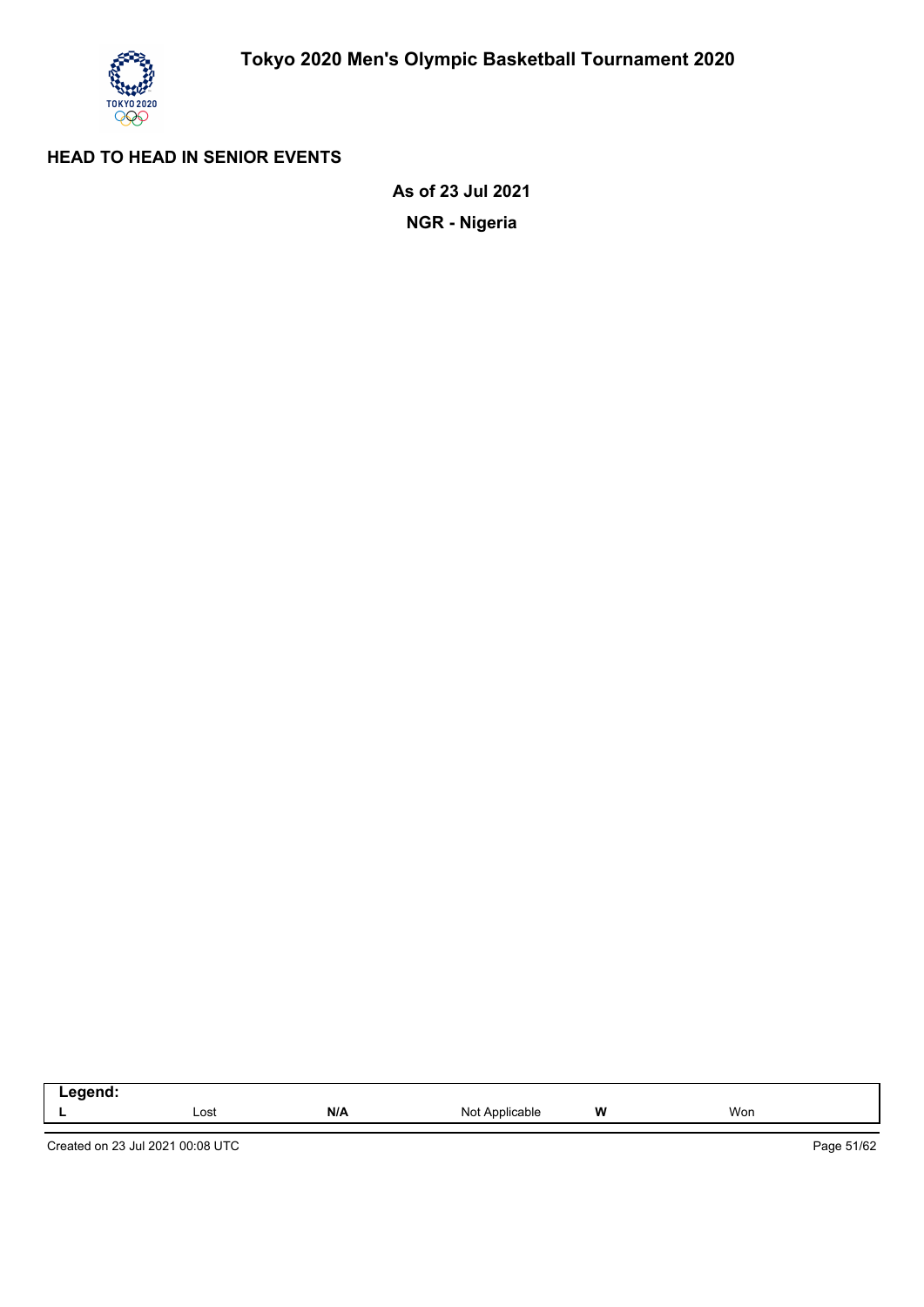## HEAD TO HEAD IN SENIOR EVENTS

**As of 23 Jul 2021**

**NGR - Nigeria**

| Legend: | | | | | |
|---|---|---|---|---|---|
| **L** | Lost | **N/A** | Not Applicable | **W** | Won |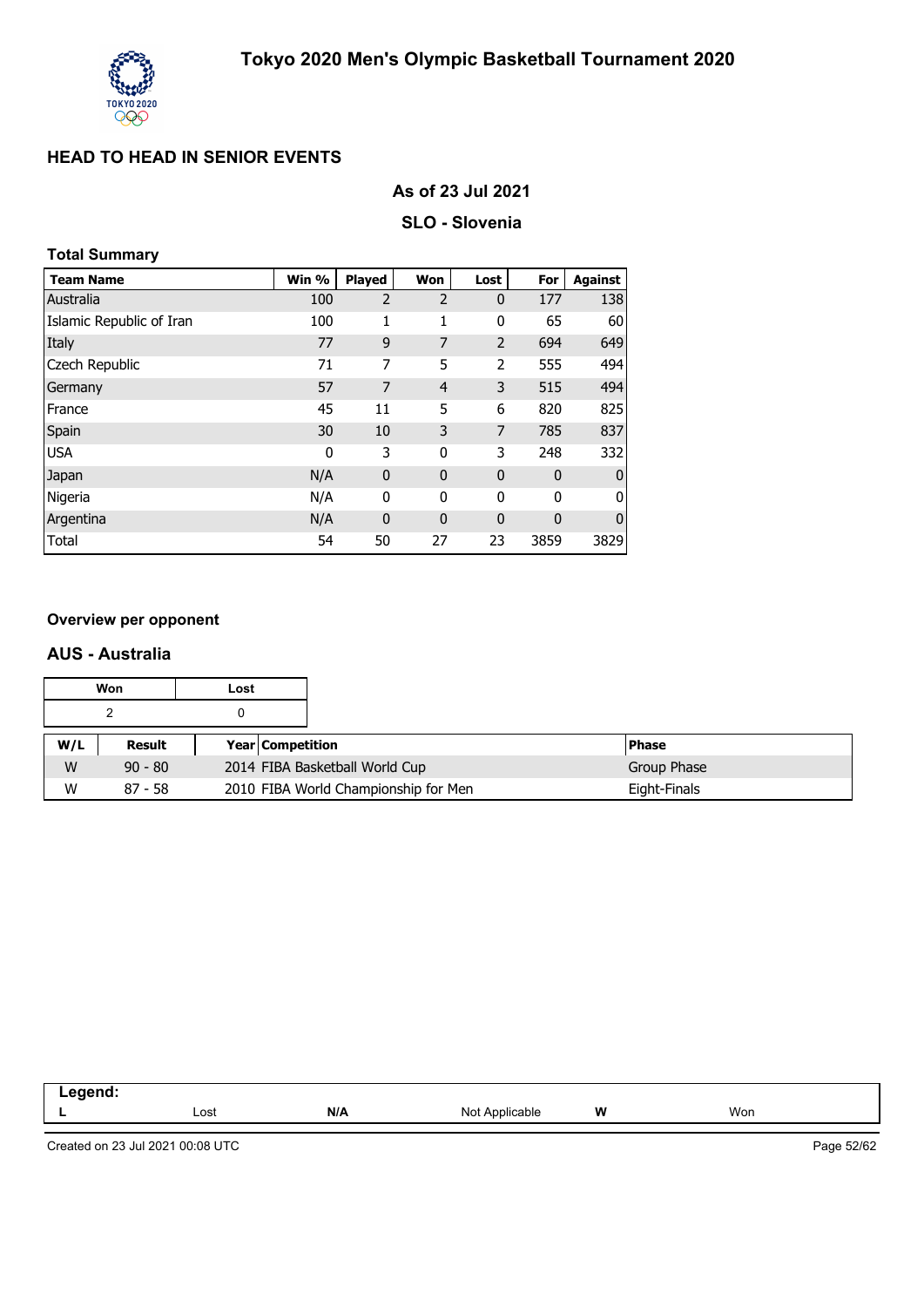# Tokyo 2020 Men's Olympic Basketball Tournament 2020

## HEAD TO HEAD IN SENIOR EVENTS

### As of 23 Jul 2021

### SLO - Slovenia

**Total Summary**

| Team Name | Win % | Played | Won | Lost | For | Against |
|---|---|---|---|---|---|---|
| Australia | 100 | 2 | 2 | 0 | 177 | 138 |
| Islamic Republic of Iran | 100 | 1 | 1 | 0 | 65 | 60 |
| Italy | 77 | 9 | 7 | 2 | 694 | 649 |
| Czech Republic | 71 | 7 | 5 | 2 | 555 | 494 |
| Germany | 57 | 7 | 4 | 3 | 515 | 494 |
| France | 45 | 11 | 5 | 6 | 820 | 825 |
| Spain | 30 | 10 | 3 | 7 | 785 | 837 |
| USA | 0 | 3 | 0 | 3 | 248 | 332 |
| Japan | N/A | 0 | 0 | 0 | 0 | 0 |
| Nigeria | N/A | 0 | 0 | 0 | 0 | 0 |
| Argentina | N/A | 0 | 0 | 0 | 0 | 0 |
| Total | 54 | 50 | 27 | 23 | 3859 | 3829 |

**Overview per opponent**

### AUS - Australia

| Won | Lost |
|---|---|
| 2 | 0 |

| W/L | Result | Year | Competition | Phase |
|---|---|---|---|---|
| W | 90 - 80 | 2014 | FIBA Basketball World Cup | Group Phase |
| W | 87 - 58 | 2010 | FIBA World Championship for Men | Eight-Finals |

| Legend: | | | | | |
|---|---|---|---|---|---|
| L | Lost | N/A | Not Applicable | W | Won |

Created on 23 Jul 2021 00:08 UTC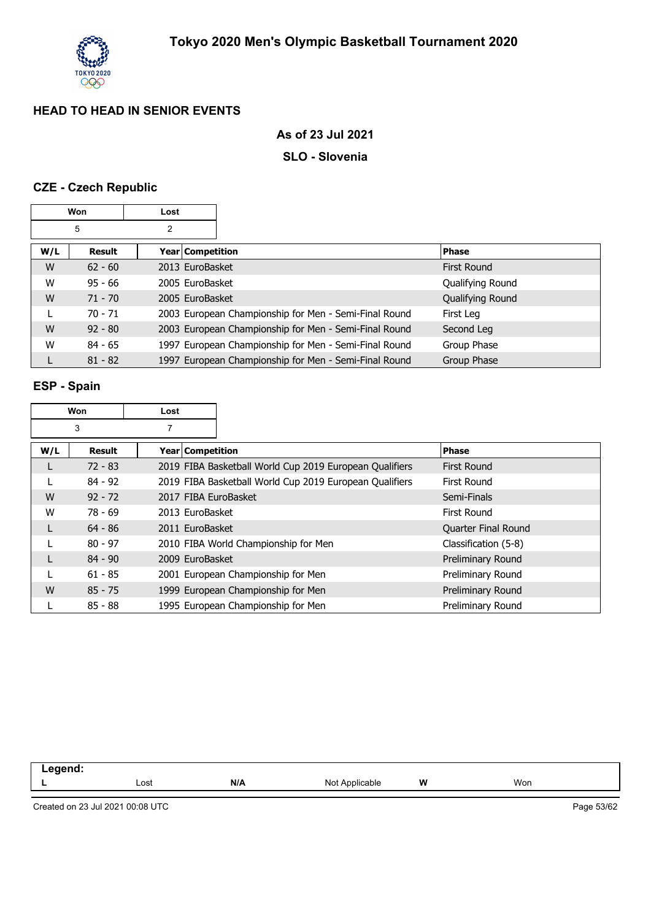# Tokyo 2020 Men's Olympic Basketball Tournament 2020

## HEAD TO HEAD IN SENIOR EVENTS

**As of 23 Jul 2021**

**SLO - Slovenia**

### CZE - Czech Republic

| Won | Lost |
|---|---|
| 5 | 2 |

| W/L | Result | Year | Competition | Phase |
|---|---|---|---|---|
| W | 62 - 60 | 2013 | EuroBasket | First Round |
| W | 95 - 66 | 2005 | EuroBasket | Qualifying Round |
| W | 71 - 70 | 2005 | EuroBasket | Qualifying Round |
| L | 70 - 71 | 2003 | European Championship for Men - Semi-Final Round | First Leg |
| W | 92 - 80 | 2003 | European Championship for Men - Semi-Final Round | Second Leg |
| W | 84 - 65 | 1997 | European Championship for Men - Semi-Final Round | Group Phase |
| L | 81 - 82 | 1997 | European Championship for Men - Semi-Final Round | Group Phase |

### ESP - Spain

| Won | Lost |
|---|---|
| 3 | 7 |

| W/L | Result | Year | Competition | Phase |
|---|---|---|---|---|
| L | 72 - 83 | 2019 | FIBA Basketball World Cup 2019 European Qualifiers | First Round |
| L | 84 - 92 | 2019 | FIBA Basketball World Cup 2019 European Qualifiers | First Round |
| W | 92 - 72 | 2017 | FIBA EuroBasket | Semi-Finals |
| W | 78 - 69 | 2013 | EuroBasket | First Round |
| L | 64 - 86 | 2011 | EuroBasket | Quarter Final Round |
| L | 80 - 97 | 2010 | FIBA World Championship for Men | Classification (5-8) |
| L | 84 - 90 | 2009 | EuroBasket | Preliminary Round |
| L | 61 - 85 | 2001 | European Championship for Men | Preliminary Round |
| W | 85 - 75 | 1999 | European Championship for Men | Preliminary Round |
| L | 85 - 88 | 1995 | European Championship for Men | Preliminary Round |

**Legend:**

| L | Lost | N/A | Not Applicable | W | Won |
|---|---|---|---|---|---|

Created on 23 Jul 2021 00:08 UTC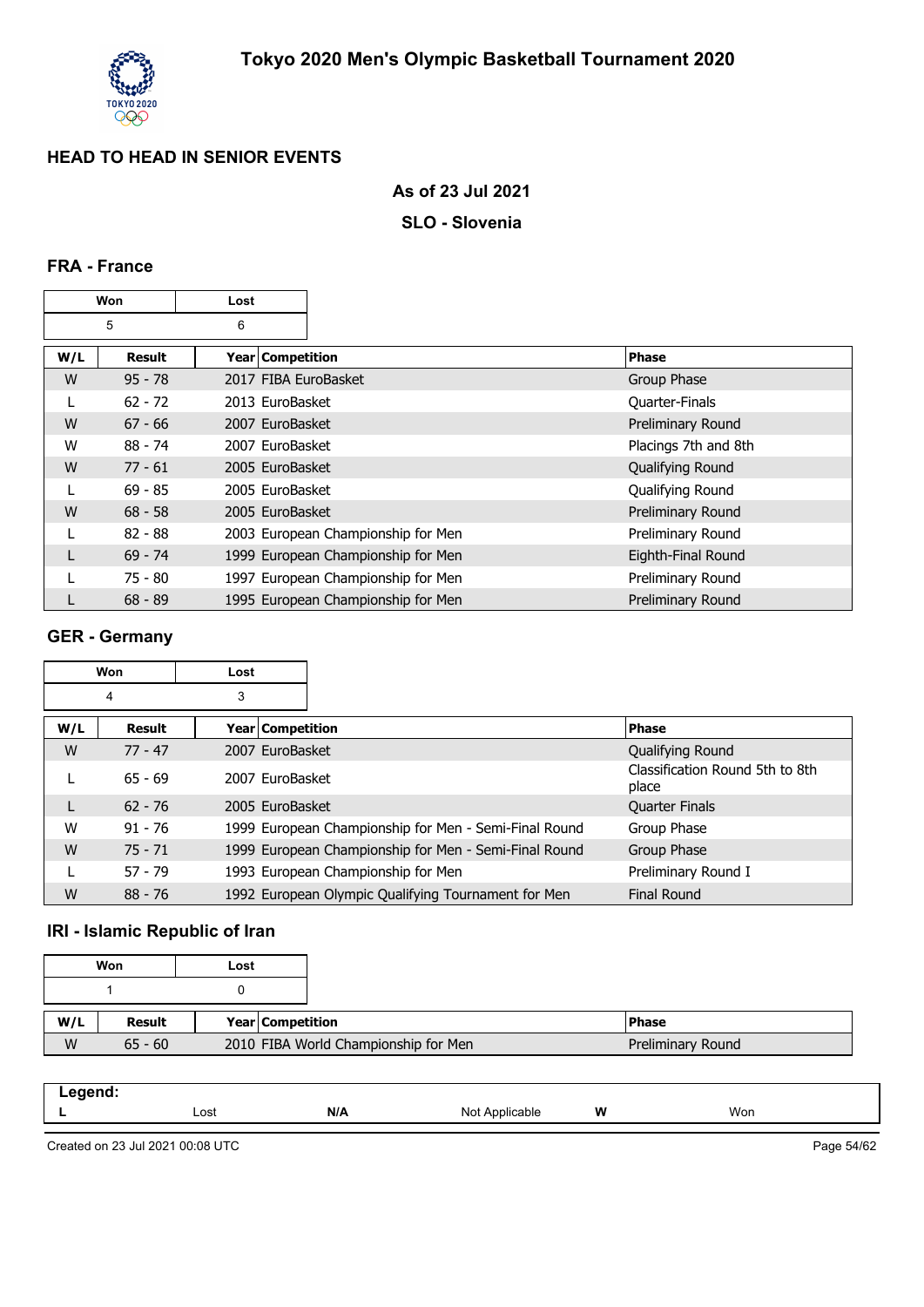# Tokyo 2020 Men's Olympic Basketball Tournament 2020

## HEAD TO HEAD IN SENIOR EVENTS

**As of 23 Jul 2021**

**SLO - Slovenia**

### FRA - France

| Won | Lost |
|---|---|
| 5 | 6 |

| W/L | Result | Year | Competition | Phase |
|---|---|---|---|---|
| W | 95 - 78 | 2017 | FIBA EuroBasket | Group Phase |
| L | 62 - 72 | 2013 | EuroBasket | Quarter-Finals |
| W | 67 - 66 | 2007 | EuroBasket | Preliminary Round |
| W | 88 - 74 | 2007 | EuroBasket | Placings 7th and 8th |
| W | 77 - 61 | 2005 | EuroBasket | Qualifying Round |
| L | 69 - 85 | 2005 | EuroBasket | Qualifying Round |
| W | 68 - 58 | 2005 | EuroBasket | Preliminary Round |
| L | 82 - 88 | 2003 | European Championship for Men | Preliminary Round |
| L | 69 - 74 | 1999 | European Championship for Men | Eighth-Final Round |
| L | 75 - 80 | 1997 | European Championship for Men | Preliminary Round |
| L | 68 - 89 | 1995 | European Championship for Men | Preliminary Round |

### GER - Germany

| Won | Lost |
|---|---|
| 4 | 3 |

| W/L | Result | Year | Competition | Phase |
|---|---|---|---|---|
| W | 77 - 47 | 2007 | EuroBasket | Qualifying Round |
| L | 65 - 69 | 2007 | EuroBasket | Classification Round 5th to 8th place |
| L | 62 - 76 | 2005 | EuroBasket | Quarter Finals |
| W | 91 - 76 | 1999 | European Championship for Men - Semi-Final Round | Group Phase |
| W | 75 - 71 | 1999 | European Championship for Men - Semi-Final Round | Group Phase |
| L | 57 - 79 | 1993 | European Championship for Men | Preliminary Round I |
| W | 88 - 76 | 1992 | European Olympic Qualifying Tournament for Men | Final Round |

### IRI - Islamic Republic of Iran

| Won | Lost |
|---|---|
| 1 | 0 |

| W/L | Result | Year | Competition | Phase |
|---|---|---|---|---|
| W | 65 - 60 | 2010 | FIBA World Championship for Men | Preliminary Round |

**Legend:**

| | | | | | |
|---|---|---|---|---|---|
| **L** | Lost | **N/A** | Not Applicable | **W** | Won |

Created on 23 Jul 2021 00:08 UTC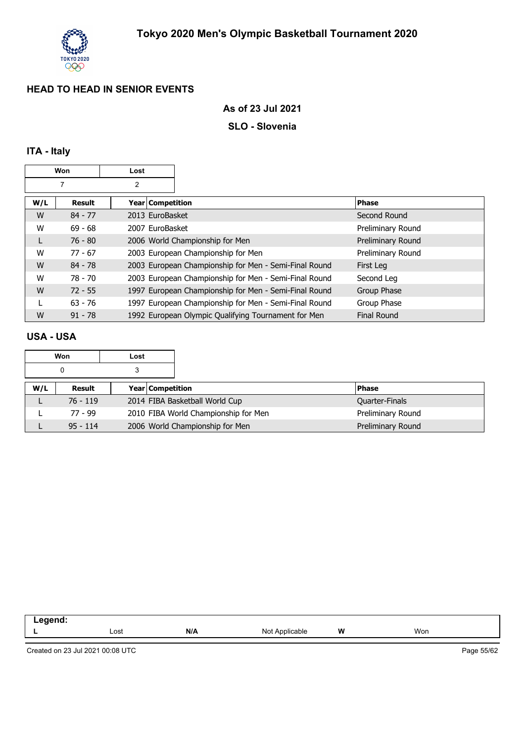# Tokyo 2020 Men's Olympic Basketball Tournament 2020

## HEAD TO HEAD IN SENIOR EVENTS

### As of 23 Jul 2021

### SLO - Slovenia

### ITA - Italy

| Won | Lost |
|---|---|
| 7 | 2 |

| W/L | Result | Year | Competition | Phase |
|---|---|---|---|---|
| W | 84 - 77 | 2013 | EuroBasket | Second Round |
| W | 69 - 68 | 2007 | EuroBasket | Preliminary Round |
| L | 76 - 80 | 2006 | World Championship for Men | Preliminary Round |
| W | 77 - 67 | 2003 | European Championship for Men | Preliminary Round |
| W | 84 - 78 | 2003 | European Championship for Men - Semi-Final Round | First Leg |
| W | 78 - 70 | 2003 | European Championship for Men - Semi-Final Round | Second Leg |
| W | 72 - 55 | 1997 | European Championship for Men - Semi-Final Round | Group Phase |
| L | 63 - 76 | 1997 | European Championship for Men - Semi-Final Round | Group Phase |
| W | 91 - 78 | 1992 | European Olympic Qualifying Tournament for Men | Final Round |

### USA - USA

| Won | Lost |
|---|---|
| 0 | 3 |

| W/L | Result | Year | Competition | Phase |
|---|---|---|---|---|
| L | 76 - 119 | 2014 | FIBA Basketball World Cup | Quarter-Finals |
| L | 77 - 99 | 2010 | FIBA World Championship for Men | Preliminary Round |
| L | 95 - 114 | 2006 | World Championship for Men | Preliminary Round |

**Legend:**

| | | | | | |
|---|---|---|---|---|---|
| **L** | Lost | **N/A** | Not Applicable | **W** | Won |

Created on 23 Jul 2021 00:08 UTC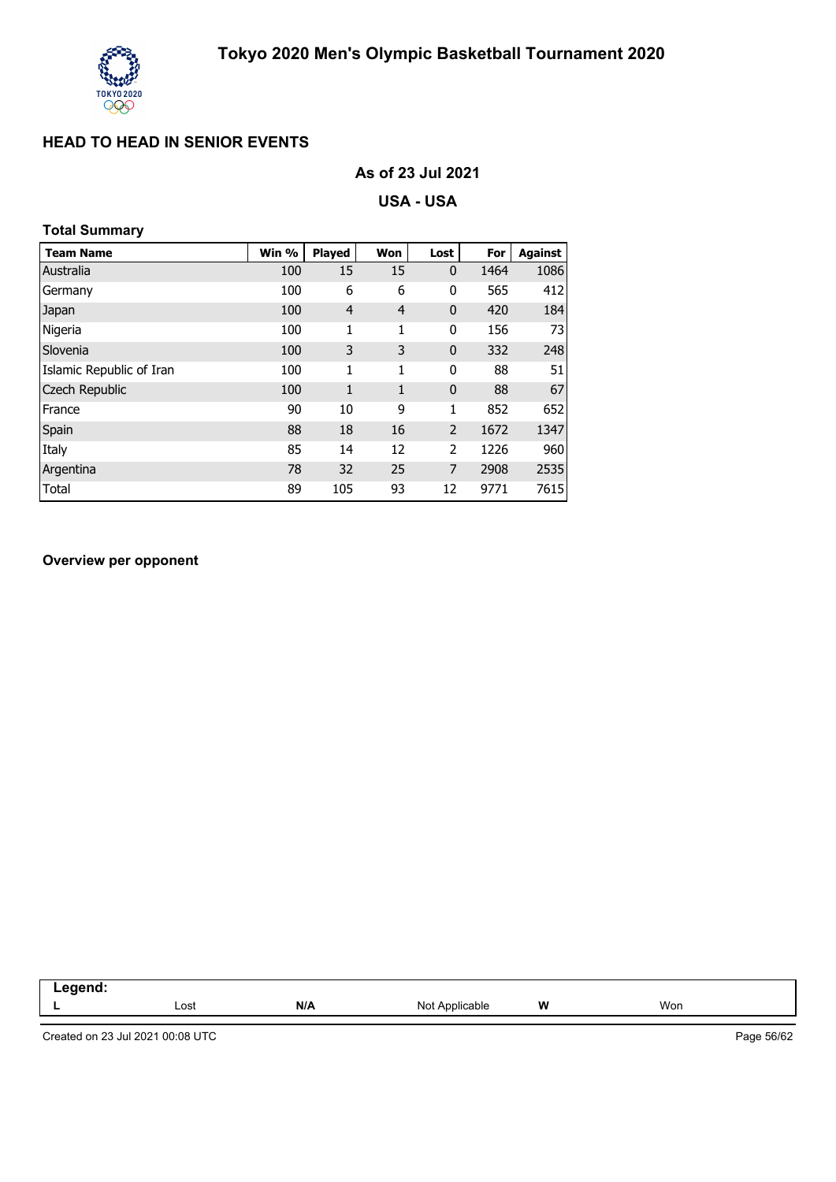## HEAD TO HEAD IN SENIOR EVENTS

### As of 23 Jul 2021

### USA - USA

**Total Summary**

| Team Name | Win % | Played | Won | Lost | For | Against |
|---|---|---|---|---|---|---|
| Australia | 100 | 15 | 15 | 0 | 1464 | 1086 |
| Germany | 100 | 6 | 6 | 0 | 565 | 412 |
| Japan | 100 | 4 | 4 | 0 | 420 | 184 |
| Nigeria | 100 | 1 | 1 | 0 | 156 | 73 |
| Slovenia | 100 | 3 | 3 | 0 | 332 | 248 |
| Islamic Republic of Iran | 100 | 1 | 1 | 0 | 88 | 51 |
| Czech Republic | 100 | 1 | 1 | 0 | 88 | 67 |
| France | 90 | 10 | 9 | 1 | 852 | 652 |
| Spain | 88 | 18 | 16 | 2 | 1672 | 1347 |
| Italy | 85 | 14 | 12 | 2 | 1226 | 960 |
| Argentina | 78 | 32 | 25 | 7 | 2908 | 2535 |
| Total | 89 | 105 | 93 | 12 | 9771 | 7615 |

**Overview per opponent**

| Legend: | | | | | |
|---|---|---|---|---|---|
| L | Lost | N/A | Not Applicable | W | Won |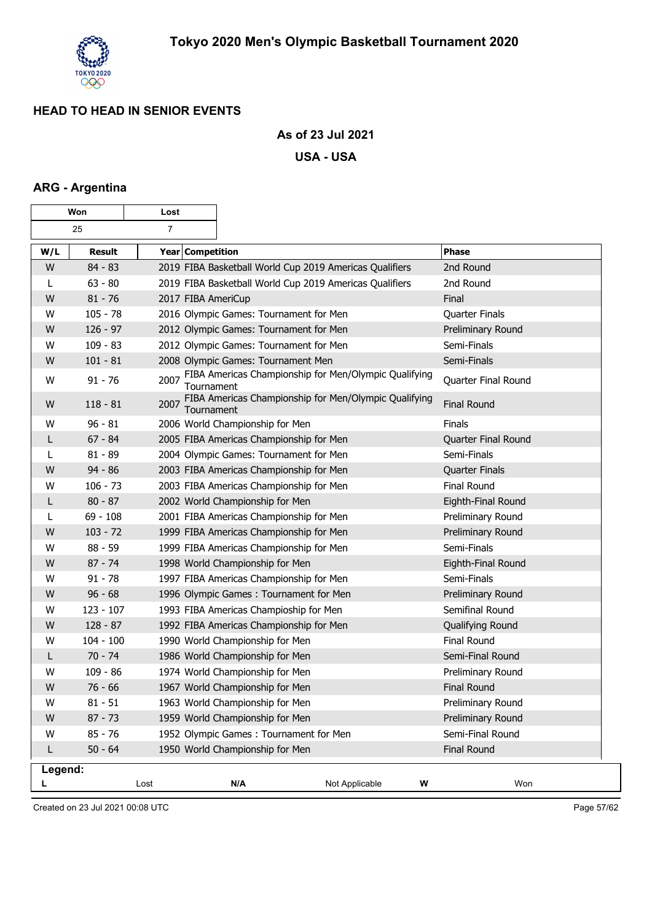# Tokyo 2020 Men's Olympic Basketball Tournament 2020

## HEAD TO HEAD IN SENIOR EVENTS

**As of 23 Jul 2021**

**USA - USA**

### ARG - Argentina

| Won | Lost |
|---|---|
| 25 | 7 |

| W/L | Result | Year | Competition | Phase |
|---|---|---|---|---|
| W | 84 - 83 | 2019 | FIBA Basketball World Cup 2019 Americas Qualifiers | 2nd Round |
| L | 63 - 80 | 2019 | FIBA Basketball World Cup 2019 Americas Qualifiers | 2nd Round |
| W | 81 - 76 | 2017 | FIBA AmeriCup | Final |
| W | 105 - 78 | 2016 | Olympic Games: Tournament for Men | Quarter Finals |
| W | 126 - 97 | 2012 | Olympic Games: Tournament for Men | Preliminary Round |
| W | 109 - 83 | 2012 | Olympic Games: Tournament for Men | Semi-Finals |
| W | 101 - 81 | 2008 | Olympic Games: Tournament Men | Semi-Finals |
| W | 91 - 76 | 2007 | FIBA Americas Championship for Men/Olympic Qualifying Tournament | Quarter Final Round |
| W | 118 - 81 | 2007 | FIBA Americas Championship for Men/Olympic Qualifying Tournament | Final Round |
| W | 96 - 81 | 2006 | World Championship for Men | Finals |
| L | 67 - 84 | 2005 | FIBA Americas Championship for Men | Quarter Final Round |
| L | 81 - 89 | 2004 | Olympic Games: Tournament for Men | Semi-Finals |
| W | 94 - 86 | 2003 | FIBA Americas Championship for Men | Quarter Finals |
| W | 106 - 73 | 2003 | FIBA Americas Championship for Men | Final Round |
| L | 80 - 87 | 2002 | World Championship for Men | Eighth-Final Round |
| L | 69 - 108 | 2001 | FIBA Americas Championship for Men | Preliminary Round |
| W | 103 - 72 | 1999 | FIBA Americas Championship for Men | Preliminary Round |
| W | 88 - 59 | 1999 | FIBA Americas Championship for Men | Semi-Finals |
| W | 87 - 74 | 1998 | World Championship for Men | Eighth-Final Round |
| W | 91 - 78 | 1997 | FIBA Americas Championship for Men | Semi-Finals |
| W | 96 - 68 | 1996 | Olympic Games : Tournament for Men | Preliminary Round |
| W | 123 - 107 | 1993 | FIBA Americas Champioship for Men | Semifinal Round |
| W | 128 - 87 | 1992 | FIBA Americas Championship for Men | Qualifying Round |
| W | 104 - 100 | 1990 | World Championship for Men | Final Round |
| L | 70 - 74 | 1986 | World Championship for Men | Semi-Final Round |
| W | 109 - 86 | 1974 | World Championship for Men | Preliminary Round |
| W | 76 - 66 | 1967 | World Championship for Men | Final Round |
| W | 81 - 51 | 1963 | World Championship for Men | Preliminary Round |
| W | 87 - 73 | 1959 | World Championship for Men | Preliminary Round |
| W | 85 - 76 | 1952 | Olympic Games : Tournament for Men | Semi-Final Round |
| L | 50 - 64 | 1950 | World Championship for Men | Final Round |

**Legend:**

| | | | | | |
|---|---|---|---|---|---|
| **L** | Lost | **N/A** | Not Applicable | **W** | Won |

Created on 23 Jul 2021 00:08 UTC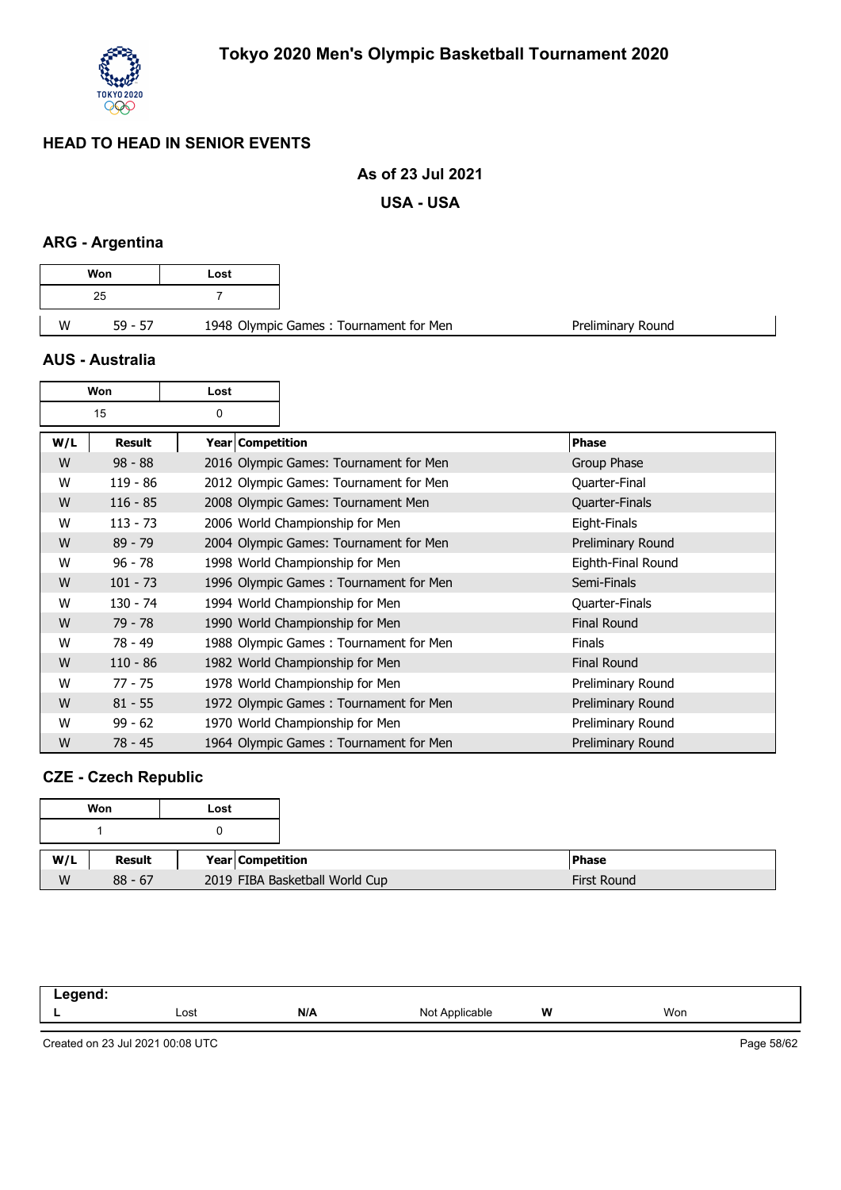# Tokyo 2020 Men's Olympic Basketball Tournament 2020

## HEAD TO HEAD IN SENIOR EVENTS

**As of 23 Jul 2021**

**USA - USA**

### ARG - Argentina

| Won | Lost |
|---|---|
| 25 | 7 |

| W/L | Result | Year Competition | Phase |
|---|---|---|---|
| W | 59 - 57 | 1948 Olympic Games : Tournament for Men | Preliminary Round |

### AUS - Australia

| Won | Lost |
|---|---|
| 15 | 0 |

| W/L | Result | Year Competition | Phase |
|---|---|---|---|
| W | 98 - 88 | 2016 Olympic Games: Tournament for Men | Group Phase |
| W | 119 - 86 | 2012 Olympic Games: Tournament for Men | Quarter-Final |
| W | 116 - 85 | 2008 Olympic Games: Tournament Men | Quarter-Finals |
| W | 113 - 73 | 2006 World Championship for Men | Eight-Finals |
| W | 89 - 79 | 2004 Olympic Games: Tournament for Men | Preliminary Round |
| W | 96 - 78 | 1998 World Championship for Men | Eighth-Final Round |
| W | 101 - 73 | 1996 Olympic Games : Tournament for Men | Semi-Finals |
| W | 130 - 74 | 1994 World Championship for Men | Quarter-Finals |
| W | 79 - 78 | 1990 World Championship for Men | Final Round |
| W | 78 - 49 | 1988 Olympic Games : Tournament for Men | Finals |
| W | 110 - 86 | 1982 World Championship for Men | Final Round |
| W | 77 - 75 | 1978 World Championship for Men | Preliminary Round |
| W | 81 - 55 | 1972 Olympic Games : Tournament for Men | Preliminary Round |
| W | 99 - 62 | 1970 World Championship for Men | Preliminary Round |
| W | 78 - 45 | 1964 Olympic Games : Tournament for Men | Preliminary Round |

### CZE - Czech Republic

| Won | Lost |
|---|---|
| 1 | 0 |

| W/L | Result | Year Competition | Phase |
|---|---|---|---|
| W | 88 - 67 | 2019 FIBA Basketball World Cup | First Round |

| Legend: | | | | | |
|---|---|---|---|---|---|
| L | Lost | N/A | Not Applicable | W | Won |

Created on 23 Jul 2021 00:08 UTC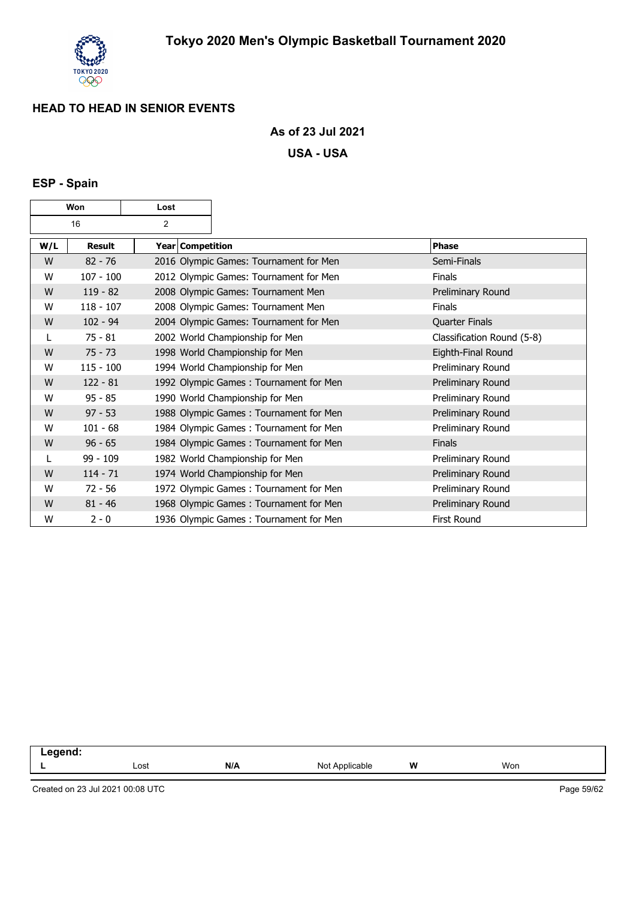# Tokyo 2020 Men's Olympic Basketball Tournament 2020

## HEAD TO HEAD IN SENIOR EVENTS

**As of 23 Jul 2021**

**USA - USA**

### ESP - Spain

| Won | Lost |
|---|---|
| 16 | 2 |

| W/L | Result | Year Competition | Phase |
|---|---|---|---|
| W | 82 - 76 | 2016 Olympic Games: Tournament for Men | Semi-Finals |
| W | 107 - 100 | 2012 Olympic Games: Tournament for Men | Finals |
| W | 119 - 82 | 2008 Olympic Games: Tournament Men | Preliminary Round |
| W | 118 - 107 | 2008 Olympic Games: Tournament Men | Finals |
| W | 102 - 94 | 2004 Olympic Games: Tournament for Men | Quarter Finals |
| L | 75 - 81 | 2002 World Championship for Men | Classification Round (5-8) |
| W | 75 - 73 | 1998 World Championship for Men | Eighth-Final Round |
| W | 115 - 100 | 1994 World Championship for Men | Preliminary Round |
| W | 122 - 81 | 1992 Olympic Games : Tournament for Men | Preliminary Round |
| W | 95 - 85 | 1990 World Championship for Men | Preliminary Round |
| W | 97 - 53 | 1988 Olympic Games : Tournament for Men | Preliminary Round |
| W | 101 - 68 | 1984 Olympic Games : Tournament for Men | Preliminary Round |
| W | 96 - 65 | 1984 Olympic Games : Tournament for Men | Finals |
| L | 99 - 109 | 1982 World Championship for Men | Preliminary Round |
| W | 114 - 71 | 1974 World Championship for Men | Preliminary Round |
| W | 72 - 56 | 1972 Olympic Games : Tournament for Men | Preliminary Round |
| W | 81 - 46 | 1968 Olympic Games : Tournament for Men | Preliminary Round |
| W | 2 - 0 | 1936 Olympic Games : Tournament for Men | First Round |

**Legend:**

| | | | | | |
|---|---|---|---|---|---|
| **L** | Lost | **N/A** | Not Applicable | **W** | Won |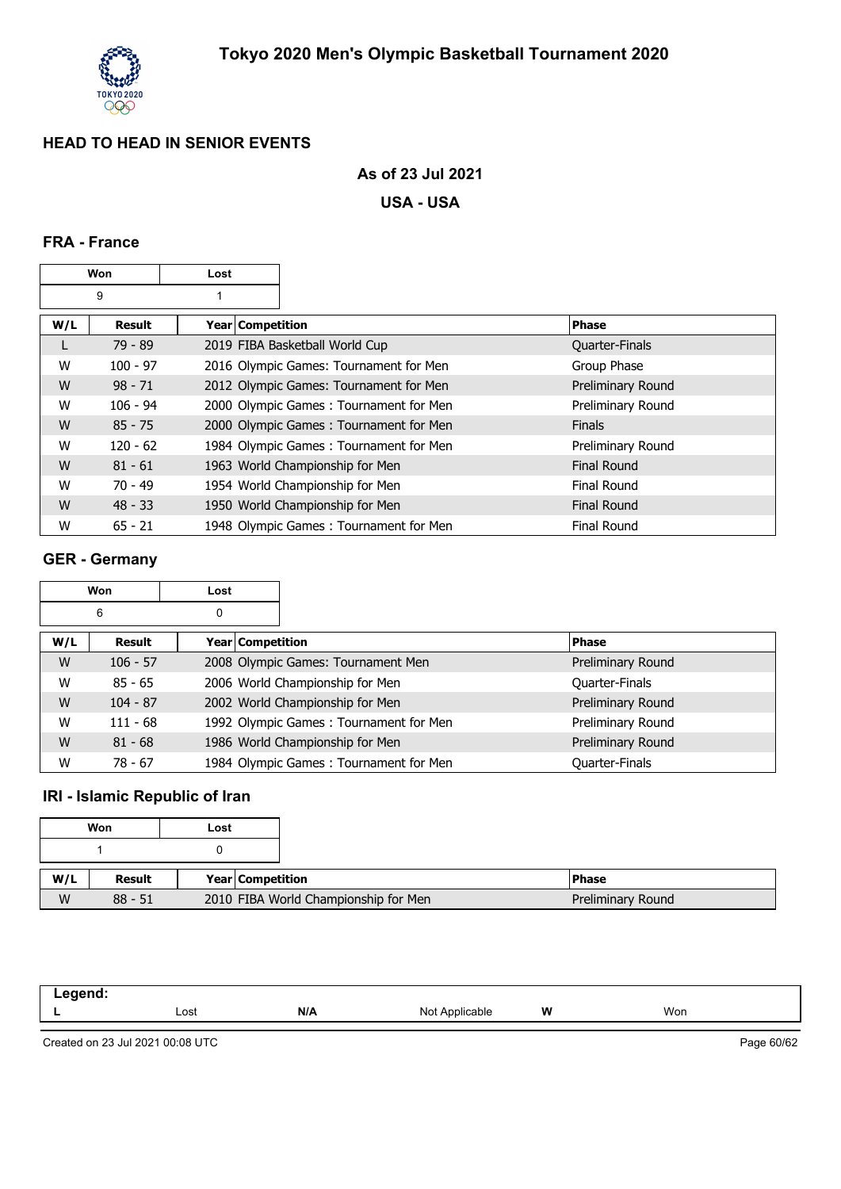# Tokyo 2020 Men's Olympic Basketball Tournament 2020

## HEAD TO HEAD IN SENIOR EVENTS

**As of 23 Jul 2021**

**USA - USA**

### FRA - France

| Won | Lost |
|---|---|
| 9 | 1 |

| W/L | Result | Year | Competition | Phase |
|---|---|---|---|---|
| L | 79 - 89 | 2019 | FIBA Basketball World Cup | Quarter-Finals |
| W | 100 - 97 | 2016 | Olympic Games: Tournament for Men | Group Phase |
| W | 98 - 71 | 2012 | Olympic Games: Tournament for Men | Preliminary Round |
| W | 106 - 94 | 2000 | Olympic Games : Tournament for Men | Preliminary Round |
| W | 85 - 75 | 2000 | Olympic Games : Tournament for Men | Finals |
| W | 120 - 62 | 1984 | Olympic Games : Tournament for Men | Preliminary Round |
| W | 81 - 61 | 1963 | World Championship for Men | Final Round |
| W | 70 - 49 | 1954 | World Championship for Men | Final Round |
| W | 48 - 33 | 1950 | World Championship for Men | Final Round |
| W | 65 - 21 | 1948 | Olympic Games : Tournament for Men | Final Round |

### GER - Germany

| Won | Lost |
|---|---|
| 6 | 0 |

| W/L | Result | Year | Competition | Phase |
|---|---|---|---|---|
| W | 106 - 57 | 2008 | Olympic Games: Tournament Men | Preliminary Round |
| W | 85 - 65 | 2006 | World Championship for Men | Quarter-Finals |
| W | 104 - 87 | 2002 | World Championship for Men | Preliminary Round |
| W | 111 - 68 | 1992 | Olympic Games : Tournament for Men | Preliminary Round |
| W | 81 - 68 | 1986 | World Championship for Men | Preliminary Round |
| W | 78 - 67 | 1984 | Olympic Games : Tournament for Men | Quarter-Finals |

### IRI - Islamic Republic of Iran

| Won | Lost |
|---|---|
| 1 | 0 |

| W/L | Result | Year | Competition | Phase |
|---|---|---|---|---|
| W | 88 - 51 | 2010 | FIBA World Championship for Men | Preliminary Round |

| Legend: | | | | | |
|---|---|---|---|---|---|
| L | Lost | N/A | Not Applicable | W | Won |

Created on 23 Jul 2021 00:08 UTC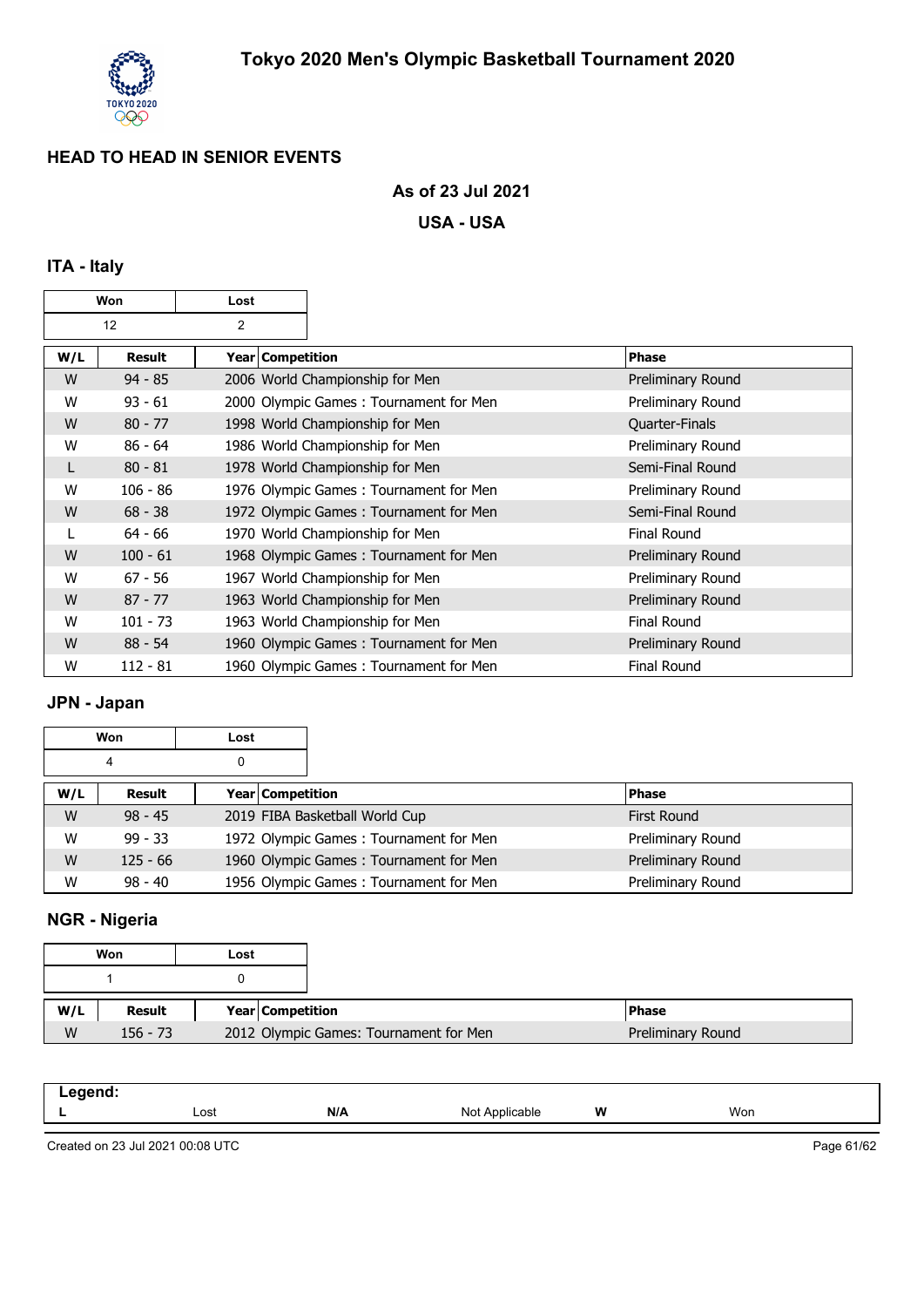# Tokyo 2020 Men's Olympic Basketball Tournament 2020

## HEAD TO HEAD IN SENIOR EVENTS

**As of 23 Jul 2021**

**USA - USA**

### ITA - Italy

| Won | Lost |
|---|---|
| 12 | 2 |

| W/L | Result | Year | Competition | Phase |
|---|---|---|---|---|
| W | 94 - 85 | 2006 | World Championship for Men | Preliminary Round |
| W | 93 - 61 | 2000 | Olympic Games : Tournament for Men | Preliminary Round |
| W | 80 - 77 | 1998 | World Championship for Men | Quarter-Finals |
| W | 86 - 64 | 1986 | World Championship for Men | Preliminary Round |
| L | 80 - 81 | 1978 | World Championship for Men | Semi-Final Round |
| W | 106 - 86 | 1976 | Olympic Games : Tournament for Men | Preliminary Round |
| W | 68 - 38 | 1972 | Olympic Games : Tournament for Men | Semi-Final Round |
| L | 64 - 66 | 1970 | World Championship for Men | Final Round |
| W | 100 - 61 | 1968 | Olympic Games : Tournament for Men | Preliminary Round |
| W | 67 - 56 | 1967 | World Championship for Men | Preliminary Round |
| W | 87 - 77 | 1963 | World Championship for Men | Preliminary Round |
| W | 101 - 73 | 1963 | World Championship for Men | Final Round |
| W | 88 - 54 | 1960 | Olympic Games : Tournament for Men | Preliminary Round |
| W | 112 - 81 | 1960 | Olympic Games : Tournament for Men | Final Round |

### JPN - Japan

| Won | Lost |
|---|---|
| 4 | 0 |

| W/L | Result | Year | Competition | Phase |
|---|---|---|---|---|
| W | 98 - 45 | 2019 | FIBA Basketball World Cup | First Round |
| W | 99 - 33 | 1972 | Olympic Games : Tournament for Men | Preliminary Round |
| W | 125 - 66 | 1960 | Olympic Games : Tournament for Men | Preliminary Round |
| W | 98 - 40 | 1956 | Olympic Games : Tournament for Men | Preliminary Round |

### NGR - Nigeria

| Won | Lost |
|---|---|
| 1 | 0 |

| W/L | Result | Year | Competition | Phase |
|---|---|---|---|---|
| W | 156 - 73 | 2012 | Olympic Games: Tournament for Men | Preliminary Round |

**Legend:**

| L | Lost | N/A | Not Applicable | W | Won |
|---|---|---|---|---|---|

Created on 23 Jul 2021 00:08 UTC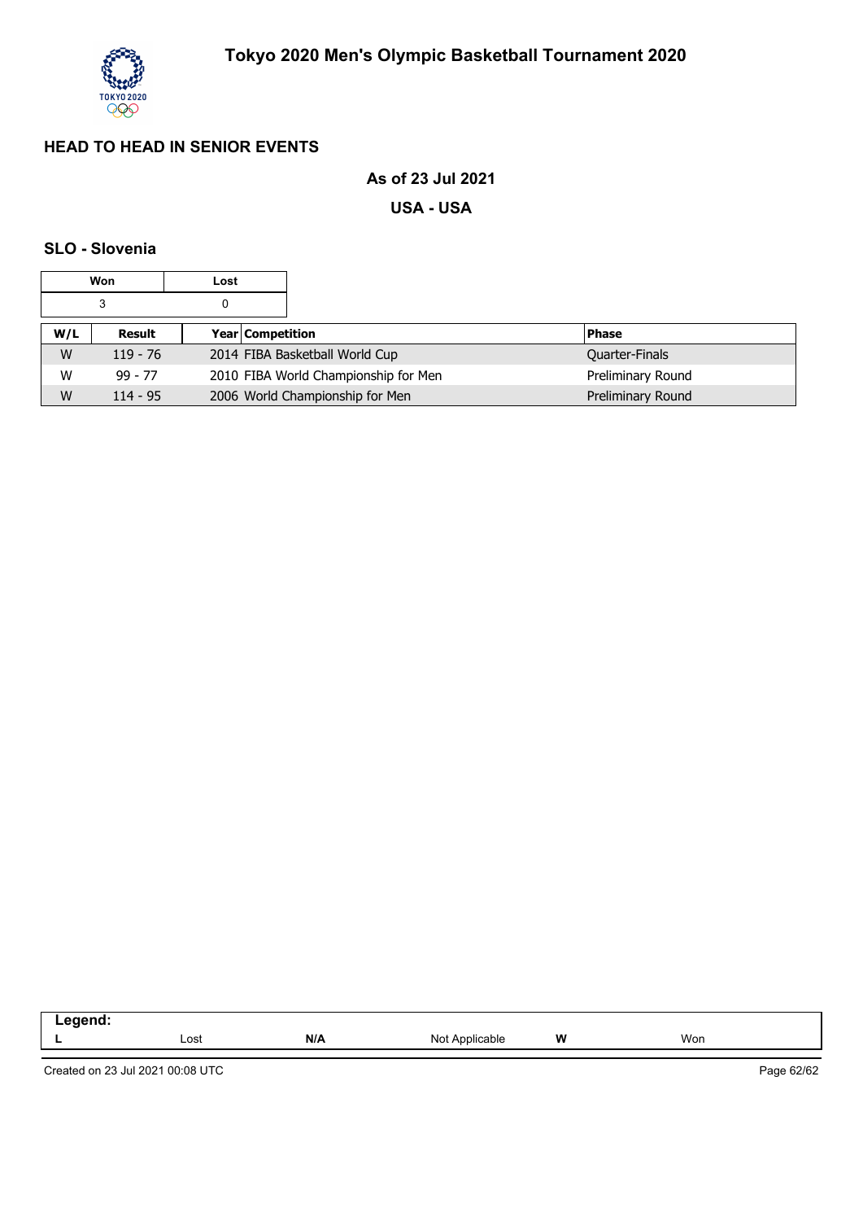## HEAD TO HEAD IN SENIOR EVENTS

**As of 23 Jul 2021**

**USA - USA**

### SLO - Slovenia

| Won | Lost |
|---|---|
| 3 | 0 |

| W/L | Result | Year | Competition | Phase |
|---|---|---|---|---|
| W | 119 - 76 | 2014 | FIBA Basketball World Cup | Quarter-Finals |
| W | 99 - 77 | 2010 | FIBA World Championship for Men | Preliminary Round |
| W | 114 - 95 | 2006 | World Championship for Men | Preliminary Round |

**Legend:**

| | | | | | |
|---|---|---|---|---|---|
| **L** | Lost | **N/A** | Not Applicable | **W** | Won |

Created on 23 Jul 2021 00:08 UTC